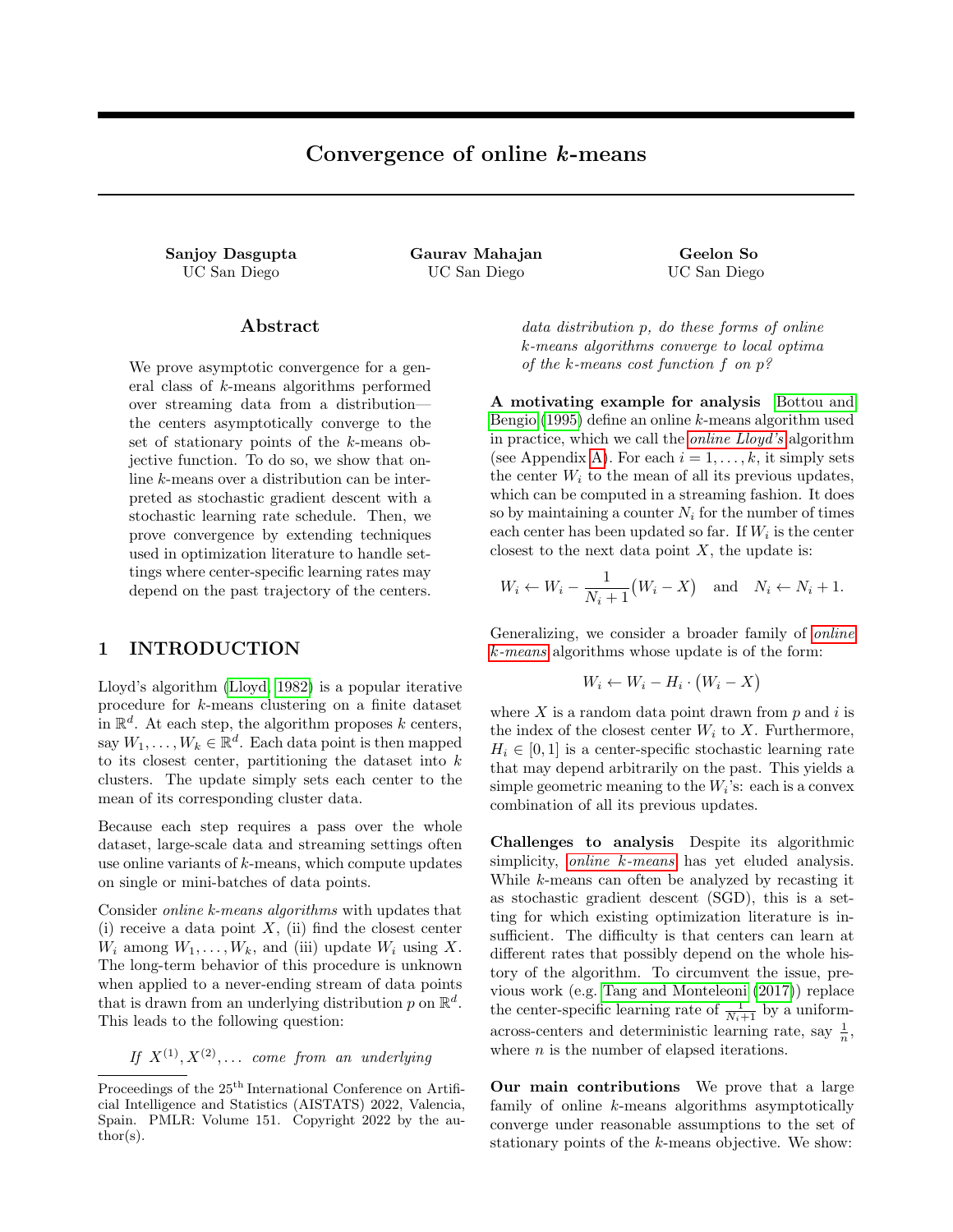# Convergence of online $k$-means

**Sanjoy Dasgupta**
UC San Diego

**Gaurav Mahajan**
UC San Diego

**Geelon So**
UC San Diego

## Abstract

We prove asymptotic convergence for a general class of $k$-means algorithms performed over streaming data from a distribution—the centers asymptotically converge to the set of stationary points of the $k$-means objective function. To do so, we show that online $k$-means over a distribution can be interpreted as stochastic gradient descent with a stochastic learning rate schedule. Then, we prove convergence by extending techniques used in optimization literature to handle settings where center-specific learning rates may depend on the past trajectory of the centers.

## 1 INTRODUCTION

Lloyd's algorithm (Lloyd, 1982) is a popular iterative procedure for $k$-means clustering on a finite dataset in $\mathbb{R}^d$. At each step, the algorithm proposes $k$ centers, say $W_1, \ldots, W_k \in \mathbb{R}^d$. Each data point is then mapped to its closest center, partitioning the dataset into $k$ clusters. The update simply sets each center to the mean of its corresponding cluster data.

Because each step requires a pass over the whole dataset, large-scale data and streaming settings often use online variants of $k$-means, which compute updates on single or mini-batches of data points.

Consider *online $k$-means algorithms* with updates that (i) receive a data point $X$, (ii) find the closest center $W_i$ among $W_1, \ldots, W_k$, and (iii) update $W_i$ using $X$. The long-term behavior of this procedure is unknown when applied to a never-ending stream of data points that is drawn from an underlying distribution $p$ on $\mathbb{R}^d$. This leads to the following question:

> *If $X^{(1)}, X^{(2)}, \ldots$ come from an underlying data distribution $p$, do these forms of online $k$-means algorithms converge to local optima of the $k$-means cost function $f$ on $p$?*

**A motivating example for analysis** Bottou and Bengio (1995) define an online $k$-means algorithm used in practice, which we call the *online Lloyd's* algorithm (see Appendix A). For each $i = 1, \ldots, k$, it simply sets the center $W_i$ to the mean of all its previous updates, which can be computed in a streaming fashion. It does so by maintaining a counter $N_i$ for the number of times each center has been updated so far. If $W_i$ is the center closest to the next data point $X$, the update is:

$$W_i \leftarrow W_i - \frac{1}{N_i + 1}\big(W_i - X\big) \quad \text{and} \quad N_i \leftarrow N_i + 1.$$

Generalizing, we consider a broader family of *online $k$-means* algorithms whose update is of the form:

$$W_i \leftarrow W_i - H_i \cdot \big(W_i - X\big)$$

where $X$ is a random data point drawn from $p$ and $i$ is the index of the closest center $W_i$ to $X$. Furthermore, $H_i \in [0, 1]$ is a center-specific stochastic learning rate that may depend arbitrarily on the past. This yields a simple geometric meaning to the $W_i$'s: each is a convex combination of all its previous updates.

**Challenges to analysis** Despite its algorithmic simplicity, *online $k$-means* has yet eluded analysis. While $k$-means can often be analyzed by recasting it as stochastic gradient descent (SGD), this is a setting for which existing optimization literature is insufficient. The difficulty is that centers can learn at different rates that possibly depend on the whole history of the algorithm. To circumvent the issue, previous work (e.g. Tang and Monteleoni (2017)) replace the center-specific learning rate of $\frac{1}{N_i+1}$ by a uniform-across-centers and deterministic learning rate, say $\frac{1}{n}$, where $n$ is the number of elapsed iterations.

**Our main contributions** We prove that a large family of online $k$-means algorithms asymptotically converge under reasonable assumptions to the set of stationary points of the $k$-means objective. We show:

Proceedings of the 25[th] International Conference on Artificial Intelligence and Statistics (AISTATS) 2022, Valencia, Spain. PMLR: Volume 151. Copyright 2022 by the author(s).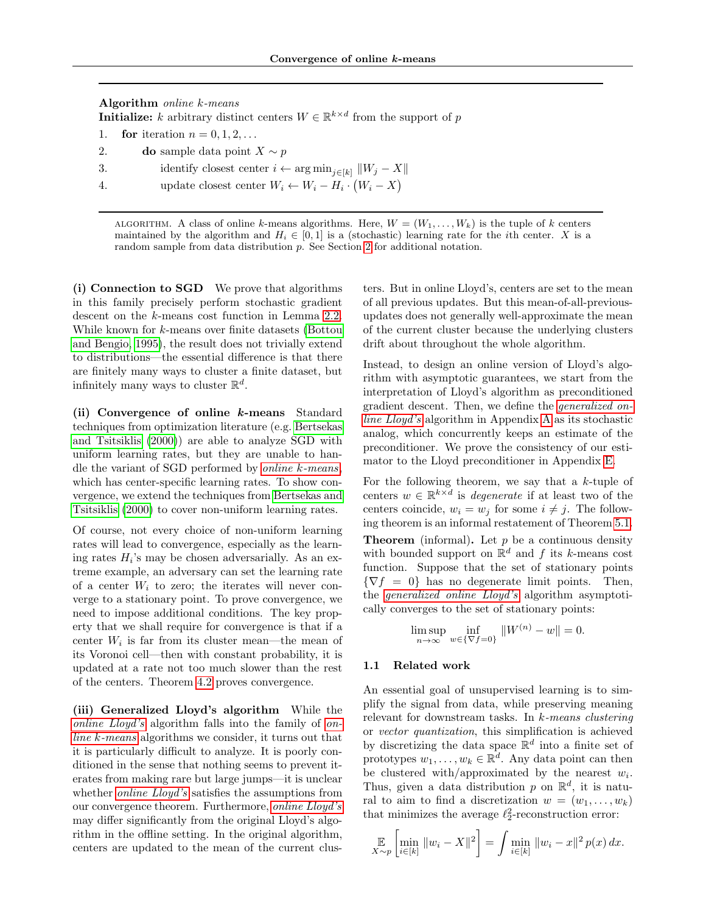**Algorithm** *online k-means*
**Initialize:** $k$ arbitrary distinct centers $W \in \mathbb{R}^{k \times d}$ from the support of $p$

1. **for** iteration $n = 0, 1, 2, \ldots$
2. **do** sample data point $X \sim p$
3. identify closest center $i \leftarrow \arg\min_{j \in [k]} \|W_j - X\|$
4. update closest center $W_i \leftarrow W_i - H_i \cdot (W_i - X)$

ALGORITHM. A class of online $k$-means algorithms. Here, $W = (W_1, \ldots, W_k)$ is the tuple of $k$ centers maintained by the algorithm and $H_i \in [0, 1]$ is a (stochastic) learning rate for the $i$th center. $X$ is a random sample from data distribution $p$. See Section 2 for additional notation.

**(i) Connection to SGD** We prove that algorithms in this family precisely perform stochastic gradient descent on the $k$-means cost function in Lemma 2.2. While known for $k$-means over finite datasets (Bottou and Bengio, 1995), the result does not trivially extend to distributions—the essential difference is that there are finitely many ways to cluster a finite dataset, but infinitely many ways to cluster $\mathbb{R}^d$.

**(ii) Convergence of online *k*-means** Standard techniques from optimization literature (e.g. Bertsekas and Tsitsiklis (2000)) are able to analyze SGD with uniform learning rates, but they are unable to handle the variant of SGD performed by *online k-means*, which has center-specific learning rates. To show convergence, we extend the techniques from Bertsekas and Tsitsiklis (2000) to cover non-uniform learning rates.

Of course, not every choice of non-uniform learning rates will lead to convergence, especially as the learning rates $H_i$'s may be chosen adversarially. As an extreme example, an adversary can set the learning rate of a center $W_i$ to zero; the iterates will never converge to a stationary point. To prove convergence, we need to impose additional conditions. The key property that we shall require for convergence is that if a center $W_i$ is far from its cluster mean—the mean of its Voronoi cell—then with constant probability, it is updated at a rate not too much slower than the rest of the centers. Theorem 4.2 proves convergence.

**(iii) Generalized Lloyd's algorithm** While the *online Lloyd's* algorithm falls into the family of *online k-means* algorithms we consider, it turns out that it is particularly difficult to analyze. It is poorly conditioned in the sense that nothing seems to prevent iterates from making rare but large jumps—it is unclear whether *online Lloyd's* satisfies the assumptions from our convergence theorem. Furthermore, *online Lloyd's* may differ significantly from the original Lloyd's algorithm in the offline setting. In the original algorithm, centers are updated to the mean of the current clusters. But in online Lloyd's, centers are set to the mean of all previous updates. But this mean-of-all-previous-updates does not generally well-approximate the mean of the current cluster because the underlying clusters drift about throughout the whole algorithm.

Instead, to design an online version of Lloyd's algorithm with asymptotic guarantees, we start from the interpretation of Lloyd's algorithm as preconditioned gradient descent. Then, we define the *generalized online Lloyd's* algorithm in Appendix A as its stochastic analog, which concurrently keeps an estimate of the preconditioner. We prove the consistency of our estimator to the Lloyd preconditioner in Appendix E.

For the following theorem, we say that a $k$-tuple of centers $w \in \mathbb{R}^{k \times d}$ is *degenerate* if at least two of the centers coincide, $w_i = w_j$ for some $i \neq j$. The following theorem is an informal restatement of Theorem 5.1.

**Theorem** (informal)**.** Let $p$ be a continuous density with bounded support on $\mathbb{R}^d$ and $f$ its $k$-means cost function. Suppose that the set of stationary points $\{\nabla f = 0\}$ has no degenerate limit points. Then, the *generalized online Lloyd's* algorithm asymptotically converges to the set of stationary points:

$$\limsup_{n \to \infty} \inf_{w \in \{\nabla f = 0\}} \|W^{(n)} - w\| = 0.$$

### 1.1 Related work

An essential goal of unsupervised learning is to simplify the signal from data, while preserving meaning relevant for downstream tasks. In *k-means clustering* or *vector quantization*, this simplification is achieved by discretizing the data space $\mathbb{R}^d$ into a finite set of prototypes $w_1, \ldots, w_k \in \mathbb{R}^d$. Any data point can then be clustered with/approximated by the nearest $w_i$. Thus, given a data distribution $p$ on $\mathbb{R}^d$, it is natural to aim to find a discretization $w = (w_1, \ldots, w_k)$ that minimizes the average $\ell_2^2$-reconstruction error:

$$\mathop{\mathbb{E}}_{X \sim p}\left[\min_{i \in [k]} \|w_i - X\|^2\right] = \int \min_{i \in [k]} \|w_i - x\|^2 \, p(x) \, dx.$$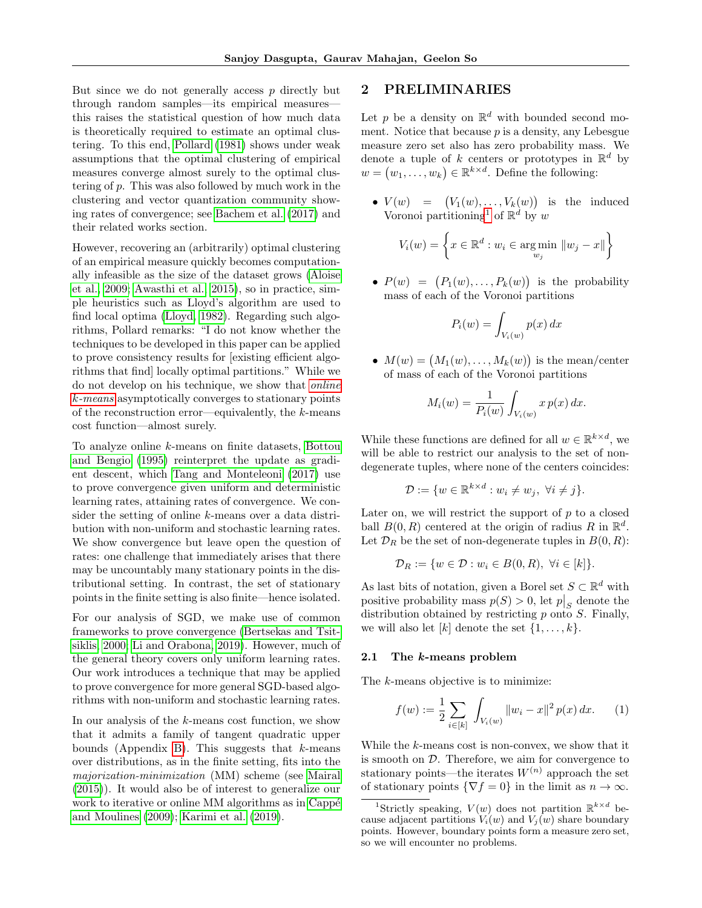But since we do not generally access $p$ directly but through random samples—its empirical measures—this raises the statistical question of how much data is theoretically required to estimate an optimal clustering. To this end, Pollard (1981) shows under weak assumptions that the optimal clustering of empirical measures converge almost surely to the optimal clustering of $p$. This was also followed by much work in the clustering and vector quantization community showing rates of convergence; see Bachem et al. (2017) and their related works section.

However, recovering an (arbitrarily) optimal clustering of an empirical measure quickly becomes computationally infeasible as the size of the dataset grows (Aloise et al., 2009; Awasthi et al., 2015), so in practice, simple heuristics such as Lloyd's algorithm are used to find local optima (Lloyd, 1982). Regarding such algorithms, Pollard remarks: "I do not know whether the techniques to be developed in this paper can be applied to prove consistency results for [existing efficient algorithms that find] locally optimal partitions." While we do not develop on his technique, we show that *online k-means* asymptotically converges to stationary points of the reconstruction error—equivalently, the $k$-means cost function—almost surely.

To analyze online $k$-means on finite datasets, Bottou and Bengio (1995) reinterpret the update as gradient descent, which Tang and Monteleoni (2017) use to prove convergence given uniform and deterministic learning rates, attaining rates of convergence. We consider the setting of online $k$-means over a data distribution with non-uniform and stochastic learning rates. We show convergence but leave open the question of rates: one challenge that immediately arises that there may be uncountably many stationary points in the distributional setting. In contrast, the set of stationary points in the finite setting is also finite—hence isolated.

For our analysis of SGD, we make use of common frameworks to prove convergence (Bertsekas and Tsitsiklis, 2000; Li and Orabona, 2019). However, much of the general theory covers only uniform learning rates. Our work introduces a technique that may be applied to prove convergence for more general SGD-based algorithms with non-uniform and stochastic learning rates.

In our analysis of the $k$-means cost function, we show that it admits a family of tangent quadratic upper bounds (Appendix B). This suggests that $k$-means over distributions, as in the finite setting, fits into the *majorization-minimization* (MM) scheme (see Mairal (2015)). It would also be of interest to generalize our work to iterative or online MM algorithms as in Cappé and Moulines (2009); Karimi et al. (2019).

## 2 PRELIMINARIES

Let $p$ be a density on $\mathbb{R}^d$ with bounded second moment. Notice that because $p$ is a density, any Lebesgue measure zero set also has zero probability mass. We denote a tuple of $k$ centers or prototypes in $\mathbb{R}^d$ by $w = (w_1, \ldots, w_k) \in \mathbb{R}^{k \times d}$. Define the following:

- $V(w) = (V_1(w), \ldots, V_k(w))$ is the induced Voronoi partitioning[1] of $\mathbb{R}^d$ by $w$

$$V_i(w) = \left\{ x \in \mathbb{R}^d : w_i \in \arg\min_{w_j} \|w_j - x\| \right\}$$

- $P(w) = (P_1(w), \ldots, P_k(w))$ is the probability mass of each of the Voronoi partitions

$$P_i(w) = \int_{V_i(w)} p(x)\, dx$$

- $M(w) = (M_1(w), \ldots, M_k(w))$ is the mean/center of mass of each of the Voronoi partitions

$$M_i(w) = \frac{1}{P_i(w)} \int_{V_i(w)} x\, p(x)\, dx.$$

While these functions are defined for all $w \in \mathbb{R}^{k \times d}$, we will be able to restrict our analysis to the set of non-degenerate tuples, where none of the centers coincides:

$$\mathcal{D} := \{ w \in \mathbb{R}^{k \times d} : w_i \neq w_j, \ \forall i \neq j \}.$$

Later on, we will restrict the support of $p$ to a closed ball $B(0, R)$ centered at the origin of radius $R$ in $\mathbb{R}^d$. Let $\mathcal{D}_R$ be the set of non-degenerate tuples in $B(0, R)$:

$$\mathcal{D}_R := \{ w \in \mathcal{D} : w_i \in B(0, R), \ \forall i \in [k] \}.$$

As last bits of notation, given a Borel set $S \subset \mathbb{R}^d$ with positive probability mass $p(S) > 0$, let $p\big|_S$ denote the distribution obtained by restricting $p$ onto $S$. Finally, we will also let $[k]$ denote the set $\{1, \ldots, k\}$.

### 2.1 The $k$-means problem

The $k$-means objective is to minimize:

$$f(w) := \frac{1}{2} \sum_{i \in [k]} \int_{V_i(w)} \|w_i - x\|^2 \, p(x)\, dx. \qquad (1)$$

While the $k$-means cost is non-convex, we show that it is smooth on $\mathcal{D}$. Therefore, we aim for convergence to stationary points—the iterates $W^{(n)}$ approach the set of stationary points $\{\nabla f = 0\}$ in the limit as $n \to \infty$.

[1] Strictly speaking, $V(w)$ does not partition $\mathbb{R}^{k \times d}$ because adjacent partitions $V_i(w)$ and $V_j(w)$ share boundary points. However, boundary points form a measure zero set, so we will encounter no problems.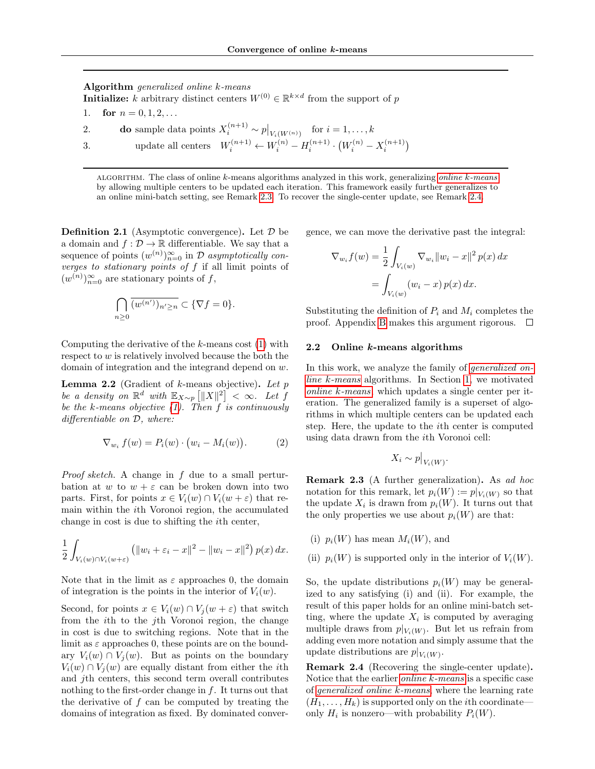**Algorithm** *generalized online k-means*

**Initialize:** $k$ arbitrary distinct centers $W^{(0)} \in \mathbb{R}^{k \times d}$ from the support of $p$

1. **for** $n = 0, 1, 2, \ldots$
2. **do** sample data points $X_i^{(n+1)} \sim p\big|_{V_i(W^{(n)})}$ for $i = 1, \ldots, k$
3. update all centers $W_i^{(n+1)} \leftarrow W_i^{(n)} - H_i^{(n+1)} \cdot \big(W_i^{(n)} - X_i^{(n+1)}\big)$

ALGORITHM. The class of online $k$-means algorithms analyzed in this work, generalizing *online k-means* by allowing multiple centers to be updated each iteration. This framework easily further generalizes to an online mini-batch setting, see Remark 2.3. To recover the single-center update, see Remark 2.4.

**Definition 2.1** (Asymptotic convergence)**.** Let $\mathcal{D}$ be a domain and $f : \mathcal{D} \to \mathbb{R}$ differentiable. We say that a sequence of points $(w^{(n)})_{n=0}^{\infty}$ in $\mathcal{D}$ *asymptotically converges to stationary points of* $f$ if all limit points of $(w^{(n)})_{n=0}^{\infty}$ are stationary points of $f$,

$$\bigcap_{n \geq 0} \overline{(w^{(n')})_{n' \geq n}} \subset \{\nabla f = 0\}.$$

Computing the derivative of the $k$-means cost (1) with respect to $w$ is relatively involved because the both the domain of integration and the integrand depend on $w$.

**Lemma 2.2** (Gradient of $k$-means objective)**.** *Let $p$ be a density on $\mathbb{R}^d$ with $\mathbb{E}_{X \sim p}\left[\|X\|^2\right] < \infty$. Let $f$ be the $k$-means objective (1). Then $f$ is continuously differentiable on $\mathcal{D}$, where:*

$$\nabla_{w_i} f(w) = P_i(w) \cdot \big(w_i - M_i(w)\big). \tag{2}$$

*Proof sketch.* A change in $f$ due to a small perturbation at $w$ to $w + \varepsilon$ can be broken down into two parts. First, for points $x \in V_i(w) \cap V_i(w + \varepsilon)$ that remain within the $i$th Voronoi region, the accumulated change in cost is due to shifting the $i$th center,

$$\frac{1}{2} \int_{V_i(w) \cap V_i(w+\varepsilon)} \big(\|w_i + \varepsilon_i - x\|^2 - \|w_i - x\|^2\big)\, p(x)\, dx.$$

Note that in the limit as $\varepsilon$ approaches 0, the domain of integration is the points in the interior of $V_i(w)$.

Second, for points $x \in V_i(w) \cap V_j(w + \varepsilon)$ that switch from the $i$th to the $j$th Voronoi region, the change in cost is due to switching regions. Note that in the limit as $\varepsilon$ approaches 0, these points are on the boundary $V_i(w) \cap V_j(w)$. But as points on the boundary $V_i(w) \cap V_j(w)$ are equally distant from either the $i$th and $j$th centers, this second term overall contributes nothing to the first-order change in $f$. It turns out that the derivative of $f$ can be computed by treating the domains of integration as fixed. By dominated convergence, we can move the derivative past the integral:

$$\begin{aligned}
\nabla_{w_i} f(w) &= \frac{1}{2} \int_{V_i(w)} \nabla_{w_i} \|w_i - x\|^2\, p(x)\, dx \\
&= \int_{V_i(w)} (w_i - x)\, p(x)\, dx.
\end{aligned}$$

Substituting the definition of $P_i$ and $M_i$ completes the proof. Appendix B makes this argument rigorous. □

### 2.2 Online $k$-means algorithms

In this work, we analyze the family of *generalized online k-means* algorithms. In Section 1, we motivated *online k-means*, which updates a single center per iteration. The generalized family is a superset of algorithms in which multiple centers can be updated each step. Here, the update to the $i$th center is computed using data drawn from the $i$th Voronoi cell:

$$X_i \sim p\big|_{V_i(W)}.$$

**Remark 2.3** (A further generalization)**.** As *ad hoc* notation for this remark, let $p_i(W) := p|_{V_i(W)}$ so that the update $X_i$ is drawn from $p_i(W)$. It turns out that the only properties we use about $p_i(W)$ are that:

(i) $p_i(W)$ has mean $M_i(W)$, and

(ii) $p_i(W)$ is supported only in the interior of $V_i(W)$.

So, the update distributions $p_i(W)$ may be generalized to any satisfying (i) and (ii). For example, the result of this paper holds for an online mini-batch setting, where the update $X_i$ is computed by averaging multiple draws from $p|_{V_i(W)}$. But let us refrain from adding even more notation and simply assume that the update distributions are $p|_{V_i(W)}$.

**Remark 2.4** (Recovering the single-center update)**.** Notice that the earlier *online k-means* is a specific case of *generalized online k-means*, where the learning rate $(H_1, \ldots, H_k)$ is supported only on the $i$th coordinate—only $H_i$ is nonzero—with probability $P_i(W)$.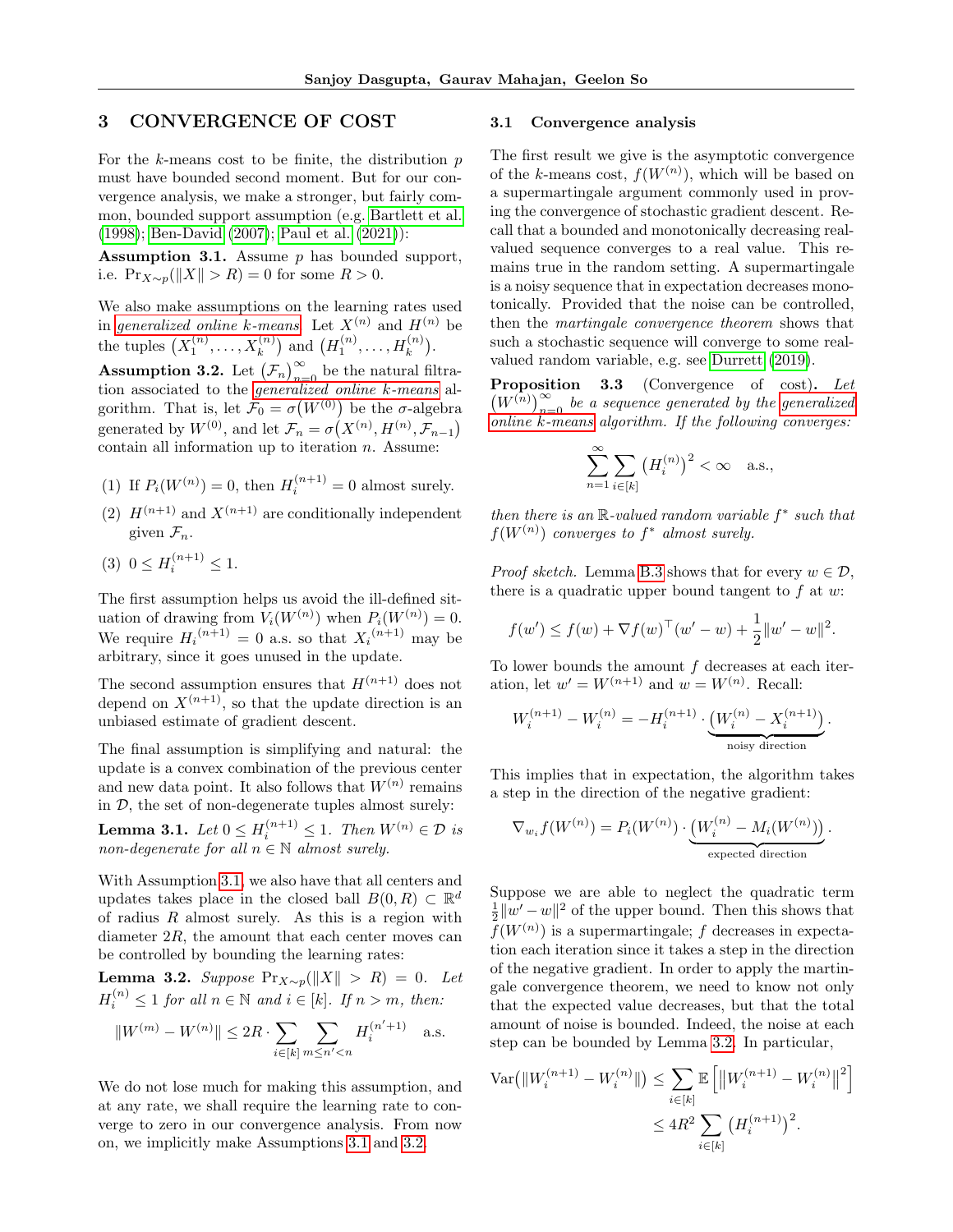## 3 CONVERGENCE OF COST

For the $k$-means cost to be finite, the distribution $p$ must have bounded second moment. But for our convergence analysis, we make a stronger, but fairly common, bounded support assumption (e.g. Bartlett et al. (1998); Ben-David (2007); Paul et al. (2021)):

**Assumption 3.1.** Assume $p$ has bounded support, i.e. $\Pr_{X \sim p}(\|X\| > R) = 0$ for some $R > 0$.

We also make assumptions on the learning rates used in *generalized online k-means*. Let $X^{(n)}$ and $H^{(n)}$ be the tuples $\big(X_1^{(n)}, \ldots, X_k^{(n)}\big)$ and $\big(H_1^{(n)}, \ldots, H_k^{(n)}\big)$.

**Assumption 3.2.** Let $\big(\mathcal{F}_n\big)_{n=0}^{\infty}$ be the natural filtration associated to the *generalized online k-means* algorithm. That is, let $\mathcal{F}_0 = \sigma\big(W^{(0)}\big)$ be the $\sigma$-algebra generated by $W^{(0)}$, and let $\mathcal{F}_n = \sigma\big(X^{(n)}, H^{(n)}, \mathcal{F}_{n-1}\big)$ contain all information up to iteration $n$. Assume:

1. If $P_i(W^{(n)}) = 0$, then $H_i^{(n+1)} = 0$ almost surely.
2. $H^{(n+1)}$ and $X^{(n+1)}$ are conditionally independent given $\mathcal{F}_n$.
3. $0 \leq H_i^{(n+1)} \leq 1$.

The first assumption helps us avoid the ill-defined situation of drawing from $V_i(W^{(n)})$ when $P_i(W^{(n)}) = 0$. We require ${H_i}^{(n+1)} = 0$ a.s. so that ${X_i}^{(n+1)}$ may be arbitrary, since it goes unused in the update.

The second assumption ensures that $H^{(n+1)}$ does not depend on $X^{(n+1)}$, so that the update direction is an unbiased estimate of gradient descent.

The final assumption is simplifying and natural: the update is a convex combination of the previous center and new data point. It also follows that $W^{(n)}$ remains in $\mathcal{D}$, the set of non-degenerate tuples almost surely:

**Lemma 3.1.** *Let $0 \leq H_i^{(n+1)} \leq 1$. Then $W^{(n)} \in \mathcal{D}$ is non-degenerate for all $n \in \mathbb{N}$ almost surely.*

With Assumption 3.1, we also have that all centers and updates takes place in the closed ball $B(0, R) \subset \mathbb{R}^d$ of radius $R$ almost surely. As this is a region with diameter $2R$, the amount that each center moves can be controlled by bounding the learning rates:

**Lemma 3.2.** *Suppose $\Pr_{X \sim p}(\|X\| > R) = 0$. Let $H_i^{(n)} \leq 1$ for all $n \in \mathbb{N}$ and $i \in [k]$. If $n > m$, then:*

$$\|W^{(m)} - W^{(n)}\| \leq 2R \cdot \sum_{i \in [k]} \sum_{m \leq n' < n} H_i^{(n'+1)} \quad \text{a.s.}$$

We do not lose much for making this assumption, and at any rate, we shall require the learning rate to converge to zero in our convergence analysis. From now on, we implicitly make Assumptions 3.1 and 3.2.

### 3.1 Convergence analysis

The first result we give is the asymptotic convergence of the $k$-means cost, $f(W^{(n)})$, which will be based on a supermartingale argument commonly used in proving the convergence of stochastic gradient descent. Recall that a bounded and monotonically decreasing real-valued sequence converges to a real value. This remains true in the random setting. A supermartingale is a noisy sequence that in expectation decreases monotonically. Provided that the noise can be controlled, then the *martingale convergence theorem* shows that such a stochastic sequence will converge to some real-valued random variable, e.g. see Durrett (2019).

**Proposition 3.3** (Convergence of cost)**.** *Let $\big(W^{(n)}\big)_{n=0}^{\infty}$ be a sequence generated by the generalized online k-means algorithm. If the following converges:*

$$\sum_{n=1}^{\infty} \sum_{i \in [k]} \big(H_i^{(n)}\big)^2 < \infty \quad \text{a.s.},$$

*then there is an $\mathbb{R}$-valued random variable $f^*$ such that $f(W^{(n)})$ converges to $f^*$ almost surely.*

*Proof sketch.* Lemma B.3 shows that for every $w \in \mathcal{D}$, there is a quadratic upper bound tangent to $f$ at $w$:

$$f(w') \leq f(w) + \nabla f(w)^\top (w' - w) + \frac{1}{2}\|w' - w\|^2.$$

To lower bounds the amount $f$ decreases at each iteration, let $w' = W^{(n+1)}$ and $w = W^{(n)}$. Recall:

$$W_i^{(n+1)} - W_i^{(n)} = -H_i^{(n+1)} \cdot \underbrace{\big(W_i^{(n)} - X_i^{(n+1)}\big)}_{\text{noisy direction}}.$$

This implies that in expectation, the algorithm takes a step in the direction of the negative gradient:

$$\nabla_{w_i} f(W^{(n)}) = P_i(W^{(n)}) \cdot \underbrace{\big(W_i^{(n)} - M_i(W^{(n)})\big)}_{\text{expected direction}}.$$

Suppose we are able to neglect the quadratic term $\frac{1}{2}\|w' - w\|^2$ of the upper bound. Then this shows that $f(W^{(n)})$ is a supermartingale; $f$ decreases in expectation each iteration since it takes a step in the direction of the negative gradient. In order to apply the martingale convergence theorem, we need to know not only that the expected value decreases, but that the total amount of noise is bounded. Indeed, the noise at each step can be bounded by Lemma 3.2. In particular,

$$\begin{aligned}
\mathrm{Var}\big(\|W_i^{(n+1)} - W_i^{(n)}\|\big) &\leq \sum_{i \in [k]} \mathbb{E}\Big[\big\|W_i^{(n+1)} - W_i^{(n)}\big\|^2\Big] \\
&\leq 4R^2 \sum_{i \in [k]} \big(H_i^{(n+1)}\big)^2.
\end{aligned}$$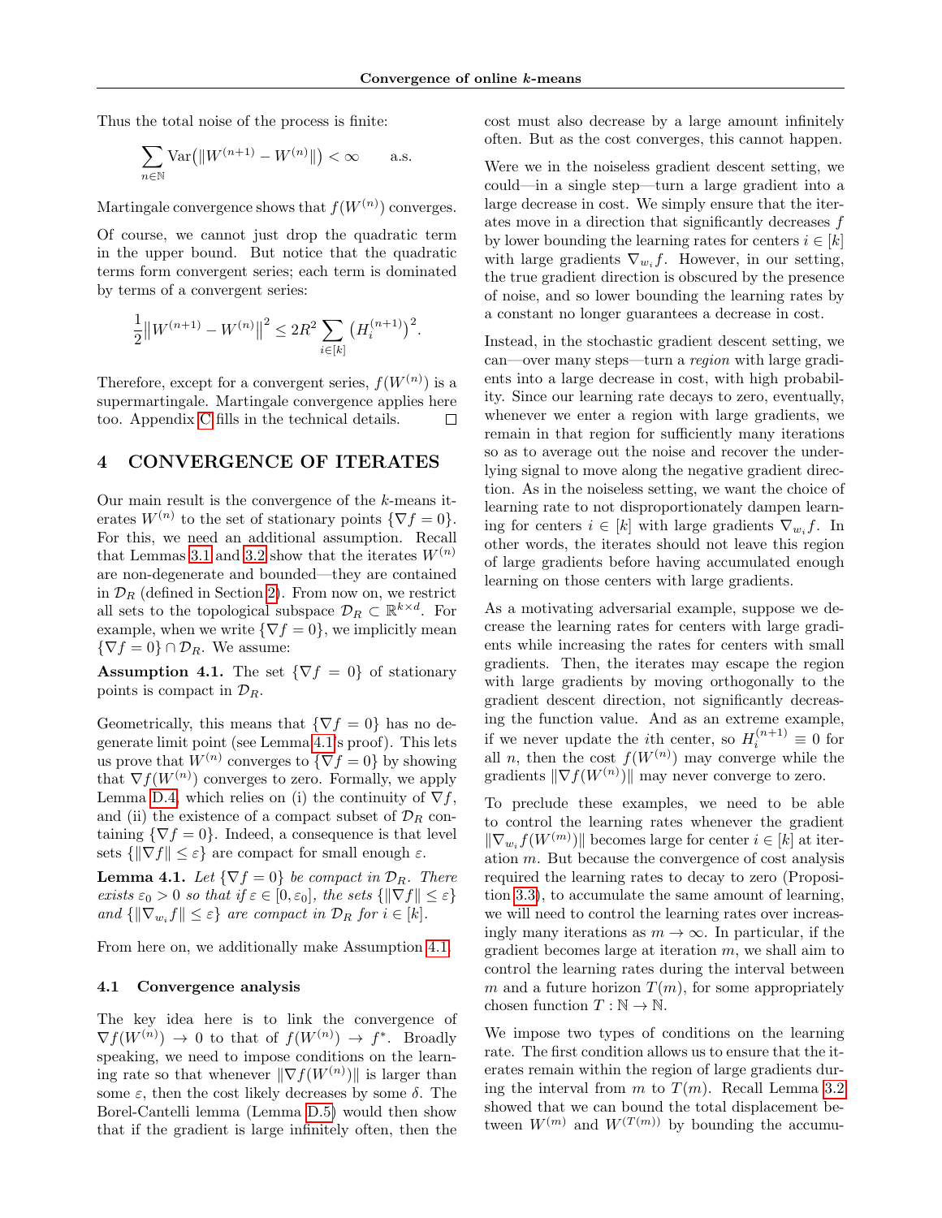Thus the total noise of the process is finite:

$$\sum_{n\in\mathbb{N}} \mathrm{Var}\big(\|W^{(n+1)} - W^{(n)}\|\big) < \infty \qquad \text{a.s.}$$

Martingale convergence shows that $f(W^{(n)})$ converges.

Of course, we cannot just drop the quadratic term in the upper bound. But notice that the quadratic terms form convergent series; each term is dominated by terms of a convergent series:

$$\frac{1}{2}\big\|W^{(n+1)} - W^{(n)}\big\|^2 \leq 2R^2 \sum_{i\in[k]} \big(H_i^{(n+1)}\big)^2.$$

Therefore, except for a convergent series, $f(W^{(n)})$ is a supermartingale. Martingale convergence applies here too. Appendix C fills in the technical details. □

# 4 CONVERGENCE OF ITERATES

Our main result is the convergence of the $k$-means iterates $W^{(n)}$ to the set of stationary points $\{\nabla f = 0\}$. For this, we need an additional assumption. Recall that Lemmas 3.1 and 3.2 show that the iterates $W^{(n)}$ are non-degenerate and bounded—they are contained in $\mathcal{D}_R$ (defined in Section 2). From now on, we restrict all sets to the topological subspace $\mathcal{D}_R \subset \mathbb{R}^{k\times d}$. For example, when we write $\{\nabla f = 0\}$, we implicitly mean $\{\nabla f = 0\} \cap \mathcal{D}_R$. We assume:

**Assumption 4.1.** The set $\{\nabla f = 0\}$ of stationary points is compact in $\mathcal{D}_R$.

Geometrically, this means that $\{\nabla f = 0\}$ has no degenerate limit point (see Lemma 4.1's proof). This lets us prove that $W^{(n)}$ converges to $\{\nabla f = 0\}$ by showing that $\nabla f(W^{(n)})$ converges to zero. Formally, we apply Lemma D.4, which relies on (i) the continuity of $\nabla f$, and (ii) the existence of a compact subset of $\mathcal{D}_R$ containing $\{\nabla f = 0\}$. Indeed, a consequence is that level sets $\{\|\nabla f\| \leq \varepsilon\}$ are compact for small enough $\varepsilon$.

**Lemma 4.1.** *Let $\{\nabla f = 0\}$ be compact in $\mathcal{D}_R$. There exists $\varepsilon_0 > 0$ so that if $\varepsilon \in [0, \varepsilon_0]$, the sets $\{\|\nabla f\| \leq \varepsilon\}$ and $\{\|\nabla_{w_i} f\| \leq \varepsilon\}$ are compact in $\mathcal{D}_R$ for $i \in [k]$.*

From here on, we additionally make Assumption 4.1.

### 4.1 Convergence analysis

The key idea here is to link the convergence of $\nabla f(W^{(n)}) \to 0$ to that of $f(W^{(n)}) \to f^*$. Broadly speaking, we need to impose conditions on the learning rate so that whenever $\|\nabla f(W^{(n)})\|$ is larger than some $\varepsilon$, then the cost likely decreases by some $\delta$. The Borel-Cantelli lemma (Lemma D.5) would then show that if the gradient is large infinitely often, then the cost must also decrease by a large amount infinitely often. But as the cost converges, this cannot happen.

Were we in the noiseless gradient descent setting, we could—in a single step—turn a large gradient into a large decrease in cost. We simply ensure that the iterates move in a direction that significantly decreases $f$ by lower bounding the learning rates for centers $i \in [k]$ with large gradients $\nabla_{w_i} f$. However, in our setting, the true gradient direction is obscured by the presence of noise, and so lower bounding the learning rates by a constant no longer guarantees a decrease in cost.

Instead, in the stochastic gradient descent setting, we can—over many steps—turn a *region* with large gradients into a large decrease in cost, with high probability. Since our learning rate decays to zero, eventually, whenever we enter a region with large gradients, we remain in that region for sufficiently many iterations so as to average out the noise and recover the underlying signal to move along the negative gradient direction. As in the noiseless setting, we want the choice of learning rate to not disproportionately dampen learning for centers $i \in [k]$ with large gradients $\nabla_{w_i} f$. In other words, the iterates should not leave this region of large gradients before having accumulated enough learning on those centers with large gradients.

As a motivating adversarial example, suppose we decrease the learning rates for centers with large gradients while increasing the rates for centers with small gradients. Then, the iterates may escape the region with large gradients by moving orthogonally to the gradient descent direction, not significantly decreasing the function value. And as an extreme example, if we never update the $i$th center, so $H_i^{(n+1)} \equiv 0$ for all $n$, then the cost $f(W^{(n)})$ may converge while the gradients $\|\nabla f(W^{(n)})\|$ may never converge to zero.

To preclude these examples, we need to be able to control the learning rates whenever the gradient $\|\nabla_{w_i} f(W^{(m)})\|$ becomes large for center $i \in [k]$ at iteration $m$. But because the convergence of cost analysis required the learning rates to decay to zero (Proposition 3.3), to accumulate the same amount of learning, we will need to control the learning rates over increasingly many iterations as $m \to \infty$. In particular, if the gradient becomes large at iteration $m$, we shall aim to control the learning rates during the interval between $m$ and a future horizon $T(m)$, for some appropriately chosen function $T : \mathbb{N} \to \mathbb{N}$.

We impose two types of conditions on the learning rate. The first condition allows us to ensure that the iterates remain within the region of large gradients during the interval from $m$ to $T(m)$. Recall Lemma 3.2 showed that we can bound the total displacement between $W^{(m)}$ and $W^{(T(m))}$ by bounding the accumu-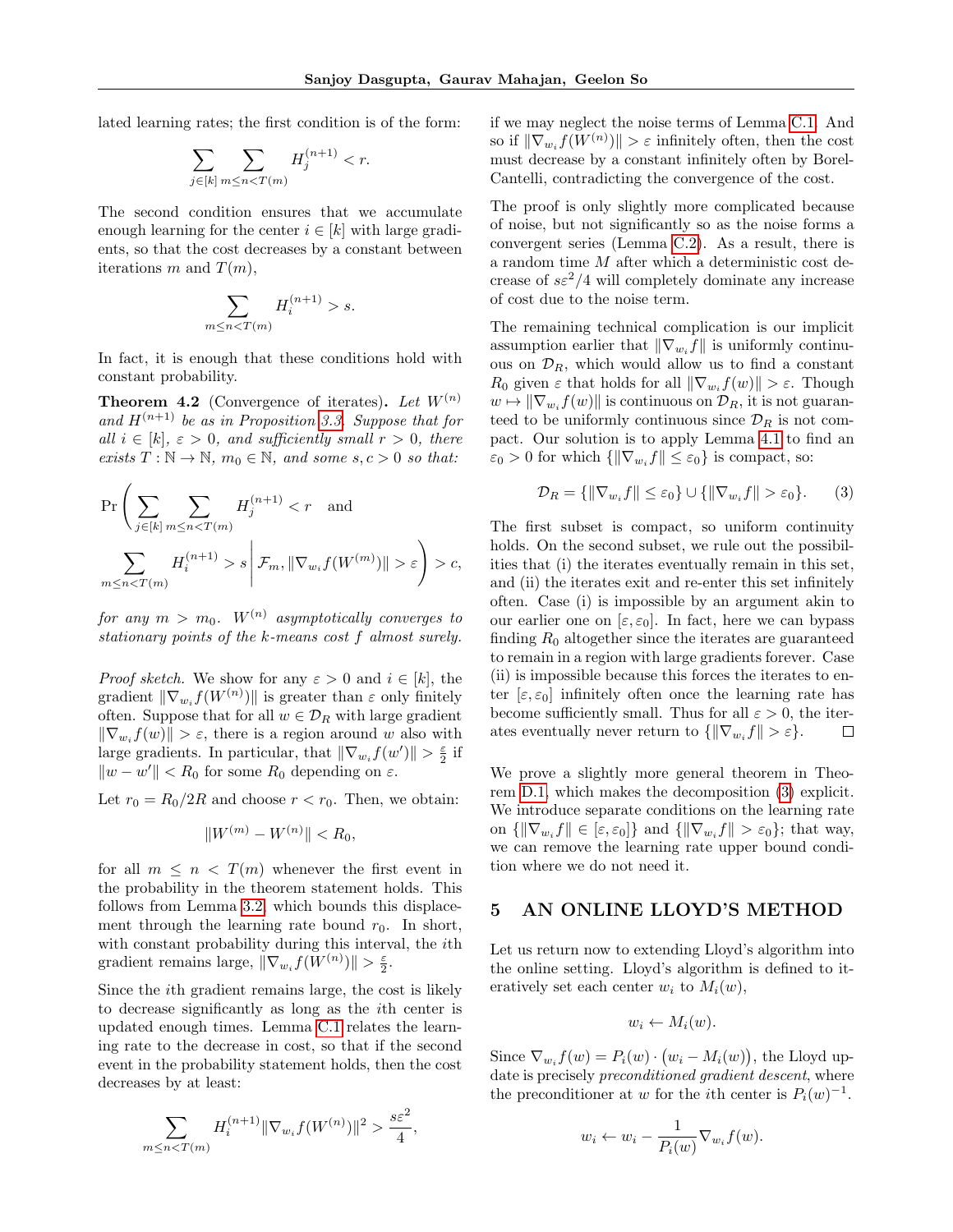lated learning rates; the first condition is of the form:

$$\sum_{j\in[k]}\sum_{m\leq n<T(m)} H_j^{(n+1)} < r.$$

The second condition ensures that we accumulate enough learning for the center $i \in [k]$ with large gradients, so that the cost decreases by a constant between iterations $m$ and $T(m)$,

$$\sum_{m\leq n<T(m)} H_i^{(n+1)} > s.$$

In fact, it is enough that these conditions hold with constant probability.

**Theorem 4.2** (Convergence of iterates)**.** *Let $W^{(n)}$ and $H^{(n+1)}$ be as in Proposition 3.3. Suppose that for all $i \in [k]$, $\varepsilon > 0$, and sufficiently small $r > 0$, there exists $T : \mathbb{N} \to \mathbb{N}$, $m_0 \in \mathbb{N}$, and some $s, c > 0$ so that:*

$$\Pr\left(\sum_{j\in[k]}\sum_{m\leq n<T(m)} H_j^{(n+1)} < r \quad \text{and} \quad \sum_{m\leq n<T(m)} H_i^{(n+1)} > s \,\middle|\, \mathcal{F}_m, \|\nabla_{w_i} f(W^{(m)})\| > \varepsilon\right) > c,$$

*for any $m > m_0$. $W^{(n)}$ asymptotically converges to stationary points of the k-means cost $f$ almost surely.*

*Proof sketch.* We show for any $\varepsilon > 0$ and $i \in [k]$, the gradient $\|\nabla_{w_i} f(W^{(n)})\|$ is greater than $\varepsilon$ only finitely often. Suppose that for all $w \in \mathcal{D}_R$ with large gradient $\|\nabla_{w_i} f(w)\| > \varepsilon$, there is a region around $w$ also with large gradients. In particular, that $\|\nabla_{w_i} f(w')\| > \frac{\varepsilon}{2}$ if $\|w - w'\| < R_0$ for some $R_0$ depending on $\varepsilon$.

Let $r_0 = R_0/2R$ and choose $r < r_0$. Then, we obtain:

$$\|W^{(m)} - W^{(n)}\| < R_0,$$

for all $m \leq n < T(m)$ whenever the first event in the probability in the theorem statement holds. This follows from Lemma 3.2, which bounds this displacement through the learning rate bound $r_0$. In short, with constant probability during this interval, the $i$th gradient remains large, $\|\nabla_{w_i} f(W^{(n)})\| > \frac{\varepsilon}{2}$.

Since the $i$th gradient remains large, the cost is likely to decrease significantly as long as the $i$th center is updated enough times. Lemma C.1 relates the learning rate to the decrease in cost, so that if the second event in the probability statement holds, then the cost decreases by at least:

$$\sum_{m\leq n<T(m)} H_i^{(n+1)} \|\nabla_{w_i} f(W^{(n)})\|^2 > \frac{s\varepsilon^2}{4},$$

if we may neglect the noise terms of Lemma C.1. And so if $\|\nabla_{w_i} f(W^{(n)})\| > \varepsilon$ infinitely often, then the cost must decrease by a constant infinitely often by Borel-Cantelli, contradicting the convergence of the cost.

The proof is only slightly more complicated because of noise, but not significantly so as the noise forms a convergent series (Lemma C.2). As a result, there is a random time $M$ after which a deterministic cost decrease of $s\varepsilon^2/4$ will completely dominate any increase of cost due to the noise term.

The remaining technical complication is our implicit assumption earlier that $\|\nabla_{w_i} f\|$ is uniformly continuous on $\mathcal{D}_R$, which would allow us to find a constant $R_0$ given $\varepsilon$ that holds for all $\|\nabla_{w_i} f(w)\| > \varepsilon$. Though $w \mapsto \|\nabla_{w_i} f(w)\|$ is continuous on $\mathcal{D}_R$, it is not guaranteed to be uniformly continuous since $\mathcal{D}_R$ is not compact. Our solution is to apply Lemma 4.1 to find an $\varepsilon_0 > 0$ for which $\{\|\nabla_{w_i} f\| \leq \varepsilon_0\}$ is compact, so:

$$\mathcal{D}_R = \{\|\nabla_{w_i} f\| \leq \varepsilon_0\} \cup \{\|\nabla_{w_i} f\| > \varepsilon_0\}. \tag{3}$$

The first subset is compact, so uniform continuity holds. On the second subset, we rule out the possibilities that (i) the iterates eventually remain in this set, and (ii) the iterates exit and re-enter this set infinitely often. Case (i) is impossible by an argument akin to our earlier one on $[\varepsilon, \varepsilon_0]$. In fact, here we can bypass finding $R_0$ altogether since the iterates are guaranteed to remain in a region with large gradients forever. Case (ii) is impossible because this forces the iterates to enter $[\varepsilon, \varepsilon_0]$ infinitely often once the learning rate has become sufficiently small. Thus for all $\varepsilon > 0$, the iterates eventually never return to $\{\|\nabla_{w_i} f\| > \varepsilon\}$. □

We prove a slightly more general theorem in Theorem D.1, which makes the decomposition (3) explicit. We introduce separate conditions on the learning rate on $\{\|\nabla_{w_i} f\| \in [\varepsilon, \varepsilon_0]\}$ and $\{\|\nabla_{w_i} f\| > \varepsilon_0\}$; that way, we can remove the learning rate upper bound condition where we do not need it.

## 5 AN ONLINE LLOYD'S METHOD

Let us return now to extending Lloyd's algorithm into the online setting. Lloyd's algorithm is defined to iteratively set each center $w_i$ to $M_i(w)$,

$$w_i \leftarrow M_i(w).$$

Since $\nabla_{w_i} f(w) = P_i(w) \cdot \big(w_i - M_i(w)\big)$, the Lloyd update is precisely *preconditioned gradient descent*, where the preconditioner at $w$ for the $i$th center is $P_i(w)^{-1}$.

$$w_i \leftarrow w_i - \frac{1}{P_i(w)} \nabla_{w_i} f(w).$$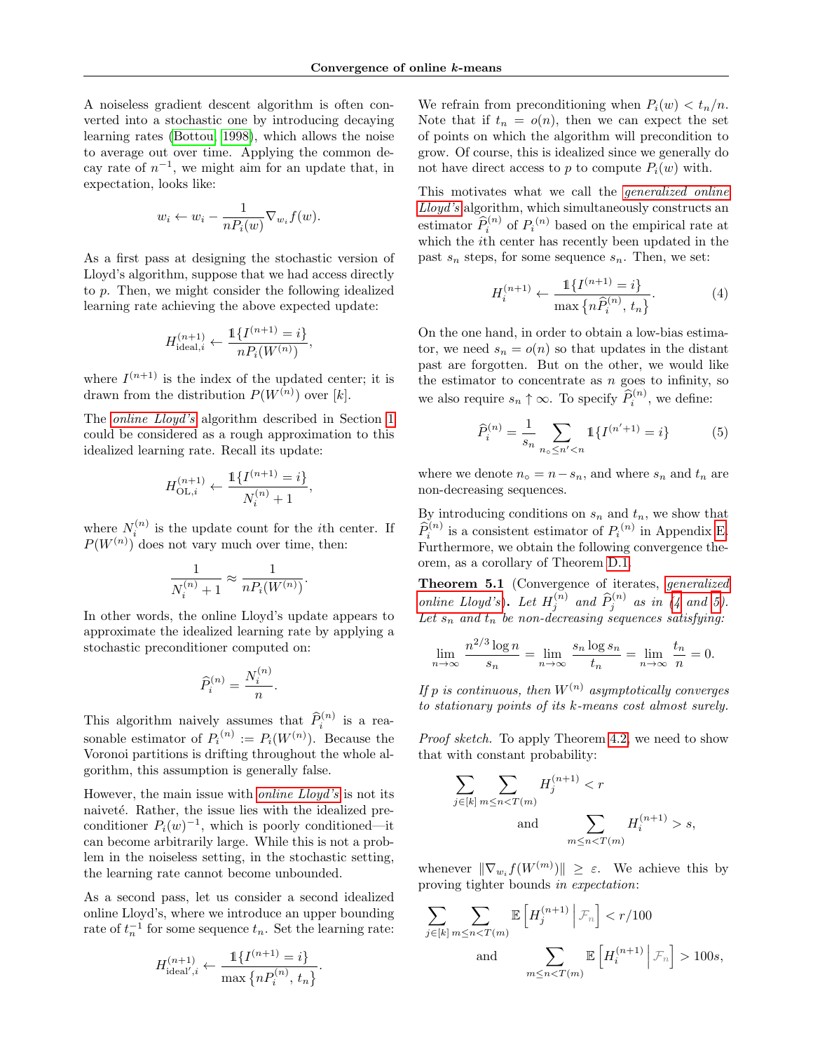A noiseless gradient descent algorithm is often converted into a stochastic one by introducing decaying learning rates (Bottou, 1998), which allows the noise to average out over time. Applying the common decay rate of $n^{-1}$, we might aim for an update that, in expectation, looks like:

$$w_i \leftarrow w_i - \frac{1}{nP_i(w)} \nabla_{w_i} f(w).$$

As a first pass at designing the stochastic version of Lloyd's algorithm, suppose that we had access directly to $p$. Then, we might consider the following idealized learning rate achieving the above expected update:

$$H_{\text{ideal},i}^{(n+1)} \leftarrow \frac{\mathbb{1}\{I^{(n+1)} = i\}}{nP_i(W^{(n)})},$$

where $I^{(n+1)}$ is the index of the updated center; it is drawn from the distribution $P(W^{(n)})$ over $[k]$.

The *online Lloyd's* algorithm described in Section 1 could be considered as a rough approximation to this idealized learning rate. Recall its update:

$$H_{\text{OL},i}^{(n+1)} \leftarrow \frac{\mathbb{1}\{I^{(n+1)} = i\}}{N_i^{(n)} + 1},$$

where $N_i^{(n)}$ is the update count for the $i$th center. If $P(W^{(n)})$ does not vary much over time, then:

$$\frac{1}{N_i^{(n)} + 1} \approx \frac{1}{nP_i(W^{(n)})}.$$

In other words, the online Lloyd's update appears to approximate the idealized learning rate by applying a stochastic preconditioner computed on:

$$\widehat{P}_i^{(n)} = \frac{N_i^{(n)}}{n}.$$

This algorithm naively assumes that $\widehat{P}_i^{(n)}$ is a reasonable estimator of $P_i{}^{(n)} := P_i(W^{(n)})$. Because the Voronoi partitions is drifting throughout the whole algorithm, this assumption is generally false.

However, the main issue with *online Lloyd's* is not its naiveté. Rather, the issue lies with the idealized preconditioner $P_i(w)^{-1}$, which is poorly conditioned—it can become arbitrarily large. While this is not a problem in the noiseless setting, in the stochastic setting, the learning rate cannot become unbounded.

As a second pass, let us consider a second idealized online Lloyd's, where we introduce an upper bounding rate of $t_n^{-1}$ for some sequence $t_n$. Set the learning rate:

$$H_{\text{ideal}',i}^{(n+1)} \leftarrow \frac{\mathbb{1}\{I^{(n+1)} = i\}}{\max\left\{nP_i^{(n)}, t_n\right\}}.$$

We refrain from preconditioning when $P_i(w) < t_n/n$. Note that if $t_n = o(n)$, then we can expect the set of points on which the algorithm will precondition to grow. Of course, this is idealized since we generally do not have direct access to $p$ to compute $P_i(w)$ with.

This motivates what we call the *generalized online Lloyd's* algorithm, which simultaneously constructs an estimator $\widehat{P}_i^{(n)}$ of $P_i{}^{(n)}$ based on the empirical rate at which the $i$th center has recently been updated in the past $s_n$ steps, for some sequence $s_n$. Then, we set:

$$H_i^{(n+1)} \leftarrow \frac{\mathbb{1}\{I^{(n+1)} = i\}}{\max\left\{n\widehat{P}_i^{(n)}, t_n\right\}}. \tag{4}$$

On the one hand, in order to obtain a low-bias estimator, we need $s_n = o(n)$ so that updates in the distant past are forgotten. But on the other, we would like the estimator to concentrate as $n$ goes to infinity, so we also require $s_n \uparrow \infty$. To specify $\widehat{P}_i^{(n)}$, we define:

$$\widehat{P}_i^{(n)} = \frac{1}{s_n} \sum_{n_\circ \leq n' < n} \mathbb{1}\{I^{(n'+1)} = i\} \tag{5}$$

where we denote $n_\circ = n - s_n$, and where $s_n$ and $t_n$ are non-decreasing sequences.

By introducing conditions on $s_n$ and $t_n$, we show that $\widehat{P}_i^{(n)}$ is a consistent estimator of $P_i{}^{(n)}$ in Appendix E. Furthermore, we obtain the following convergence theorem, as a corollary of Theorem D.1.

**Theorem 5.1** (Convergence of iterates, *generalized online Lloyd's*). *Let $H_j^{(n)}$ and $\widehat{P}_j^{(n)}$ as in (4 and 5). Let $s_n$ and $t_n$ be non-decreasing sequences satisfying:*

$$\lim_{n \to \infty} \frac{n^{2/3} \log n}{s_n} = \lim_{n \to \infty} \frac{s_n \log s_n}{t_n} = \lim_{n \to \infty} \frac{t_n}{n} = 0.$$

*If $p$ is continuous, then $W^{(n)}$ asymptotically converges to stationary points of its $k$-means cost almost surely.*

*Proof sketch.* To apply Theorem 4.2, we need to show that with constant probability:

$$\sum_{j \in [k]} \sum_{m \leq n < T(m)} H_j^{(n+1)} < r \qquad \text{and} \qquad \sum_{m \leq n < T(m)} H_i^{(n+1)} > s,$$

whenever $\|\nabla_{w_i} f(W^{(m)})\| \geq \varepsilon$. We achieve this by proving tighter bounds *in expectation*:

$$\sum_{j \in [k]} \sum_{m \leq n < T(m)} \mathbb{E}\left[H_j^{(n+1)} \,\middle|\, \mathcal{F}_n\right] < r/100 \qquad \text{and} \qquad \sum_{m \leq n < T(m)} \mathbb{E}\left[H_i^{(n+1)} \,\middle|\, \mathcal{F}_n\right] > 100s,$$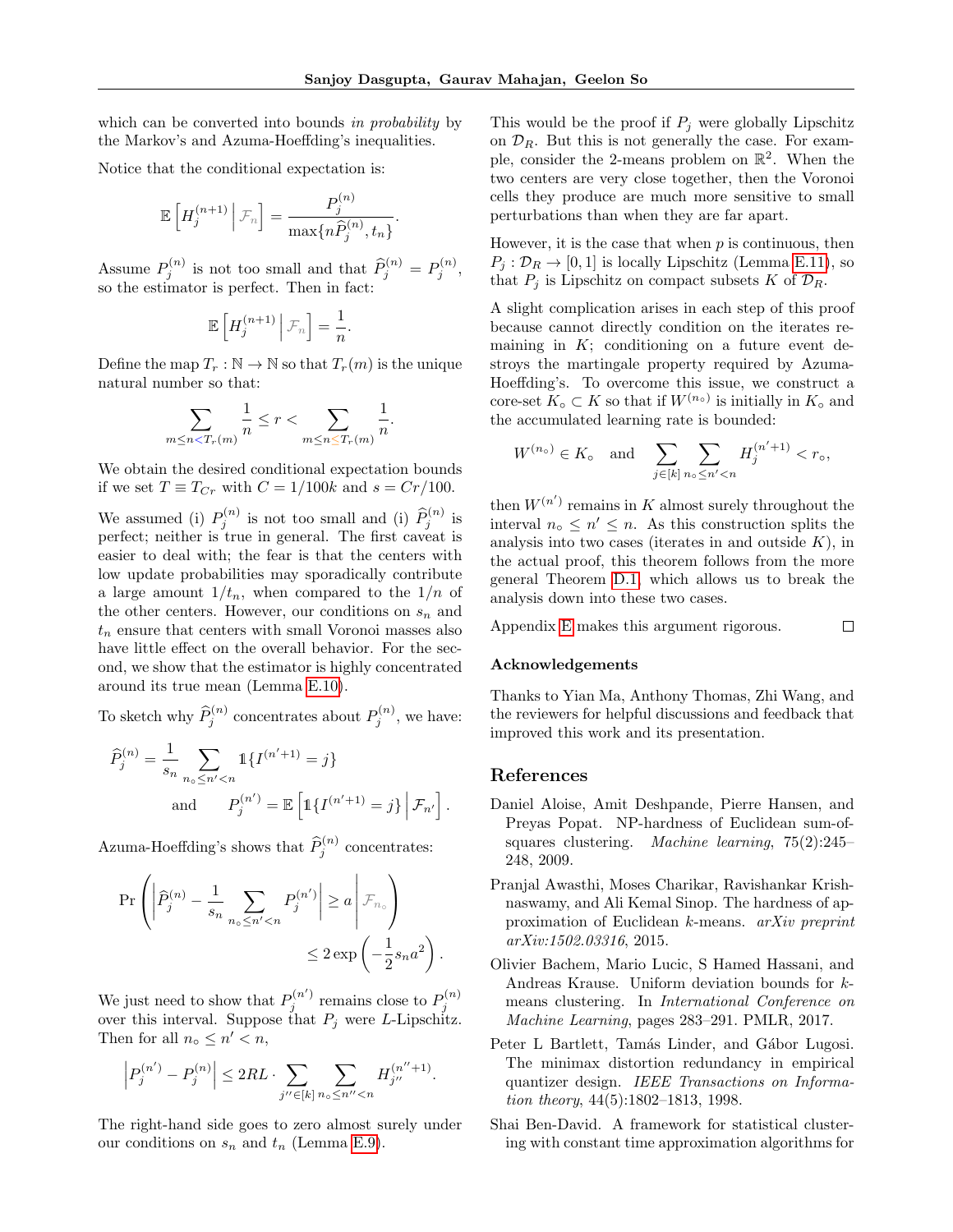which can be converted into bounds *in probability* by the Markov's and Azuma-Hoeffding's inequalities.

Notice that the conditional expectation is:

$$\mathbb{E}\left[H_j^{(n+1)} \,\middle|\, \mathcal{F}_n\right] = \frac{P_j^{(n)}}{\max\{n\widehat{P}_j^{(n)}, t_n\}}.$$

Assume $P_j^{(n)}$ is not too small and that $\widehat{P}_j^{(n)} = P_j^{(n)}$, so the estimator is perfect. Then in fact:

$$\mathbb{E}\left[H_j^{(n+1)} \,\middle|\, \mathcal{F}_n\right] = \frac{1}{n}.$$

Define the map $T_r : \mathbb{N} \to \mathbb{N}$ so that $T_r(m)$ is the unique natural number so that:

$$\sum_{m \leq n < T_r(m)} \frac{1}{n} \leq r < \sum_{m \leq n \leq T_r(m)} \frac{1}{n}.$$

We obtain the desired conditional expectation bounds if we set $T \equiv T_{Cr}$ with $C = 1/100k$ and $s = Cr/100$.

We assumed (i) $P_j^{(n)}$ is not too small and (i) $\widehat{P}_j^{(n)}$ is perfect; neither is true in general. The first caveat is easier to deal with; the fear is that the centers with low update probabilities may sporadically contribute a large amount $1/t_n$, when compared to the $1/n$ of the other centers. However, our conditions on $s_n$ and $t_n$ ensure that centers with small Voronoi masses also have little effect on the overall behavior. For the second, we show that the estimator is highly concentrated around its true mean (Lemma E.10).

To sketch why $\widehat{P}_j^{(n)}$ concentrates about $P_j^{(n)}$, we have:

$$\widehat{P}_j^{(n)} = \frac{1}{s_n} \sum_{n_\circ \leq n' < n} \mathbb{1}\{I^{(n'+1)} = j\}$$
$$\text{and} \qquad P_j^{(n')} = \mathbb{E}\left[\mathbb{1}\{I^{(n'+1)} = j\} \,\middle|\, \mathcal{F}_{n'}\right].$$

Azuma-Hoeffding's shows that $\widehat{P}_j^{(n)}$ concentrates:

$$\Pr\left(\left|\widehat{P}_j^{(n)} - \frac{1}{s_n}\sum_{n_\circ \leq n' < n} P_j^{(n')}\right| \geq a \,\middle|\, \mathcal{F}_{n_\circ}\right) \leq 2\exp\left(-\frac{1}{2}s_n a^2\right).$$

We just need to show that $P_j^{(n')}$ remains close to $P_j^{(n)}$ over this interval. Suppose that $P_j$ were $L$-Lipschitz. Then for all $n_\circ \leq n' < n$,

$$\left|P_j^{(n')} - P_j^{(n)}\right| \leq 2RL \cdot \sum_{j'' \in [k]} \sum_{n_\circ \leq n'' < n} H_{j''}^{(n''+1)}.$$

The right-hand side goes to zero almost surely under our conditions on $s_n$ and $t_n$ (Lemma E.9).

This would be the proof if $P_j$ were globally Lipschitz on $\mathcal{D}_R$. But this is not generally the case. For example, consider the 2-means problem on $\mathbb{R}^2$. When the two centers are very close together, then the Voronoi cells they produce are much more sensitive to small perturbations than when they are far apart.

However, it is the case that when $p$ is continuous, then $P_j : \mathcal{D}_R \to [0,1]$ is locally Lipschitz (Lemma E.11), so that $P_j$ is Lipschitz on compact subsets $K$ of $\mathcal{D}_R$.

A slight complication arises in each step of this proof because cannot directly condition on the iterates remaining in $K$; conditioning on a future event destroys the martingale property required by Azuma-Hoeffding's. To overcome this issue, we construct a core-set $K_\circ \subset K$ so that if $W^{(n_\circ)}$ is initially in $K_\circ$ and the accumulated learning rate is bounded:

$$W^{(n_\circ)} \in K_\circ \quad \text{and} \quad \sum_{j \in [k]} \sum_{n_\circ \leq n' < n} H_j^{(n'+1)} < r_\circ,$$

then $W^{(n')}$ remains in $K$ almost surely throughout the interval $n_\circ \leq n' \leq n$. As this construction splits the analysis into two cases (iterates in and outside $K$), in the actual proof, this theorem follows from the more general Theorem D.1, which allows us to break the analysis down into these two cases.

Appendix E makes this argument rigorous. □

### Acknowledgements

Thanks to Yian Ma, Anthony Thomas, Zhi Wang, and the reviewers for helpful discussions and feedback that improved this work and its presentation.

## References

Daniel Aloise, Amit Deshpande, Pierre Hansen, and Preyas Popat. NP-hardness of Euclidean sum-of-squares clustering. *Machine learning*, 75(2):245–248, 2009.

Pranjal Awasthi, Moses Charikar, Ravishankar Krishnaswamy, and Ali Kemal Sinop. The hardness of approximation of Euclidean $k$-means. *arXiv preprint arXiv:1502.03316*, 2015.

Olivier Bachem, Mario Lucic, S Hamed Hassani, and Andreas Krause. Uniform deviation bounds for $k$-means clustering. In *International Conference on Machine Learning*, pages 283–291. PMLR, 2017.

Peter L Bartlett, Tamás Linder, and Gábor Lugosi. The minimax distortion redundancy in empirical quantizer design. *IEEE Transactions on Information theory*, 44(5):1802–1813, 1998.

Shai Ben-David. A framework for statistical clustering with constant time approximation algorithms for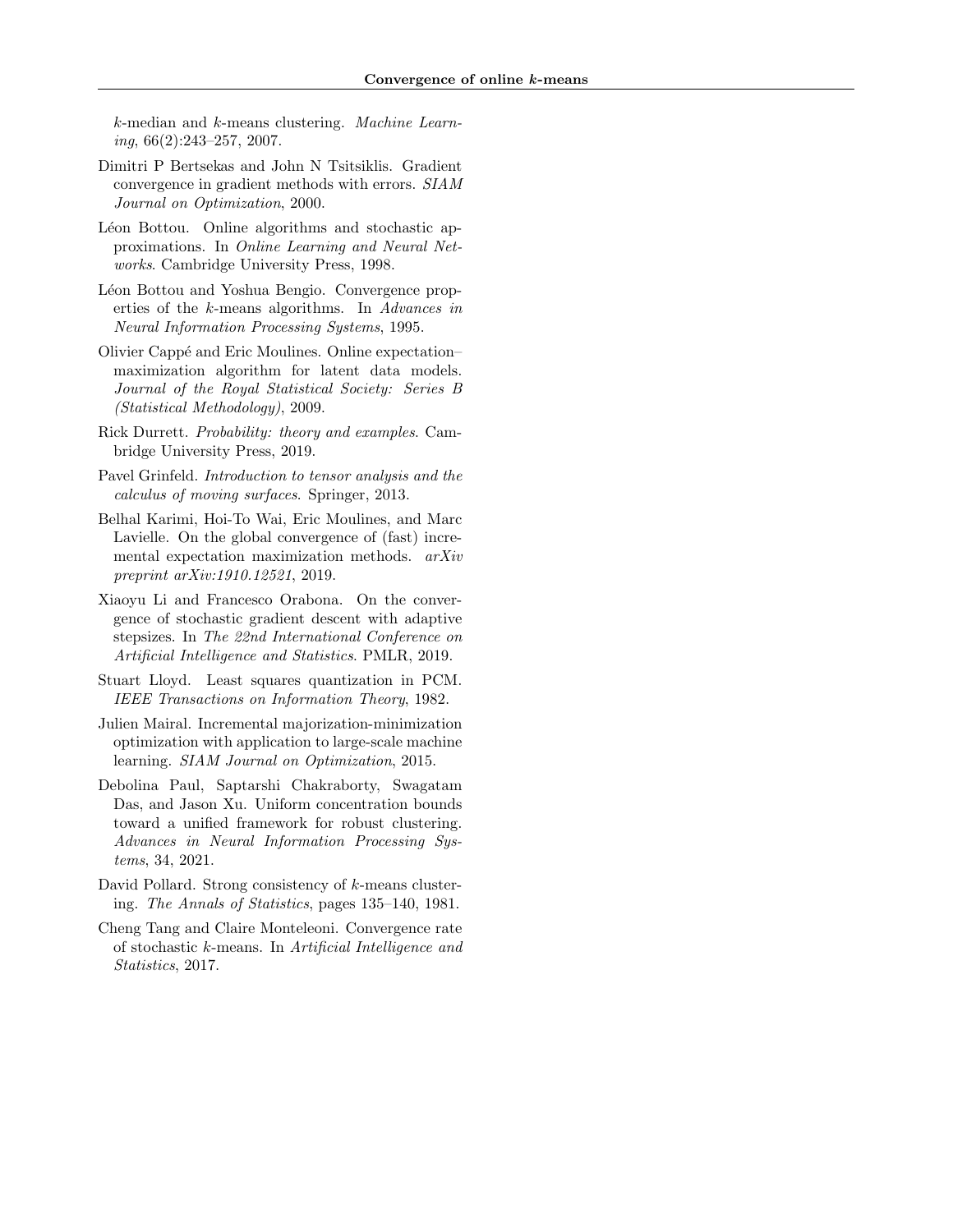$k$-median and $k$-means clustering. *Machine Learning*, 66(2):243–257, 2007.

Dimitri P Bertsekas and John N Tsitsiklis. Gradient convergence in gradient methods with errors. *SIAM Journal on Optimization*, 2000.

Léon Bottou. Online algorithms and stochastic approximations. In *Online Learning and Neural Networks*. Cambridge University Press, 1998.

Léon Bottou and Yoshua Bengio. Convergence properties of the $k$-means algorithms. In *Advances in Neural Information Processing Systems*, 1995.

Olivier Cappé and Eric Moulines. Online expectation–maximization algorithm for latent data models. *Journal of the Royal Statistical Society: Series B (Statistical Methodology)*, 2009.

Rick Durrett. *Probability: theory and examples*. Cambridge University Press, 2019.

Pavel Grinfeld. *Introduction to tensor analysis and the calculus of moving surfaces*. Springer, 2013.

Belhal Karimi, Hoi-To Wai, Eric Moulines, and Marc Lavielle. On the global convergence of (fast) incremental expectation maximization methods. *arXiv preprint arXiv:1910.12521*, 2019.

Xiaoyu Li and Francesco Orabona. On the convergence of stochastic gradient descent with adaptive stepsizes. In *The 22nd International Conference on Artificial Intelligence and Statistics*. PMLR, 2019.

Stuart Lloyd. Least squares quantization in PCM. *IEEE Transactions on Information Theory*, 1982.

Julien Mairal. Incremental majorization-minimization optimization with application to large-scale machine learning. *SIAM Journal on Optimization*, 2015.

Debolina Paul, Saptarshi Chakraborty, Swagatam Das, and Jason Xu. Uniform concentration bounds toward a unified framework for robust clustering. *Advances in Neural Information Processing Systems*, 34, 2021.

David Pollard. Strong consistency of $k$-means clustering. *The Annals of Statistics*, pages 135–140, 1981.

Cheng Tang and Claire Monteleoni. Convergence rate of stochastic $k$-means. In *Artificial Intelligence and Statistics*, 2017.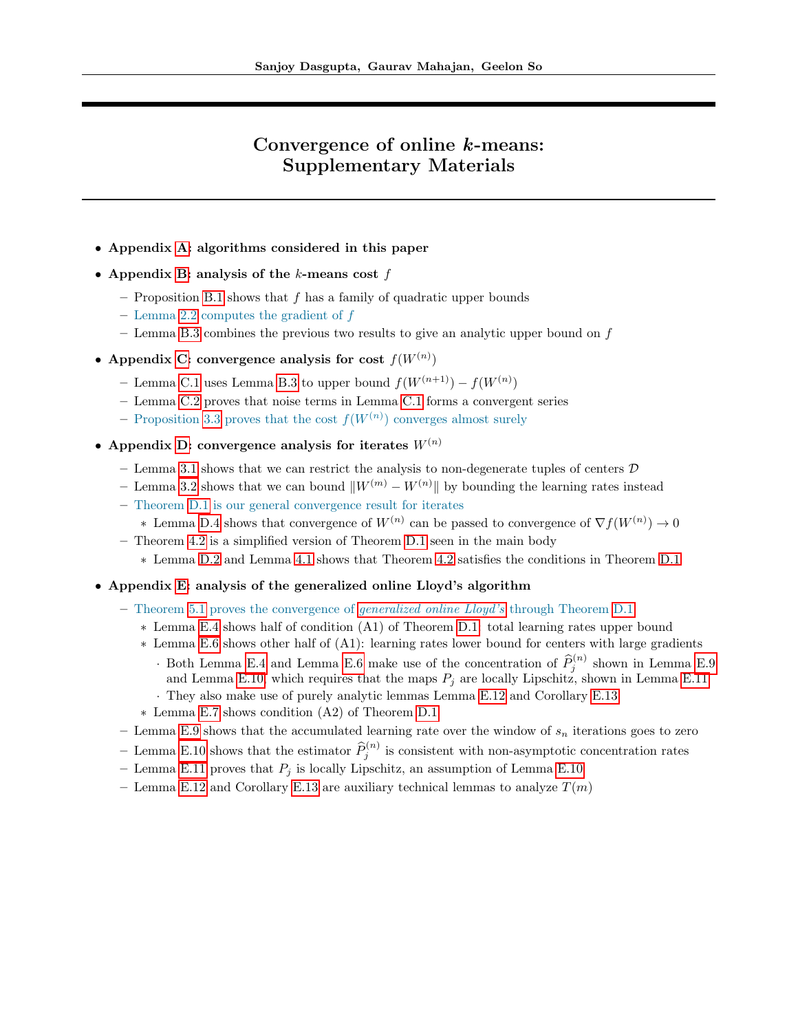# Convergence of online $k$-means: Supplementary Materials

- **Appendix A: algorithms considered in this paper**
- **Appendix B: analysis of the $k$-means cost $f$**
  - Proposition B.1 shows that $f$ has a family of quadratic upper bounds
  - Lemma 2.2 computes the gradient of $f$
  - Lemma B.3 combines the previous two results to give an analytic upper bound on $f$
- **Appendix C: convergence analysis for cost $f(W^{(n)})$**
  - Lemma C.1 uses Lemma B.3 to upper bound $f(W^{(n+1)}) - f(W^{(n)})$
  - Lemma C.2 proves that noise terms in Lemma C.1 forms a convergent series
  - Proposition 3.3 proves that the cost $f(W^{(n)})$ converges almost surely
- **Appendix D: convergence analysis for iterates $W^{(n)}$**
  - Lemma 3.1 shows that we can restrict the analysis to non-degenerate tuples of centers $\mathcal{D}$
  - Lemma 3.2 shows that we can bound $\|W^{(m)} - W^{(n)}\|$ by bounding the learning rates instead
  - Theorem D.1 is our general convergence result for iterates
    - Lemma D.4 shows that convergence of $W^{(n)}$ can be passed to convergence of $\nabla f(W^{(n)}) \to 0$
  - Theorem 4.2 is a simplified version of Theorem D.1 seen in the main body
    - Lemma D.2 and Lemma 4.1 shows that Theorem 4.2 satisfies the conditions in Theorem D.1
- **Appendix E: analysis of the generalized online Lloyd's algorithm**
  - Theorem 5.1 proves the convergence of *generalized online Lloyd's* through Theorem D.1
    - Lemma E.4 shows half of condition (A1) of Theorem D.1: total learning rates upper bound
    - Lemma E.6 shows other half of (A1): learning rates lower bound for centers with large gradients
      - Both Lemma E.4 and Lemma E.6 make use of the concentration of $\widehat{P}_j^{(n)}$ shown in Lemma E.9 and Lemma E.10, which requires that the maps $P_j$ are locally Lipschitz, shown in Lemma E.11
      - They also make use of purely analytic lemmas Lemma E.12 and Corollary E.13
    - Lemma E.7 shows condition (A2) of Theorem D.1
  - Lemma E.9 shows that the accumulated learning rate over the window of $s_n$ iterations goes to zero
  - Lemma E.10 shows that the estimator $\widehat{P}_j^{(n)}$ is consistent with non-asymptotic concentration rates
  - Lemma E.11 proves that $P_j$ is locally Lipschitz, an assumption of Lemma E.10
  - Lemma E.12 and Corollary E.13 are auxiliary technical lemmas to analyze $T(m)$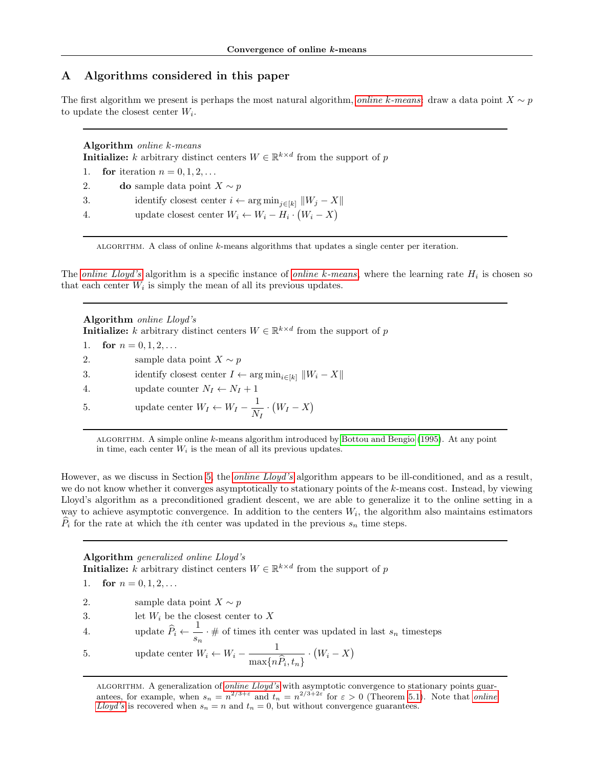## A Algorithms considered in this paper

The first algorithm we present is perhaps the most natural algorithm, *online k-means*: draw a data point $X \sim p$ to update the closest center $W_i$.

---

**Algorithm** *online k-means*
**Initialize:** $k$ arbitrary distinct centers $W \in \mathbb{R}^{k \times d}$ from the support of $p$

1. **for** iteration $n = 0, 1, 2, \ldots$
2. **do** sample data point $X \sim p$
3. identify closest center $i \leftarrow \arg\min_{j \in [k]} \|W_j - X\|$
4. update closest center $W_i \leftarrow W_i - H_i \cdot (W_i - X)$

---

ALGORITHM. A class of online $k$-means algorithms that updates a single center per iteration.

The *online Lloyd's* algorithm is a specific instance of *online k-means*, where the learning rate $H_i$ is chosen so that each center $W_i$ is simply the mean of all its previous updates.

---

**Algorithm** *online Lloyd's*
**Initialize:** $k$ arbitrary distinct centers $W \in \mathbb{R}^{k \times d}$ from the support of $p$

1. **for** $n = 0, 1, 2, \ldots$
2. sample data point $X \sim p$
3. identify closest center $I \leftarrow \arg\min_{i \in [k]} \|W_i - X\|$
4. update counter $N_I \leftarrow N_I + 1$
5. update center $W_I \leftarrow W_I - \dfrac{1}{N_I} \cdot (W_I - X)$

---

ALGORITHM. A simple online $k$-means algorithm introduced by Bottou and Bengio (1995). At any point in time, each center $W_i$ is the mean of all its previous updates.

However, as we discuss in Section 5, the *online Lloyd's* algorithm appears to be ill-conditioned, and as a result, we do not know whether it converges asymptotically to stationary points of the $k$-means cost. Instead, by viewing Lloyd's algorithm as a preconditioned gradient descent, we are able to generalize it to the online setting in a way to achieve asymptotic convergence. In addition to the centers $W_i$, the algorithm also maintains estimators $\widehat{P}_i$ for the rate at which the $i$th center was updated in the previous $s_n$ time steps.

---

**Algorithm** *generalized online Lloyd's*
**Initialize:** $k$ arbitrary distinct centers $W \in \mathbb{R}^{k \times d}$ from the support of $p$

1. **for** $n = 0, 1, 2, \ldots$
2. sample data point $X \sim p$
3. let $W_i$ be the closest center to $X$
4. update $\widehat{P}_i \leftarrow \dfrac{1}{s_n} \cdot$ # of times ith center was updated in last $s_n$ timesteps
5. update center $W_i \leftarrow W_i - \dfrac{1}{\max\{n\widehat{P}_i, t_n\}} \cdot (W_i - X)$

---

ALGORITHM. A generalization of *online Lloyd's* with asymptotic convergence to stationary points guarantees, for example, when $s_n = n^{2/3+\varepsilon}$ and $t_n = n^{2/3+2\varepsilon}$ for $\varepsilon > 0$ (Theorem 5.1). Note that *online Lloyd's* is recovered when $s_n = n$ and $t_n = 0$, but without convergence guarantees.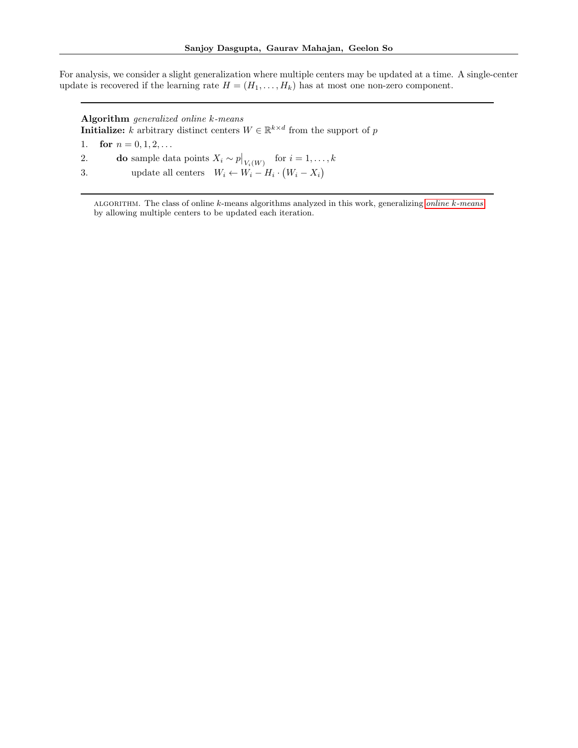For analysis, we consider a slight generalization where multiple centers may be updated at a time. A single-center update is recovered if the learning rate $H = (H_1, \ldots, H_k)$ has at most one non-zero component.

---

**Algorithm** *generalized online k-means*
**Initialize:** $k$ arbitrary distinct centers $W \in \mathbb{R}^{k \times d}$ from the support of $p$

1. **for** $n = 0, 1, 2, \ldots$
2. **do** sample data points $X_i \sim p\big|_{V_i(W)}$ for $i = 1, \ldots, k$
3. update all centers $W_i \leftarrow W_i - H_i \cdot \big(W_i - X_i\big)$

---

ALGORITHM. The class of online $k$-means algorithms analyzed in this work, generalizing *online k-means* by allowing multiple centers to be updated each iteration.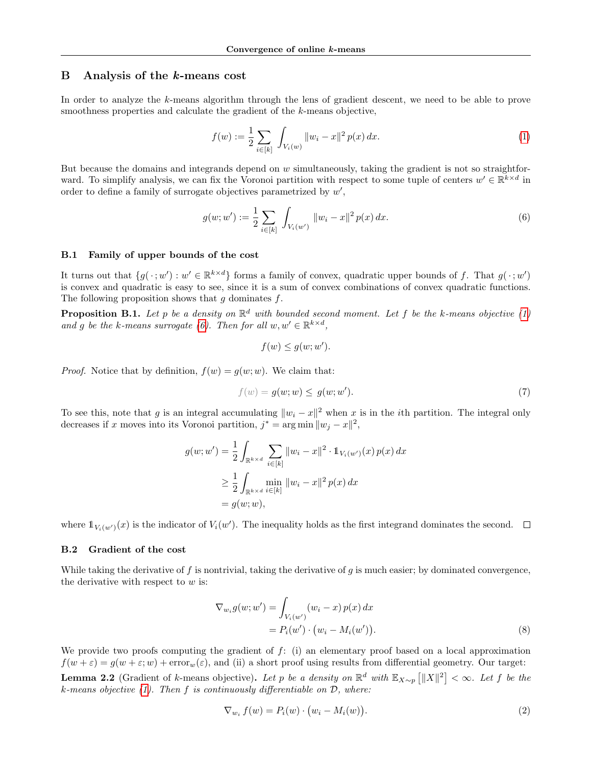## B Analysis of the $k$-means cost

In order to analyze the $k$-means algorithm through the lens of gradient descent, we need to be able to prove smoothness properties and calculate the gradient of the $k$-means objective,

$$f(w) := \frac{1}{2} \sum_{i \in [k]} \int_{V_i(w)} \|w_i - x\|^2 \, p(x) \, dx. \tag{1}$$

But because the domains and integrands depend on $w$ simultaneously, taking the gradient is not so straightforward. To simplify analysis, we can fix the Voronoi partition with respect to some tuple of centers $w' \in \mathbb{R}^{k \times d}$ in order to define a family of surrogate objectives parametrized by $w'$,

$$g(w; w') := \frac{1}{2} \sum_{i \in [k]} \int_{V_i(w')} \|w_i - x\|^2 \, p(x) \, dx. \tag{6}$$

### B.1 Family of upper bounds of the cost

It turns out that $\{g(\,\cdot\,; w') : w' \in \mathbb{R}^{k \times d}\}$ forms a family of convex, quadratic upper bounds of $f$. That $g(\,\cdot\,; w')$ is convex and quadratic is easy to see, since it is a sum of convex combinations of convex quadratic functions. The following proposition shows that $g$ dominates $f$.

**Proposition B.1.** *Let $p$ be a density on $\mathbb{R}^d$ with bounded second moment. Let $f$ be the $k$-means objective (1) and $g$ be the $k$-means surrogate (6). Then for all $w, w' \in \mathbb{R}^{k \times d}$,*

$$f(w) \leq g(w; w').$$

*Proof.* Notice that by definition, $f(w) = g(w; w)$. We claim that:

$$f(w) = g(w; w) \leq g(w; w'). \tag{7}$$

To see this, note that $g$ is an integral accumulating $\|w_i - x\|^2$ when $x$ is in the $i$th partition. The integral only decreases if $x$ moves into its Voronoi partition, $j^* = \arg\min \|w_j - x\|^2$,

$$\begin{aligned} g(w; w') &= \frac{1}{2} \int_{\mathbb{R}^{k \times d}} \sum_{i \in [k]} \|w_i - x\|^2 \cdot \mathbb{1}_{V_i(w')}(x) \, p(x) \, dx \\ &\geq \frac{1}{2} \int_{\mathbb{R}^{k \times d}} \min_{i \in [k]} \|w_i - x\|^2 \, p(x) \, dx \\ &= g(w; w), \end{aligned}$$

where $\mathbb{1}_{V_i(w')}(x)$ is the indicator of $V_i(w')$. The inequality holds as the first integrand dominates the second. $\square$

### B.2 Gradient of the cost

While taking the derivative of $f$ is nontrivial, taking the derivative of $g$ is much easier; by dominated convergence, the derivative with respect to $w$ is:

$$\begin{aligned} \nabla_{w_i} g(w; w') &= \int_{V_i(w')} (w_i - x) \, p(x) \, dx \\ &= P_i(w') \cdot \big(w_i - M_i(w')\big). \end{aligned} \tag{8}$$

We provide two proofs computing the gradient of $f$: (i) an elementary proof based on a local approximation $f(w + \varepsilon) = g(w + \varepsilon; w) + \mathrm{error}_w(\varepsilon)$, and (ii) a short proof using results from differential geometry. Our target:

**Lemma 2.2** (Gradient of $k$-means objective)**.** *Let $p$ be a density on $\mathbb{R}^d$ with $\mathbb{E}_{X \sim p}\big[\|X\|^2\big] < \infty$. Let $f$ be the $k$-means objective (1). Then $f$ is continuously differentiable on $\mathcal{D}$, where:*

$$\nabla_{w_i} f(w) = P_i(w) \cdot \big(w_i - M_i(w)\big). \tag{2}$$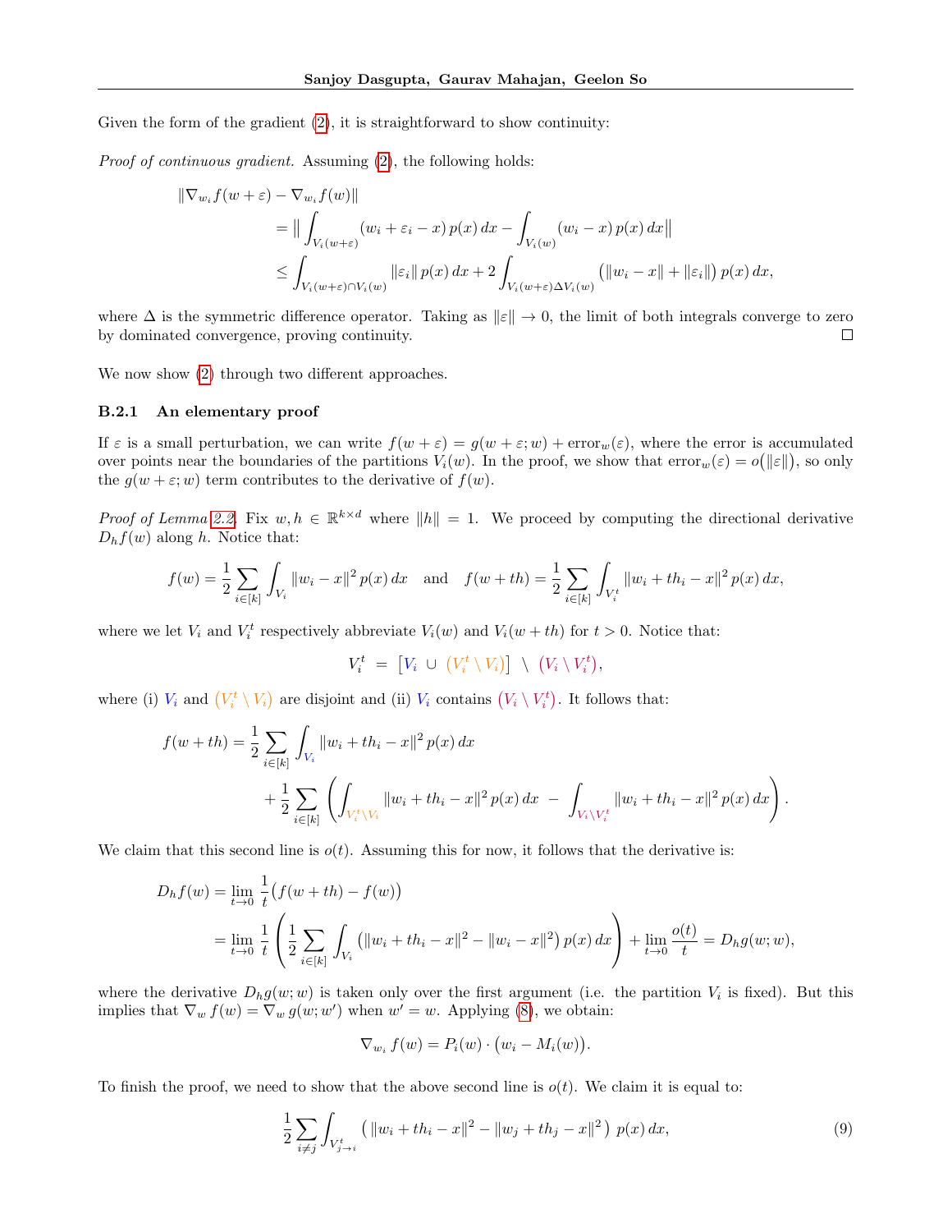Given the form of the gradient (2), it is straightforward to show continuity:

*Proof of continuous gradient.* Assuming (2), the following holds:

$$
\begin{aligned}
\|\nabla_{w_i} f(w+\varepsilon) - \nabla_{w_i} f(w)\| \\
&= \Big\| \int_{V_i(w+\varepsilon)} (w_i + \varepsilon_i - x)\, p(x)\, dx - \int_{V_i(w)} (w_i - x)\, p(x)\, dx \Big\| \\
&\leq \int_{V_i(w+\varepsilon)\cap V_i(w)} \|\varepsilon_i\|\, p(x)\, dx + 2\int_{V_i(w+\varepsilon)\Delta V_i(w)} \big(\|w_i - x\| + \|\varepsilon_i\|\big)\, p(x)\, dx,
\end{aligned}
$$

where $\Delta$ is the symmetric difference operator. Taking as $\|\varepsilon\| \to 0$, the limit of both integrals converge to zero by dominated convergence, proving continuity. □

We now show (2) through two different approaches.

### B.2.1 An elementary proof

If $\varepsilon$ is a small perturbation, we can write $f(w+\varepsilon) = g(w+\varepsilon; w) + \mathrm{error}_w(\varepsilon)$, where the error is accumulated over points near the boundaries of the partitions $V_i(w)$. In the proof, we show that $\mathrm{error}_w(\varepsilon) = o\big(\|\varepsilon\|\big)$, so only the $g(w+\varepsilon; w)$ term contributes to the derivative of $f(w)$.

*Proof of Lemma 2.2.* Fix $w, h \in \mathbb{R}^{k\times d}$ where $\|h\| = 1$. We proceed by computing the directional derivative $D_h f(w)$ along $h$. Notice that:

$$
f(w) = \frac{1}{2}\sum_{i\in[k]} \int_{V_i} \|w_i - x\|^2\, p(x)\, dx \quad \text{and} \quad f(w+th) = \frac{1}{2}\sum_{i\in[k]} \int_{V_i^t} \|w_i + th_i - x\|^2\, p(x)\, dx,
$$

where we let $V_i$ and $V_i^t$ respectively abbreviate $V_i(w)$ and $V_i(w+th)$ for $t > 0$. Notice that:

$$
V_i^t \;=\; \big[V_i \;\cup\; (V_i^t \setminus V_i)\big] \;\setminus\; \big(V_i \setminus V_i^t\big),
$$

where (i) $V_i$ and $(V_i^t \setminus V_i)$ are disjoint and (ii) $V_i$ contains $(V_i \setminus V_i^t)$. It follows that:

$$
\begin{aligned}
f(w+th) &= \frac{1}{2}\sum_{i\in[k]} \int_{V_i} \|w_i + th_i - x\|^2\, p(x)\, dx \\
&\quad + \frac{1}{2}\sum_{i\in[k]} \left( \int_{V_i^t\setminus V_i} \|w_i + th_i - x\|^2\, p(x)\, dx \;-\; \int_{V_i\setminus V_i^t} \|w_i + th_i - x\|^2\, p(x)\, dx \right).
\end{aligned}
$$

We claim that this second line is $o(t)$. Assuming this for now, it follows that the derivative is:

$$
\begin{aligned}
D_h f(w) &= \lim_{t\to 0} \frac{1}{t}\big(f(w+th) - f(w)\big) \\
&= \lim_{t\to 0} \frac{1}{t}\left( \frac{1}{2}\sum_{i\in[k]} \int_{V_i} \big(\|w_i + th_i - x\|^2 - \|w_i - x\|^2\big)\, p(x)\, dx \right) + \lim_{t\to 0} \frac{o(t)}{t} = D_h g(w; w),
\end{aligned}
$$

where the derivative $D_h g(w; w)$ is taken only over the first argument (i.e. the partition $V_i$ is fixed). But this implies that $\nabla_w f(w) = \nabla_w g(w; w')$ when $w' = w$. Applying (8), we obtain:

$$
\nabla_{w_i} f(w) = P_i(w) \cdot \big(w_i - M_i(w)\big).
$$

To finish the proof, we need to show that the above second line is $o(t)$. We claim it is equal to:

$$
\frac{1}{2}\sum_{i\neq j} \int_{V_{j\to i}^t} \big(\, \|w_i + th_i - x\|^2 - \|w_j + th_j - x\|^2 \,\big)\; p(x)\, dx, \tag{9}
$$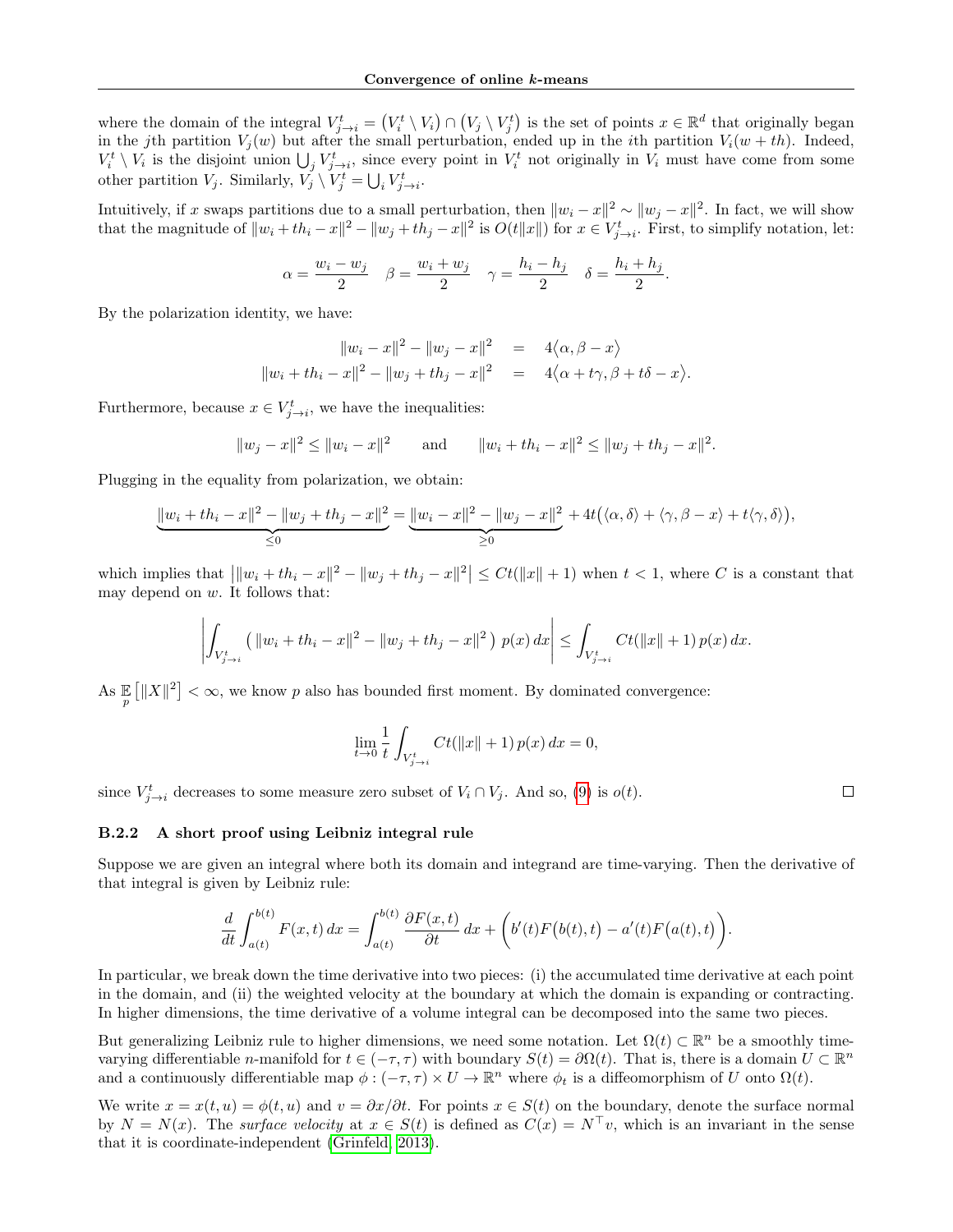where the domain of the integral $V^t_{j\to i} = \big(V^t_i \setminus V_i\big) \cap \big(V_j \setminus V^t_j\big)$ is the set of points $x \in \mathbb{R}^d$ that originally began in the $j$th partition $V_j(w)$ but after the small perturbation, ended up in the $i$th partition $V_i(w + th)$. Indeed, $V^t_i \setminus V_i$ is the disjoint union $\bigcup_j V^t_{j\to i}$, since every point in $V^t_i$ not originally in $V_i$ must have come from some other partition $V_j$. Similarly, $V_j \setminus V^t_j = \bigcup_i V^t_{j\to i}$.

Intuitively, if $x$ swaps partitions due to a small perturbation, then $\|w_i - x\|^2 \sim \|w_j - x\|^2$. In fact, we will show that the magnitude of $\|w_i + th_i - x\|^2 - \|w_j + th_j - x\|^2$ is $O(t\|x\|)$ for $x \in V^t_{j\to i}$. First, to simplify notation, let:

$$\alpha = \frac{w_i - w_j}{2} \quad \beta = \frac{w_i + w_j}{2} \quad \gamma = \frac{h_i - h_j}{2} \quad \delta = \frac{h_i + h_j}{2}.$$

By the polarization identity, we have:

$$\begin{aligned} \|w_i - x\|^2 - \|w_j - x\|^2 &= 4\big\langle \alpha, \beta - x\big\rangle \\ \|w_i + th_i - x\|^2 - \|w_j + th_j - x\|^2 &= 4\big\langle \alpha + t\gamma, \beta + t\delta - x\big\rangle. \end{aligned}$$

Furthermore, because $x \in V^t_{j\to i}$, we have the inequalities:

$$\|w_j - x\|^2 \leq \|w_i - x\|^2 \qquad \text{and} \qquad \|w_i + th_i - x\|^2 \leq \|w_j + th_j - x\|^2.$$

Plugging in the equality from polarization, we obtain:

$$\underbrace{\|w_i + th_i - x\|^2 - \|w_j + th_j - x\|^2}_{\leq 0} = \underbrace{\|w_i - x\|^2 - \|w_j - x\|^2}_{\geq 0} + 4t\big(\langle \alpha, \delta\rangle + \langle \gamma, \beta - x\rangle + t\langle \gamma, \delta\rangle\big),$$

which implies that $\big|\|w_i + th_i - x\|^2 - \|w_j + th_j - x\|^2\big| \leq Ct(\|x\| + 1)$ when $t < 1$, where $C$ is a constant that may depend on $w$. It follows that:

$$\left|\int_{V^t_{j\to i}} \big(\,\|w_i + th_i - x\|^2 - \|w_j + th_j - x\|^2\,\big)\; p(x)\, dx\right| \leq \int_{V^t_{j\to i}} Ct(\|x\| + 1)\, p(x)\, dx.$$

As $\mathop{\mathbb{E}}_p\big[\|X\|^2\big] < \infty$, we know $p$ also has bounded first moment. By dominated convergence:

$$\lim_{t\to 0} \frac{1}{t} \int_{V^t_{j\to i}} Ct(\|x\| + 1)\, p(x)\, dx = 0,$$

since $V^t_{j\to i}$ decreases to some measure zero subset of $V_i \cap V_j$. And so, (9) is $o(t)$. ◻

#### B.2.2 A short proof using Leibniz integral rule

Suppose we are given an integral where both its domain and integrand are time-varying. Then the derivative of that integral is given by Leibniz rule:

$$\frac{d}{dt}\int_{a(t)}^{b(t)} F(x,t)\, dx = \int_{a(t)}^{b(t)} \frac{\partial F(x,t)}{\partial t}\, dx + \Big(b'(t)F\big(b(t),t\big) - a'(t)F\big(a(t),t\big)\Big).$$

In particular, we break down the time derivative into two pieces: (i) the accumulated time derivative at each point in the domain, and (ii) the weighted velocity at the boundary at which the domain is expanding or contracting. In higher dimensions, the time derivative of a volume integral can be decomposed into the same two pieces.

But generalizing Leibniz rule to higher dimensions, we need some notation. Let $\Omega(t) \subset \mathbb{R}^n$ be a smoothly time-varying differentiable $n$-manifold for $t \in (-\tau, \tau)$ with boundary $S(t) = \partial\Omega(t)$. That is, there is a domain $U \subset \mathbb{R}^n$ and a continuously differentiable map $\phi : (-\tau, \tau) \times U \to \mathbb{R}^n$ where $\phi_t$ is a diffeomorphism of $U$ onto $\Omega(t)$.

We write $x = x(t, u) = \phi(t, u)$ and $v = \partial x/\partial t$. For points $x \in S(t)$ on the boundary, denote the surface normal by $N = N(x)$. The *surface velocity* at $x \in S(t)$ is defined as $C(x) = N^\top v$, which is an invariant in the sense that it is coordinate-independent (Grinfeld, 2013).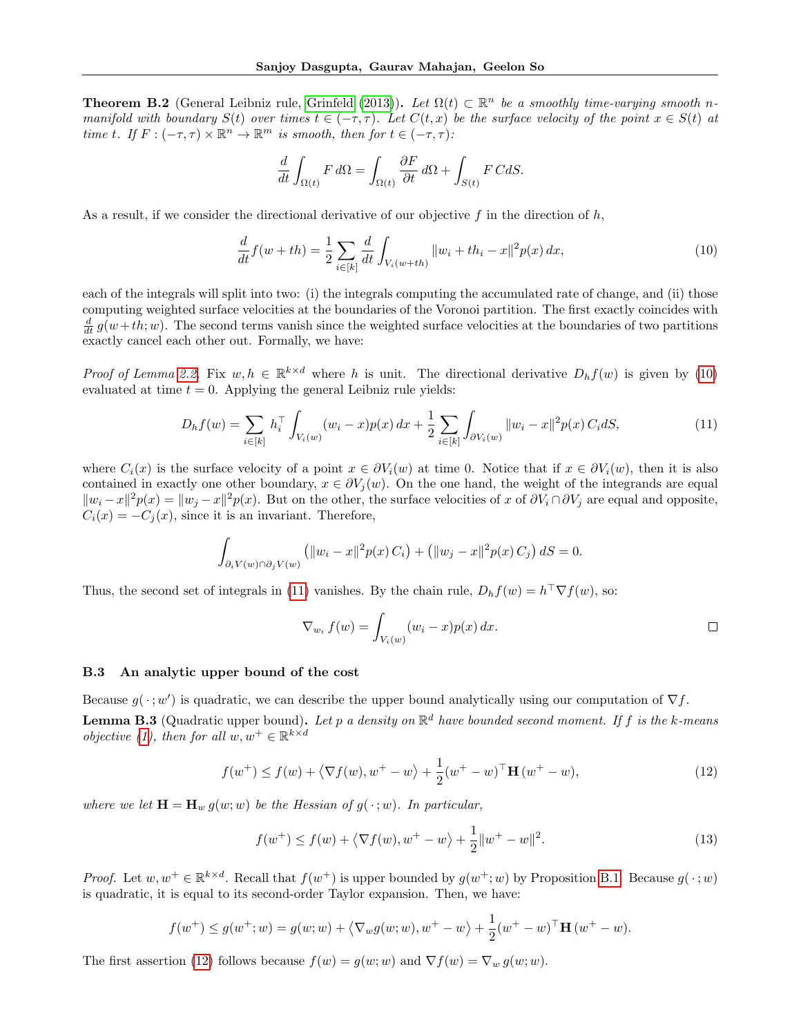**Theorem B.2** (General Leibniz rule, Grinfeld (2013))**.** *Let $\Omega(t) \subset \mathbb{R}^n$ be a smoothly time-varying smooth $n$-manifold with boundary $S(t)$ over times $t \in (-\tau, \tau)$. Let $C(t,x)$ be the surface velocity of the point $x \in S(t)$ at time $t$. If $F : (-\tau, \tau) \times \mathbb{R}^n \to \mathbb{R}^m$ is smooth, then for $t \in (-\tau, \tau)$:*

$$\frac{d}{dt} \int_{\Omega(t)} F \, d\Omega = \int_{\Omega(t)} \frac{\partial F}{\partial t} \, d\Omega + \int_{S(t)} F \, C dS.$$

As a result, if we consider the directional derivative of our objective $f$ in the direction of $h$,

$$\frac{d}{dt} f(w + th) = \frac{1}{2} \sum_{i \in [k]} \frac{d}{dt} \int_{V_i(w+th)} \|w_i + th_i - x\|^2 p(x) \, dx, \tag{10}$$

each of the integrals will split into two: (i) the integrals computing the accumulated rate of change, and (ii) those computing weighted surface velocities at the boundaries of the Voronoi partition. The first exactly coincides with $\frac{d}{dt} g(w + th; w)$. The second terms vanish since the weighted surface velocities at the boundaries of two partitions exactly cancel each other out. Formally, we have:

*Proof of Lemma 2.2.* Fix $w, h \in \mathbb{R}^{k \times d}$ where $h$ is unit. The directional derivative $D_h f(w)$ is given by (10) evaluated at time $t = 0$. Applying the general Leibniz rule yields:

$$D_h f(w) = \sum_{i \in [k]} h_i^\top \int_{V_i(w)} (w_i - x) p(x) \, dx + \frac{1}{2} \sum_{i \in [k]} \int_{\partial V_i(w)} \|w_i - x\|^2 p(x) \, C_i dS, \tag{11}$$

where $C_i(x)$ is the surface velocity of a point $x \in \partial V_i(w)$ at time 0. Notice that if $x \in \partial V_i(w)$, then it is also contained in exactly one other boundary, $x \in \partial V_j(w)$. On the one hand, the weight of the integrands are equal $\|w_i - x\|^2 p(x) = \|w_j - x\|^2 p(x)$. But on the other, the surface velocities of $x$ of $\partial V_i \cap \partial V_j$ are equal and opposite, $C_i(x) = -C_j(x)$, since it is an invariant. Therefore,

$$\int_{\partial_i V(w) \cap \partial_j V(w)} \left( \|w_i - x\|^2 p(x) \, C_i \right) + \left( \|w_j - x\|^2 p(x) \, C_j \right) dS = 0.$$

Thus, the second set of integrals in (11) vanishes. By the chain rule, $D_h f(w) = h^\top \nabla f(w)$, so:

$$\nabla_{w_i} f(w) = \int_{V_i(w)} (w_i - x) p(x) \, dx.$$

∎

### B.3 An analytic upper bound of the cost

Because $g(\,\cdot\,; w')$ is quadratic, we can describe the upper bound analytically using our computation of $\nabla f$.

**Lemma B.3** (Quadratic upper bound)**.** *Let $p$ a density on $\mathbb{R}^d$ have bounded second moment. If $f$ is the k-means objective (1), then for all $w, w^+ \in \mathbb{R}^{k \times d}$*

$$f(w^+) \leq f(w) + \left\langle \nabla f(w), w^+ - w \right\rangle + \frac{1}{2} (w^+ - w)^\top \mathbf{H} \, (w^+ - w), \tag{12}$$

*where we let $\mathbf{H} = \mathbf{H}_w \, g(w; w)$ be the Hessian of $g(\,\cdot\,; w)$. In particular,*

$$f(w^+) \leq f(w) + \left\langle \nabla f(w), w^+ - w \right\rangle + \frac{1}{2} \|w^+ - w\|^2. \tag{13}$$

*Proof.* Let $w, w^+ \in \mathbb{R}^{k \times d}$. Recall that $f(w^+)$ is upper bounded by $g(w^+; w)$ by Proposition B.1. Because $g(\,\cdot\,; w)$ is quadratic, it is equal to its second-order Taylor expansion. Then, we have:

$$f(w^+) \leq g(w^+; w) = g(w; w) + \left\langle \nabla_w g(w; w), w^+ - w \right\rangle + \frac{1}{2} (w^+ - w)^\top \mathbf{H} \, (w^+ - w).$$

The first assertion (12) follows because $f(w) = g(w; w)$ and $\nabla f(w) = \nabla_w \, g(w; w)$.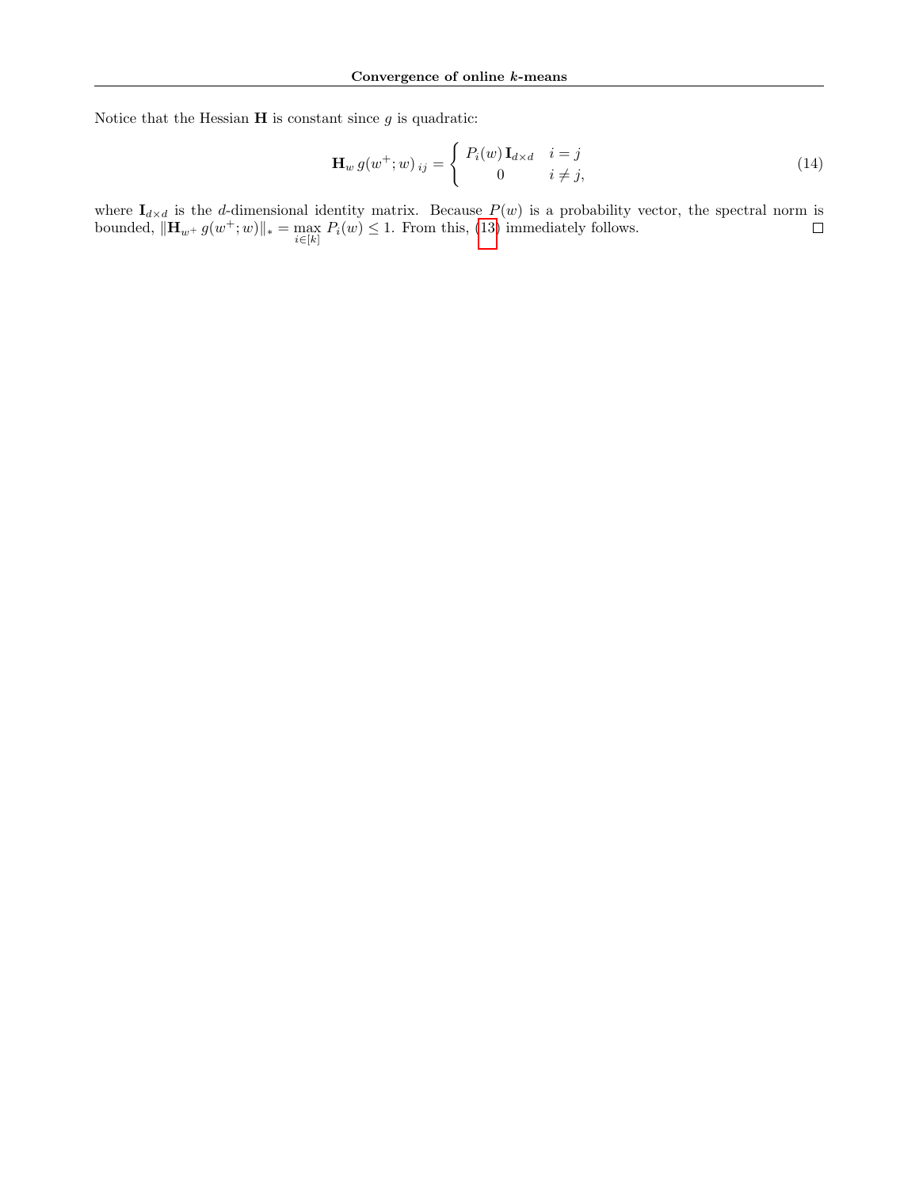Notice that the Hessian $\mathbf{H}$ is constant since $g$ is quadratic:

$$\mathbf{H}_w \, g(w^+; w)_{\,ij} = \begin{cases} P_i(w)\, \mathbf{I}_{d\times d} & i = j \\ \quad 0 & i \neq j, \end{cases} \tag{14}$$

where $\mathbf{I}_{d\times d}$ is the $d$-dimensional identity matrix. Because $P(w)$ is a probability vector, the spectral norm is bounded, $\|\mathbf{H}_{w^+}\, g(w^+; w)\|_* = \max_{i\in[k]} P_i(w) \leq 1$. From this, (13) immediately follows. □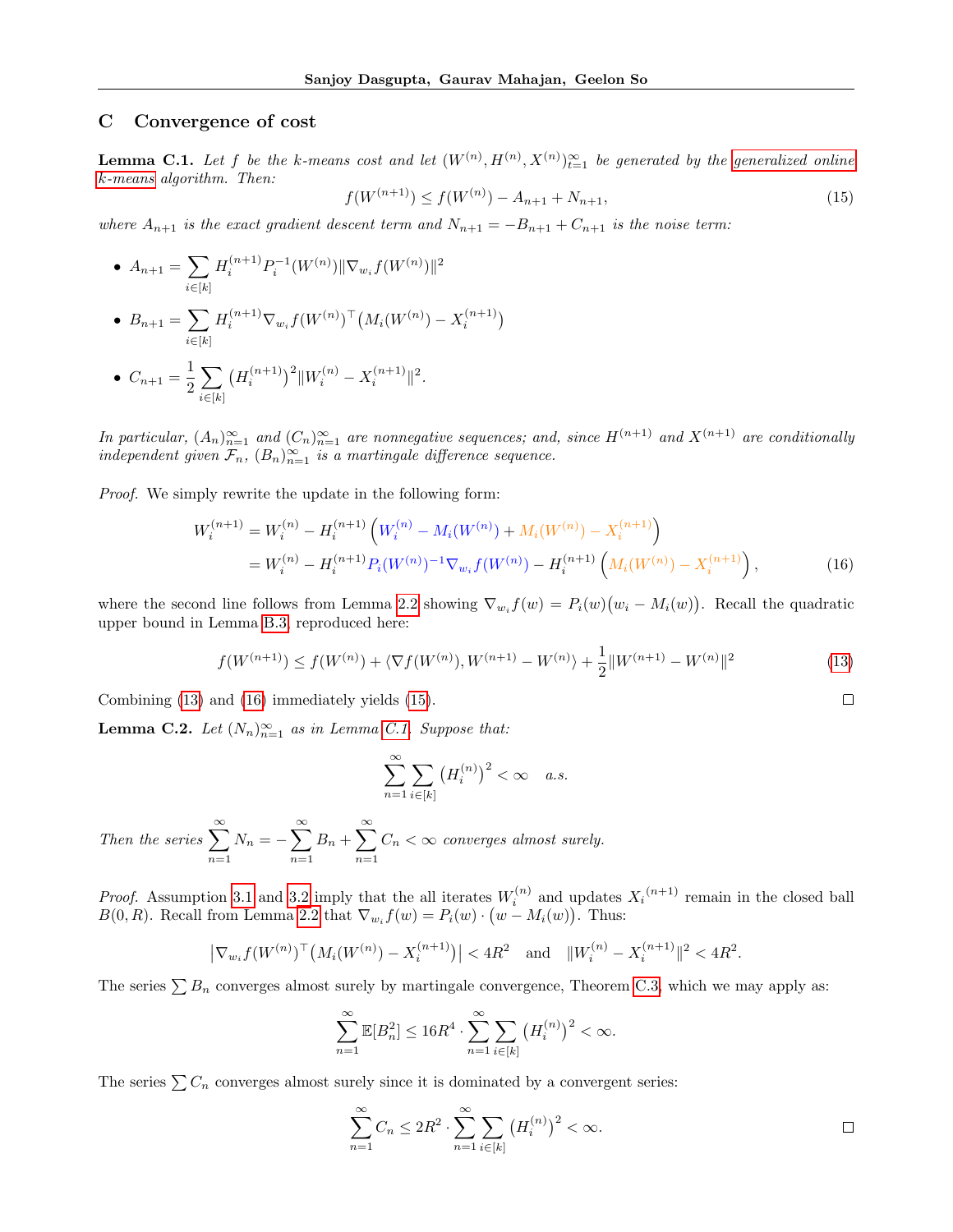## C Convergence of cost

**Lemma C.1.** *Let $f$ be the k-means cost and let $(W^{(n)}, H^{(n)}, X^{(n)})_{t=1}^{\infty}$ be generated by the generalized online k-means algorithm. Then:*

$$f(W^{(n+1)}) \leq f(W^{(n)}) - A_{n+1} + N_{n+1}, \tag{15}$$

*where $A_{n+1}$ is the exact gradient descent term and $N_{n+1} = -B_{n+1} + C_{n+1}$ is the noise term:*

- $A_{n+1} = \sum_{i \in [k]} H_i^{(n+1)} P_i^{-1}(W^{(n)}) \|\nabla_{w_i} f(W^{(n)})\|^2$
- $B_{n+1} = \sum_{i \in [k]} H_i^{(n+1)} \nabla_{w_i} f(W^{(n)})^\top \big(M_i(W^{(n)}) - X_i^{(n+1)}\big)$
- $C_{n+1} = \frac{1}{2} \sum_{i \in [k]} \big(H_i^{(n+1)}\big)^2 \|W_i^{(n)} - X_i^{(n+1)}\|^2.$

*In particular, $(A_n)_{n=1}^{\infty}$ and $(C_n)_{n=1}^{\infty}$ are nonnegative sequences; and, since $H^{(n+1)}$ and $X^{(n+1)}$ are conditionally independent given $\mathcal{F}_n$, $(B_n)_{n=1}^{\infty}$ is a martingale difference sequence.*

*Proof.* We simply rewrite the update in the following form:

$$\begin{aligned} W_i^{(n+1)} &= W_i^{(n)} - H_i^{(n+1)} \Big( W_i^{(n)} - M_i(W^{(n)}) + M_i(W^{(n)}) - X_i^{(n+1)} \Big) \\ &= W_i^{(n)} - H_i^{(n+1)} P_i(W^{(n)})^{-1} \nabla_{w_i} f(W^{(n)}) - H_i^{(n+1)} \Big( M_i(W^{(n)}) - X_i^{(n+1)} \Big), \end{aligned} \tag{16}$$

where the second line follows from Lemma 2.2 showing $\nabla_{w_i} f(w) = P_i(w)\big(w_i - M_i(w)\big)$. Recall the quadratic upper bound in Lemma B.3, reproduced here:

$$f(W^{(n+1)}) \leq f(W^{(n)}) + \langle \nabla f(W^{(n)}), W^{(n+1)} - W^{(n)} \rangle + \frac{1}{2} \|W^{(n+1)} - W^{(n)}\|^2 \tag{13}$$

Combining (13) and (16) immediately yields (15). ☐

**Lemma C.2.** *Let $(N_n)_{n=1}^{\infty}$ as in Lemma C.1. Suppose that:*

$$\sum_{n=1}^{\infty} \sum_{i \in [k]} \big(H_i^{(n)}\big)^2 < \infty \quad a.s.$$

*Then the series $\sum_{n=1}^{\infty} N_n = -\sum_{n=1}^{\infty} B_n + \sum_{n=1}^{\infty} C_n < \infty$ converges almost surely.*

*Proof.* Assumption 3.1 and 3.2 imply that the all iterates $W_i^{(n)}$ and updates $X_i{}^{(n+1)}$ remain in the closed ball $B(0, R)$. Recall from Lemma 2.2 that $\nabla_{w_i} f(w) = P_i(w) \cdot \big(w - M_i(w)\big)$. Thus:

$$\big|\nabla_{w_i} f(W^{(n)})^\top \big(M_i(W^{(n)}) - X_i^{(n+1)}\big)\big| < 4R^2 \quad \text{and} \quad \|W_i^{(n)} - X_i^{(n+1)}\|^2 < 4R^2.$$

The series $\sum B_n$ converges almost surely by martingale convergence, Theorem C.3, which we may apply as:

$$\sum_{n=1}^{\infty} \mathbb{E}[B_n^2] \leq 16R^4 \cdot \sum_{n=1}^{\infty} \sum_{i \in [k]} \big(H_i^{(n)}\big)^2 < \infty.$$

The series $\sum C_n$ converges almost surely since it is dominated by a convergent series:

$$\sum_{n=1}^{\infty} C_n \leq 2R^2 \cdot \sum_{n=1}^{\infty} \sum_{i \in [k]} \big(H_i^{(n)}\big)^2 < \infty.$$

☐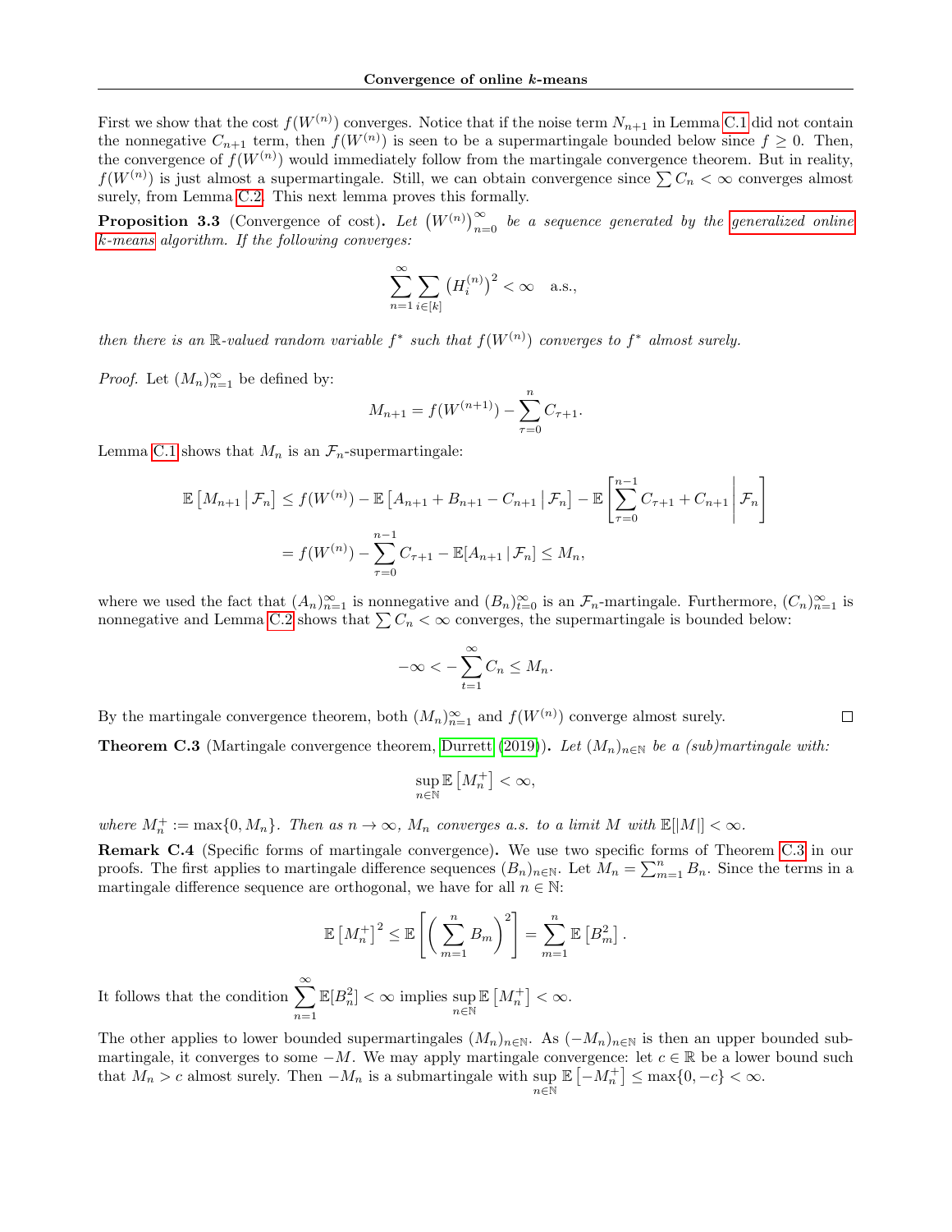First we show that the cost $f(W^{(n)})$ converges. Notice that if the noise term $N_{n+1}$ in Lemma C.1 did not contain the nonnegative $C_{n+1}$ term, then $f(W^{(n)})$ is seen to be a supermartingale bounded below since $f \geq 0$. Then, the convergence of $f(W^{(n)})$ would immediately follow from the martingale convergence theorem. But in reality, $f(W^{(n)})$ is just almost a supermartingale. Still, we can obtain convergence since $\sum C_n < \infty$ converges almost surely, from Lemma C.2. This next lemma proves this formally.

**Proposition 3.3** (Convergence of cost)**.** *Let $\left(W^{(n)}\right)_{n=0}^{\infty}$ be a sequence generated by the generalized online k-means algorithm. If the following converges:*

$$\sum_{n=1}^{\infty} \sum_{i \in [k]} \left(H_i^{(n)}\right)^2 < \infty \quad \text{a.s.},$$

*then there is an $\mathbb{R}$-valued random variable $f^*$ such that $f(W^{(n)})$ converges to $f^*$ almost surely.*

*Proof.* Let $(M_n)_{n=1}^{\infty}$ be defined by:

$$M_{n+1} = f(W^{(n+1)}) - \sum_{\tau=0}^{n} C_{\tau+1}.$$

Lemma C.1 shows that $M_n$ is an $\mathcal{F}_n$-supermartingale:

$$\begin{aligned}
\mathbb{E}\left[M_{n+1} \,\middle|\, \mathcal{F}_n\right] &\leq f(W^{(n)}) - \mathbb{E}\left[A_{n+1} + B_{n+1} - C_{n+1} \,\middle|\, \mathcal{F}_n\right] - \mathbb{E}\left[\sum_{\tau=0}^{n-1} C_{\tau+1} + C_{n+1} \,\middle|\, \mathcal{F}_n\right] \\
&= f(W^{(n)}) - \sum_{\tau=0}^{n-1} C_{\tau+1} - \mathbb{E}[A_{n+1} \,|\, \mathcal{F}_n] \leq M_n,
\end{aligned}$$

where we used the fact that $(A_n)_{n=1}^{\infty}$ is nonnegative and $(B_n)_{t=0}^{\infty}$ is an $\mathcal{F}_n$-martingale. Furthermore, $(C_n)_{n=1}^{\infty}$ is nonnegative and Lemma C.2 shows that $\sum C_n < \infty$ converges, the supermartingale is bounded below:

$$-\infty < -\sum_{t=1}^{\infty} C_n \leq M_n.$$

By the martingale convergence theorem, both $(M_n)_{n=1}^{\infty}$ and $f(W^{(n)})$ converge almost surely. □

**Theorem C.3** (Martingale convergence theorem, Durrett (2019))**.** *Let $(M_n)_{n \in \mathbb{N}}$ be a (sub)martingale with:*

$$\sup_{n \in \mathbb{N}} \mathbb{E}\left[M_n^+\right] < \infty,$$

*where $M_n^+ := \max\{0, M_n\}$. Then as $n \to \infty$, $M_n$ converges a.s. to a limit $M$ with $\mathbb{E}[|M|] < \infty$.*

**Remark C.4** (Specific forms of martingale convergence)**.** We use two specific forms of Theorem C.3 in our proofs. The first applies to martingale difference sequences $(B_n)_{n \in \mathbb{N}}$. Let $M_n = \sum_{m=1}^{n} B_n$. Since the terms in a martingale difference sequence are orthogonal, we have for all $n \in \mathbb{N}$:

$$\mathbb{E}\left[M_n^+\right]^2 \leq \mathbb{E}\left[\left(\sum_{m=1}^{n} B_m\right)^2\right] = \sum_{m=1}^{n} \mathbb{E}\left[B_m^2\right].$$

It follows that the condition $\sum_{n=1}^{\infty} \mathbb{E}[B_n^2] < \infty$ implies $\sup_{n \in \mathbb{N}} \mathbb{E}\left[M_n^+\right] < \infty$.

The other applies to lower bounded supermartingales $(M_n)_{n \in \mathbb{N}}$. As $(-M_n)_{n \in \mathbb{N}}$ is then an upper bounded submartingale, it converges to some $-M$. We may apply martingale convergence: let $c \in \mathbb{R}$ be a lower bound such that $M_n > c$ almost surely. Then $-M_n$ is a submartingale with $\sup_{n \in \mathbb{N}} \mathbb{E}\left[-M_n^+\right] \leq \max\{0, -c\} < \infty$.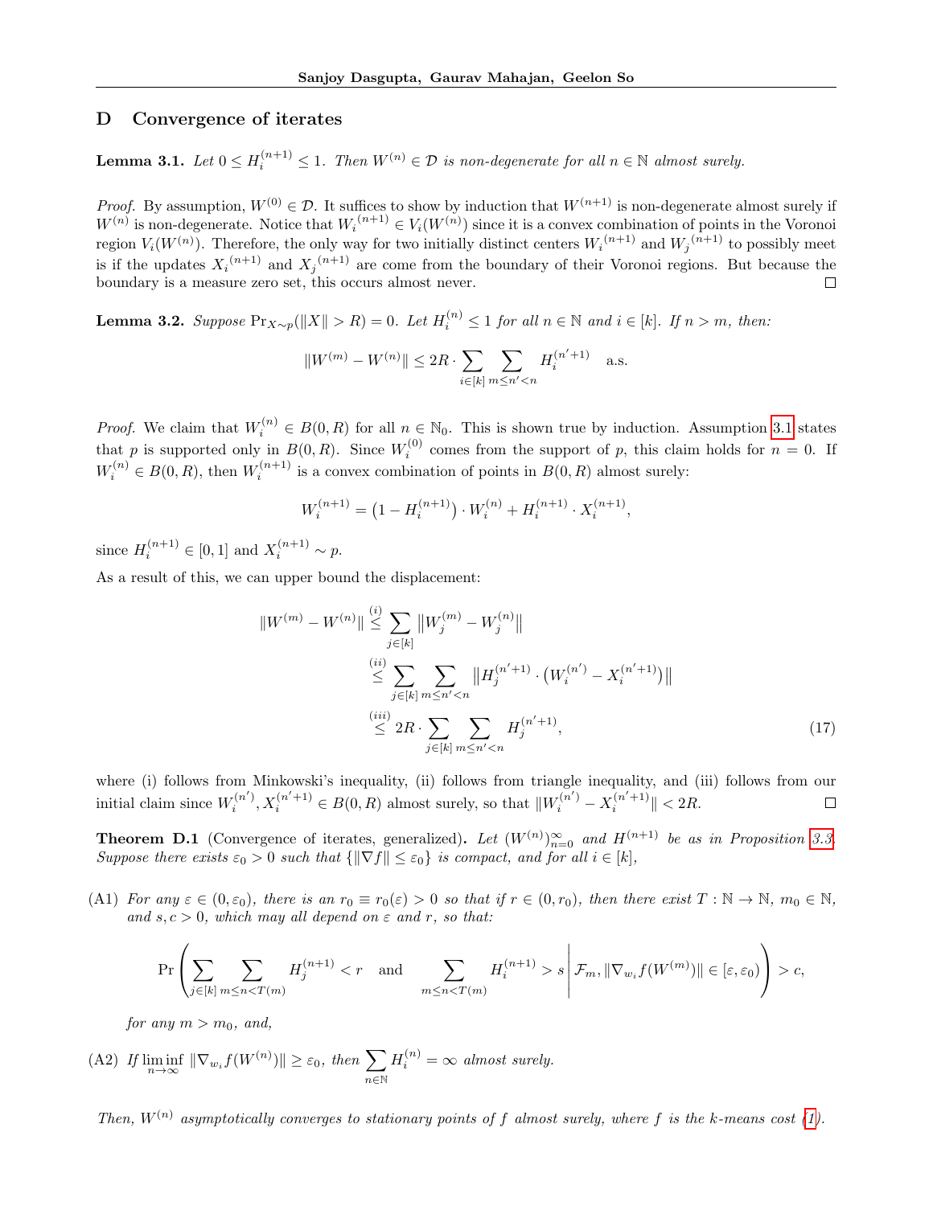## D Convergence of iterates

**Lemma 3.1.** *Let $0 \leq H_i^{(n+1)} \leq 1$. Then $W^{(n)} \in \mathcal{D}$ is non-degenerate for all $n \in \mathbb{N}$ almost surely.*

*Proof.* By assumption, $W^{(0)} \in \mathcal{D}$. It suffices to show by induction that $W^{(n+1)}$ is non-degenerate almost surely if $W^{(n)}$ is non-degenerate. Notice that ${W_i}^{(n+1)} \in V_i(W^{(n)})$ since it is a convex combination of points in the Voronoi region $V_i(W^{(n)})$. Therefore, the only way for two initially distinct centers ${W_i}^{(n+1)}$ and ${W_j}^{(n+1)}$ to possibly meet is if the updates ${X_i}^{(n+1)}$ and ${X_j}^{(n+1)}$ are come from the boundary of their Voronoi regions. But because the boundary is a measure zero set, this occurs almost never. $\square$

**Lemma 3.2.** *Suppose $\Pr_{X\sim p}(\|X\| > R) = 0$. Let $H_i^{(n)} \leq 1$ for all $n \in \mathbb{N}$ and $i \in [k]$. If $n > m$, then:*

$$\|W^{(m)} - W^{(n)}\| \leq 2R \cdot \sum_{i\in[k]} \sum_{m\leq n'<n} H_i^{(n'+1)} \quad \text{a.s.}$$

*Proof.* We claim that $W_i^{(n)} \in B(0, R)$ for all $n \in \mathbb{N}_0$. This is shown true by induction. Assumption 3.1 states that $p$ is supported only in $B(0, R)$. Since $W_i^{(0)}$ comes from the support of $p$, this claim holds for $n = 0$. If $W_i^{(n)} \in B(0, R)$, then $W_i^{(n+1)}$ is a convex combination of points in $B(0, R)$ almost surely:

$$W_i^{(n+1)} = \left(1 - H_i^{(n+1)}\right) \cdot W_i^{(n)} + H_i^{(n+1)} \cdot X_i^{(n+1)},$$

since $H_i^{(n+1)} \in [0, 1]$ and $X_i^{(n+1)} \sim p$.

As a result of this, we can upper bound the displacement:

$$\begin{aligned}
\|W^{(m)} - W^{(n)}\| &\overset{(i)}{\leq} \sum_{j\in[k]} \left\|W_j^{(m)} - W_j^{(n)}\right\| \\
&\overset{(ii)}{\leq} \sum_{j\in[k]} \sum_{m\leq n'<n} \left\|H_j^{(n'+1)} \cdot \left(W_i^{(n')} - X_i^{(n'+1)}\right)\right\| \\
&\overset{(iii)}{\leq} 2R \cdot \sum_{j\in[k]} \sum_{m\leq n'<n} H_j^{(n'+1)},
\end{aligned} \tag{17}$$

where (i) follows from Minkowski's inequality, (ii) follows from triangle inequality, and (iii) follows from our initial claim since $W_i^{(n')}, X_i^{(n'+1)} \in B(0, R)$ almost surely, so that $\|W_i^{(n')} - X_i^{(n'+1)}\| < 2R$. $\square$

**Theorem D.1** (Convergence of iterates, generalized)**.** *Let $(W^{(n)})_{n=0}^\infty$ and $H^{(n+1)}$ be as in Proposition 3.3. Suppose there exists $\varepsilon_0 > 0$ such that $\{\|\nabla f\| \leq \varepsilon_0\}$ is compact, and for all $i \in [k]$,*

(A1) *For any $\varepsilon \in (0, \varepsilon_0)$, there is an $r_0 \equiv r_0(\varepsilon) > 0$ so that if $r \in (0, r_0)$, then there exist $T : \mathbb{N} \to \mathbb{N}$, $m_0 \in \mathbb{N}$, and $s, c > 0$, which may all depend on $\varepsilon$ and $r$, so that:*

$$\Pr\left(\sum_{j\in[k]} \sum_{m\leq n<T(m)} H_j^{(n+1)} < r \quad \text{and} \quad \sum_{m\leq n<T(m)} H_i^{(n+1)} > s \;\middle|\; \mathcal{F}_m, \|\nabla_{w_i} f(W^{(m)})\| \in [\varepsilon, \varepsilon_0)\right) > c,$$

*for any $m > m_0$, and,*

(A2) *If $\liminf_{n\to\infty} \|\nabla_{w_i} f(W^{(n)})\| \geq \varepsilon_0$, then $\sum_{n\in\mathbb{N}} H_i^{(n)} = \infty$ almost surely.*

*Then, $W^{(n)}$ asymptotically converges to stationary points of $f$ almost surely, where $f$ is the $k$-means cost (1).*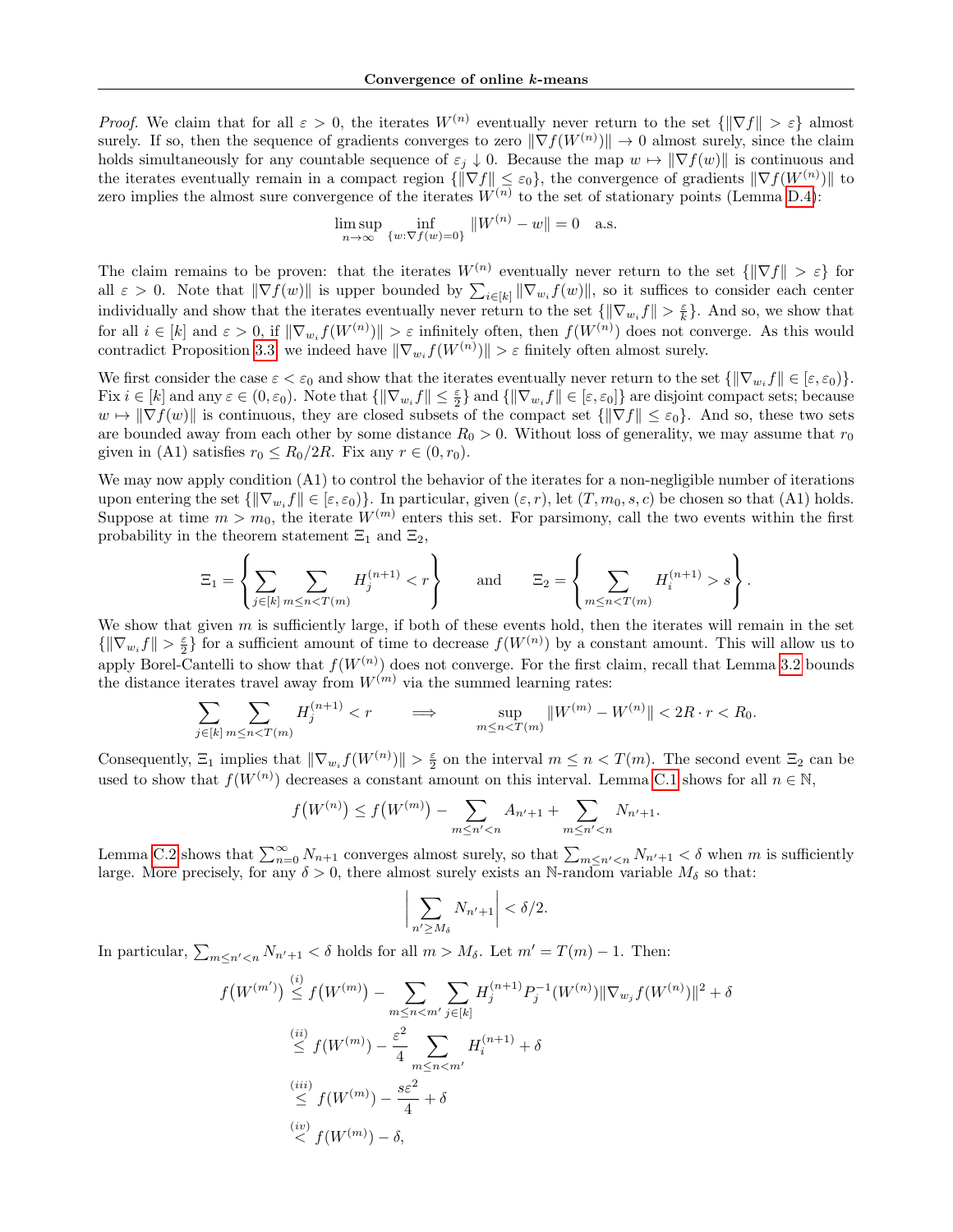*Proof.* We claim that for all $\varepsilon > 0$, the iterates $W^{(n)}$ eventually never return to the set $\{\|\nabla f\| > \varepsilon\}$ almost surely. If so, then the sequence of gradients converges to zero $\|\nabla f(W^{(n)})\| \to 0$ almost surely, since the claim holds simultaneously for any countable sequence of $\varepsilon_j \downarrow 0$. Because the map $w \mapsto \|\nabla f(w)\|$ is continuous and the iterates eventually remain in a compact region $\{\|\nabla f\| \le \varepsilon_0\}$, the convergence of gradients $\|\nabla f(W^{(n)})\|$ to zero implies the almost sure convergence of the iterates $W^{(n)}$ to the set of stationary points (Lemma D.4):

$$\limsup_{n\to\infty} \inf_{\{w : \nabla f(w) = 0\}} \|W^{(n)} - w\| = 0 \quad \text{a.s.}$$

The claim remains to be proven: that the iterates $W^{(n)}$ eventually never return to the set $\{\|\nabla f\| > \varepsilon\}$ for all $\varepsilon > 0$. Note that $\|\nabla f(w)\|$ is upper bounded by $\sum_{i\in[k]} \|\nabla_{w_i} f(w)\|$, so it suffices to consider each center individually and show that the iterates eventually never return to the set $\{\|\nabla_{w_i} f\| > \frac{\varepsilon}{k}\}$. And so, we show that for all $i \in [k]$ and $\varepsilon > 0$, if $\|\nabla_{w_i} f(W^{(n)})\| > \varepsilon$ infinitely often, then $f(W^{(n)})$ does not converge. As this would contradict Proposition 3.3, we indeed have $\|\nabla_{w_i} f(W^{(n)})\| > \varepsilon$ finitely often almost surely.

We first consider the case $\varepsilon < \varepsilon_0$ and show that the iterates eventually never return to the set $\{\|\nabla_{w_i} f\| \in [\varepsilon, \varepsilon_0)\}$. Fix $i \in [k]$ and any $\varepsilon \in (0, \varepsilon_0)$. Note that $\{\|\nabla_{w_i} f\| \le \frac{\varepsilon}{2}\}$ and $\{\|\nabla_{w_i} f\| \in [\varepsilon, \varepsilon_0]\}$ are disjoint compact sets; because $w \mapsto \|\nabla f(w)\|$ is continuous, they are closed subsets of the compact set $\{\|\nabla f\| \le \varepsilon_0\}$. And so, these two sets are bounded away from each other by some distance $R_0 > 0$. Without loss of generality, we may assume that $r_0$ given in (A1) satisfies $r_0 \le R_0/2R$. Fix any $r \in (0, r_0)$.

We may now apply condition (A1) to control the behavior of the iterates for a non-negligible number of iterations upon entering the set $\{\|\nabla_{w_i} f\| \in [\varepsilon, \varepsilon_0)\}$. In particular, given $(\varepsilon, r)$, let $(T, m_0, s, c)$ be chosen so that (A1) holds. Suppose at time $m > m_0$, the iterate $W^{(m)}$ enters this set. For parsimony, call the two events within the first probability in the theorem statement $\Xi_1$ and $\Xi_2$,

$$\Xi_1 = \left\{ \sum_{j\in[k]} \sum_{m \le n < T(m)} H_j^{(n+1)} < r \right\} \qquad \text{and} \qquad \Xi_2 = \left\{ \sum_{m\le n<T(m)} H_i^{(n+1)} > s \right\}.$$

We show that given $m$ is sufficiently large, if both of these events hold, then the iterates will remain in the set $\{\|\nabla_{w_i} f\| > \frac{\varepsilon}{2}\}$ for a sufficient amount of time to decrease $f(W^{(n)})$ by a constant amount. This will allow us to apply Borel-Cantelli to show that $f(W^{(n)})$ does not converge. For the first claim, recall that Lemma 3.2 bounds the distance iterates travel away from $W^{(m)}$ via the summed learning rates:

$$\sum_{j\in[k]} \sum_{m\le n<T(m)} H_j^{(n+1)} < r \qquad \Longrightarrow \qquad \sup_{m \le n < T(m)} \|W^{(m)} - W^{(n)}\| < 2R \cdot r < R_0.$$

Consequently, $\Xi_1$ implies that $\|\nabla_{w_i} f(W^{(n)})\| > \frac{\varepsilon}{2}$ on the interval $m \le n < T(m)$. The second event $\Xi_2$ can be used to show that $f(W^{(n)})$ decreases a constant amount on this interval. Lemma C.1 shows for all $n \in \mathbb{N}$,

$$f\big(W^{(n)}\big) \le f\big(W^{(m)}\big) - \sum_{m\le n'<n} A_{n'+1} + \sum_{m\le n'<n} N_{n'+1}.$$

Lemma C.2 shows that $\sum_{n=0}^{\infty} N_{n+1}$ converges almost surely, so that $\sum_{m\le n'<n} N_{n'+1} < \delta$ when $m$ is sufficiently large. More precisely, for any $\delta > 0$, there almost surely exists an $\mathbb{N}$-random variable $M_\delta$ so that:

$$\left| \sum_{n' \ge M_\delta} N_{n'+1} \right| < \delta/2.$$

In particular, $\sum_{m\le n'<n} N_{n'+1} < \delta$ holds for all $m > M_\delta$. Let $m' = T(m) - 1$. Then:

$$\begin{aligned}
f\big(W^{(m')}\big) &\overset{(i)}{\le} f\big(W^{(m)}\big) - \sum_{m\le n<m'} \sum_{j\in[k]} H_j^{(n+1)} P_j^{-1}(W^{(n)}) \|\nabla_{w_j} f(W^{(n)})\|^2 + \delta \\
&\overset{(ii)}{\le} f(W^{(m)}) - \frac{\varepsilon^2}{4} \sum_{m\le n<m'} H_i^{(n+1)} + \delta \\
&\overset{(iii)}{\le} f(W^{(m)}) - \frac{s\varepsilon^2}{4} + \delta \\
&\overset{(iv)}{<} f(W^{(m)}) - \delta,
\end{aligned}$$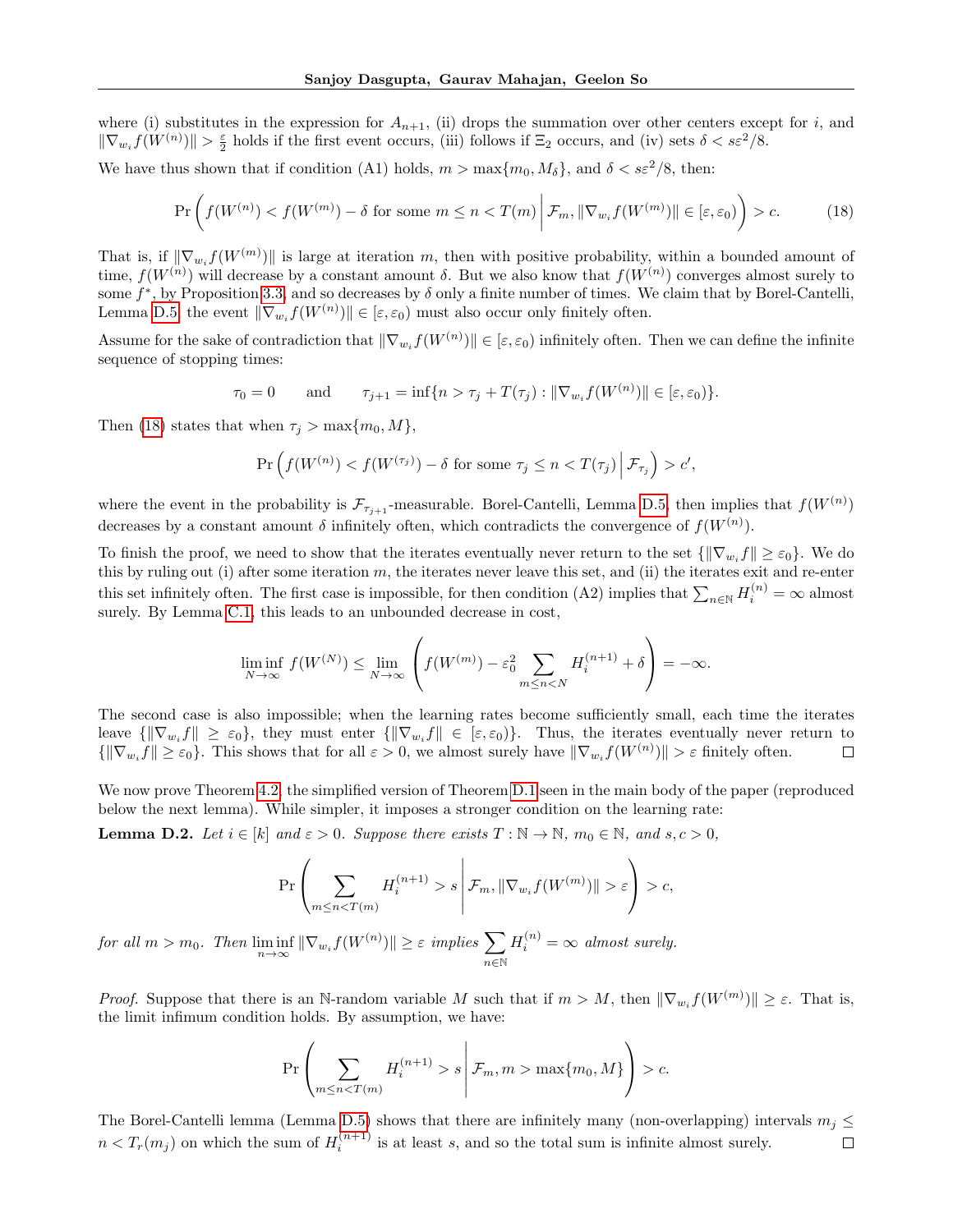where (i) substitutes in the expression for $A_{n+1}$, (ii) drops the summation over other centers except for $i$, and $\|\nabla_{w_i} f(W^{(n)})\| > \frac{\varepsilon}{2}$ holds if the first event occurs, (iii) follows if $\Xi_2$ occurs, and (iv) sets $\delta < s\varepsilon^2/8$.

We have thus shown that if condition (A1) holds, $m > \max\{m_0, M_\delta\}$, and $\delta < s\varepsilon^2/8$, then:

$$\Pr\left( f(W^{(n)}) < f(W^{(m)}) - \delta \text{ for some } m \leq n < T(m) \,\middle|\, \mathcal{F}_m, \|\nabla_{w_i} f(W^{(m)})\| \in [\varepsilon, \varepsilon_0) \right) > c. \tag{18}$$

That is, if $\|\nabla_{w_i} f(W^{(m)})\|$ is large at iteration $m$, then with positive probability, within a bounded amount of time, $f(W^{(n)})$ will decrease by a constant amount $\delta$. But we also know that $f(W^{(n)})$ converges almost surely to some $f^*$, by Proposition 3.3, and so decreases by $\delta$ only a finite number of times. We claim that by Borel-Cantelli, Lemma D.5, the event $\|\nabla_{w_i} f(W^{(n)})\| \in [\varepsilon, \varepsilon_0)$ must also occur only finitely often.

Assume for the sake of contradiction that $\|\nabla_{w_i} f(W^{(n)})\| \in [\varepsilon, \varepsilon_0)$ infinitely often. Then we can define the infinite sequence of stopping times:

$$\tau_0 = 0 \qquad \text{and} \qquad \tau_{j+1} = \inf\{n > \tau_j + T(\tau_j) : \|\nabla_{w_i} f(W^{(n)})\| \in [\varepsilon, \varepsilon_0)\}.$$

Then (18) states that when $\tau_j > \max\{m_0, M\}$,

$$\Pr\left( f(W^{(n)}) < f(W^{(\tau_j)}) - \delta \text{ for some } \tau_j \leq n < T(\tau_j) \,\middle|\, \mathcal{F}_{\tau_j} \right) > c',$$

where the event in the probability is $\mathcal{F}_{\tau_{j+1}}$-measurable. Borel-Cantelli, Lemma D.5, then implies that $f(W^{(n)})$ decreases by a constant amount $\delta$ infinitely often, which contradicts the convergence of $f(W^{(n)})$.

To finish the proof, we need to show that the iterates eventually never return to the set $\{\|\nabla_{w_i} f\| \geq \varepsilon_0\}$. We do this by ruling out (i) after some iteration $m$, the iterates never leave this set, and (ii) the iterates exit and re-enter this set infinitely often. The first case is impossible, for then condition (A2) implies that $\sum_{n\in\mathbb{N}} H_i^{(n)} = \infty$ almost surely. By Lemma C.1, this leads to an unbounded decrease in cost,

$$\liminf_{N\to\infty} f(W^{(N)}) \leq \lim_{N\to\infty} \left( f(W^{(m)}) - \varepsilon_0^2 \sum_{m\leq n<N} H_i^{(n+1)} + \delta \right) = -\infty.$$

The second case is also impossible; when the learning rates become sufficiently small, each time the iterates leave $\{\|\nabla_{w_i} f\| \geq \varepsilon_0\}$, they must enter $\{\|\nabla_{w_i} f\| \in [\varepsilon, \varepsilon_0)\}$. Thus, the iterates eventually never return to $\{\|\nabla_{w_i} f\| \geq \varepsilon_0\}$. This shows that for all $\varepsilon > 0$, we almost surely have $\|\nabla_{w_i} f(W^{(n)})\| > \varepsilon$ finitely often. ∎

We now prove Theorem 4.2, the simplified version of Theorem D.1 seen in the main body of the paper (reproduced below the next lemma). While simpler, it imposes a stronger condition on the learning rate:

**Lemma D.2.** *Let $i \in [k]$ and $\varepsilon > 0$. Suppose there exists $T : \mathbb{N} \to \mathbb{N}$, $m_0 \in \mathbb{N}$, and $s, c > 0$,*

$$\Pr\left( \sum_{m\leq n<T(m)} H_i^{(n+1)} > s \,\middle|\, \mathcal{F}_m, \|\nabla_{w_i} f(W^{(m)})\| > \varepsilon \right) > c,$$

*for all $m > m_0$. Then $\liminf_{n\to\infty} \|\nabla_{w_i} f(W^{(n)})\| \geq \varepsilon$ implies $\sum_{n\in\mathbb{N}} H_i^{(n)} = \infty$ almost surely.*

*Proof.* Suppose that there is an $\mathbb{N}$-random variable $M$ such that if $m > M$, then $\|\nabla_{w_i} f(W^{(m)})\| \geq \varepsilon$. That is, the limit infimum condition holds. By assumption, we have:

$$\Pr\left( \sum_{m\leq n<T(m)} H_i^{(n+1)} > s \,\middle|\, \mathcal{F}_m, m > \max\{m_0, M\} \right) > c.$$

The Borel-Cantelli lemma (Lemma D.5) shows that there are infinitely many (non-overlapping) intervals $m_j \leq n < T_r(m_j)$ on which the sum of $H_i^{(n+1)}$ is at least $s$, and so the total sum is infinite almost surely. ∎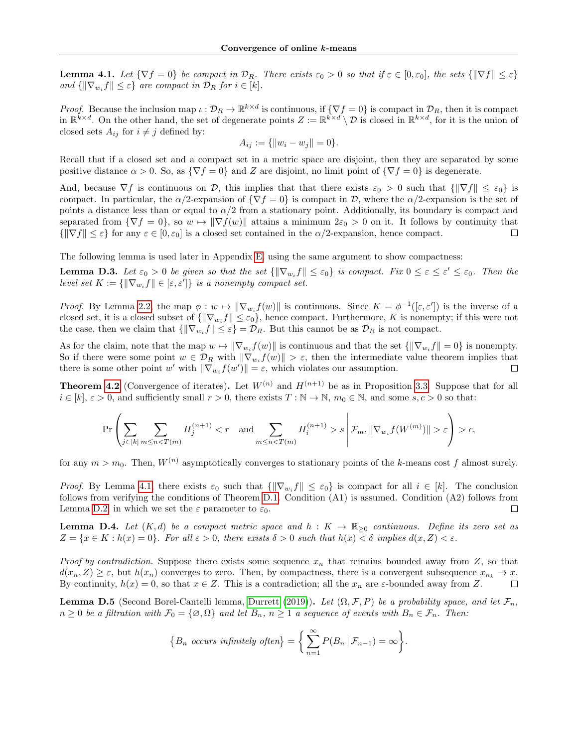**Lemma 4.1.** *Let $\{\nabla f = 0\}$ be compact in $\mathcal{D}_R$. There exists $\varepsilon_0 > 0$ so that if $\varepsilon \in [0, \varepsilon_0]$, the sets $\{\|\nabla f\| \le \varepsilon\}$ and $\{\|\nabla_{w_i} f\| \le \varepsilon\}$ are compact in $\mathcal{D}_R$ for $i \in [k]$.*

*Proof.* Because the inclusion map $\iota : \mathcal{D}_R \to \mathbb{R}^{k \times d}$ is continuous, if $\{\nabla f = 0\}$ is compact in $\mathcal{D}_R$, then it is compact in $\mathbb{R}^{k\times d}$. On the other hand, the set of degenerate points $Z := \mathbb{R}^{k\times d} \setminus \mathcal{D}$ is closed in $\mathbb{R}^{k\times d}$, for it is the union of closed sets $A_{ij}$ for $i \ne j$ defined by:

$$A_{ij} := \{\|w_i - w_j\| = 0\}.$$

Recall that if a closed set and a compact set in a metric space are disjoint, then they are separated by some positive distance $\alpha > 0$. So, as $\{\nabla f = 0\}$ and $Z$ are disjoint, no limit point of $\{\nabla f = 0\}$ is degenerate.

And, because $\nabla f$ is continuous on $\mathcal{D}$, this implies that that there exists $\varepsilon_0 > 0$ such that $\{\|\nabla f\| \le \varepsilon_0\}$ is compact. In particular, the $\alpha/2$-expansion of $\{\nabla f = 0\}$ is compact in $\mathcal{D}$, where the $\alpha/2$-expansion is the set of points a distance less than or equal to $\alpha/2$ from a stationary point. Additionally, its boundary is compact and separated from $\{\nabla f = 0\}$, so $w \mapsto \|\nabla f(w)\|$ attains a minimum $2\varepsilon_0 > 0$ on it. It follows by continuity that $\{\|\nabla f\| \le \varepsilon\}$ for any $\varepsilon \in [0, \varepsilon_0]$ is a closed set contained in the $\alpha/2$-expansion, hence compact. ◻

The following lemma is used later in Appendix E, using the same argument to show compactness:

**Lemma D.3.** *Let $\varepsilon_0 > 0$ be given so that the set $\{\|\nabla_{w_i} f\| \le \varepsilon_0\}$ is compact. Fix $0 \le \varepsilon \le \varepsilon' \le \varepsilon_0$. Then the level set $K := \{\|\nabla_{w_i} f\| \in [\varepsilon, \varepsilon']\}$ is a nonempty compact set.*

*Proof.* By Lemma 2.2, the map $\phi : w \mapsto \|\nabla_{w_i} f(w)\|$ is continuous. Since $K = \phi^{-1}([\varepsilon, \varepsilon'])$ is the inverse of a closed set, it is a closed subset of $\{\|\nabla_{w_i} f\| \le \varepsilon_0\}$, hence compact. Furthermore, $K$ is nonempty; if this were not the case, then we claim that $\{\|\nabla_{w_i} f\| \le \varepsilon\} = \mathcal{D}_R$. But this cannot be as $\mathcal{D}_R$ is not compact.

As for the claim, note that the map $w \mapsto \|\nabla_{w_i} f(w)\|$ is continuous and that the set $\{\|\nabla_{w_i} f\| = 0\}$ is nonempty. So if there were some point $w \in \mathcal{D}_R$ with $\|\nabla_{w_i} f(w)\| > \varepsilon$, then the intermediate value theorem implies that there is some other point $w'$ with $\|\nabla_{w_i} f(w')\| = \varepsilon$, which violates our assumption. ◻

**Theorem 4.2** (Convergence of iterates)**.** Let $W^{(n)}$ and $H^{(n+1)}$ be as in Proposition 3.3. Suppose that for all $i \in [k]$, $\varepsilon > 0$, and sufficiently small $r > 0$, there exists $T : \mathbb{N} \to \mathbb{N}$, $m_0 \in \mathbb{N}$, and some $s, c > 0$ so that:

$$\Pr\left( \sum_{j\in[k]} \sum_{m \le n < T(m)} H_j^{(n+1)} < r \quad \text{and} \sum_{m \le n < T(m)} H_i^{(n+1)} > s \,\middle|\, \mathcal{F}_m, \|\nabla_{w_i} f(W^{(m)})\| > \varepsilon \right) > c,$$

for any $m > m_0$. Then, $W^{(n)}$ asymptotically converges to stationary points of the $k$-means cost $f$ almost surely.

*Proof.* By Lemma 4.1, there exists $\varepsilon_0$ such that $\{\|\nabla_{w_i} f\| \le \varepsilon_0\}$ is compact for all $i \in [k]$. The conclusion follows from verifying the conditions of Theorem D.1. Condition (A1) is assumed. Condition (A2) follows from Lemma D.2, in which we set the $\varepsilon$ parameter to $\varepsilon_0$. ◻

**Lemma D.4.** *Let $(K, d)$ be a compact metric space and $h : K \to \mathbb{R}_{\ge 0}$ continuous. Define its zero set as $Z = \{x \in K : h(x) = 0\}$. For all $\varepsilon > 0$, there exists $\delta > 0$ such that $h(x) < \delta$ implies $d(x, Z) < \varepsilon$.*

*Proof by contradiction.* Suppose there exists some sequence $x_n$ that remains bounded away from $Z$, so that $d(x_n, Z) \ge \varepsilon$, but $h(x_n)$ converges to zero. Then, by compactness, there is a convergent subsequence $x_{n_k} \to x$. By continuity, $h(x) = 0$, so that $x \in Z$. This is a contradiction; all the $x_n$ are $\varepsilon$-bounded away from $Z$. ◻

**Lemma D.5** (Second Borel-Cantelli lemma, Durrett (2019))**.** *Let $(\Omega, \mathcal{F}, P)$ be a probability space, and let $\mathcal{F}_n$, $n \ge 0$ be a filtration with $\mathcal{F}_0 = \{\varnothing, \Omega\}$ and let $B_n$, $n \ge 1$ a sequence of events with $B_n \in \mathcal{F}_n$. Then:*

$$\big\{B_n \text{ occurs infinitely often}\big\} = \left\{ \sum_{n=1}^{\infty} P(B_n \,|\, \mathcal{F}_{n-1}) = \infty \right\}.$$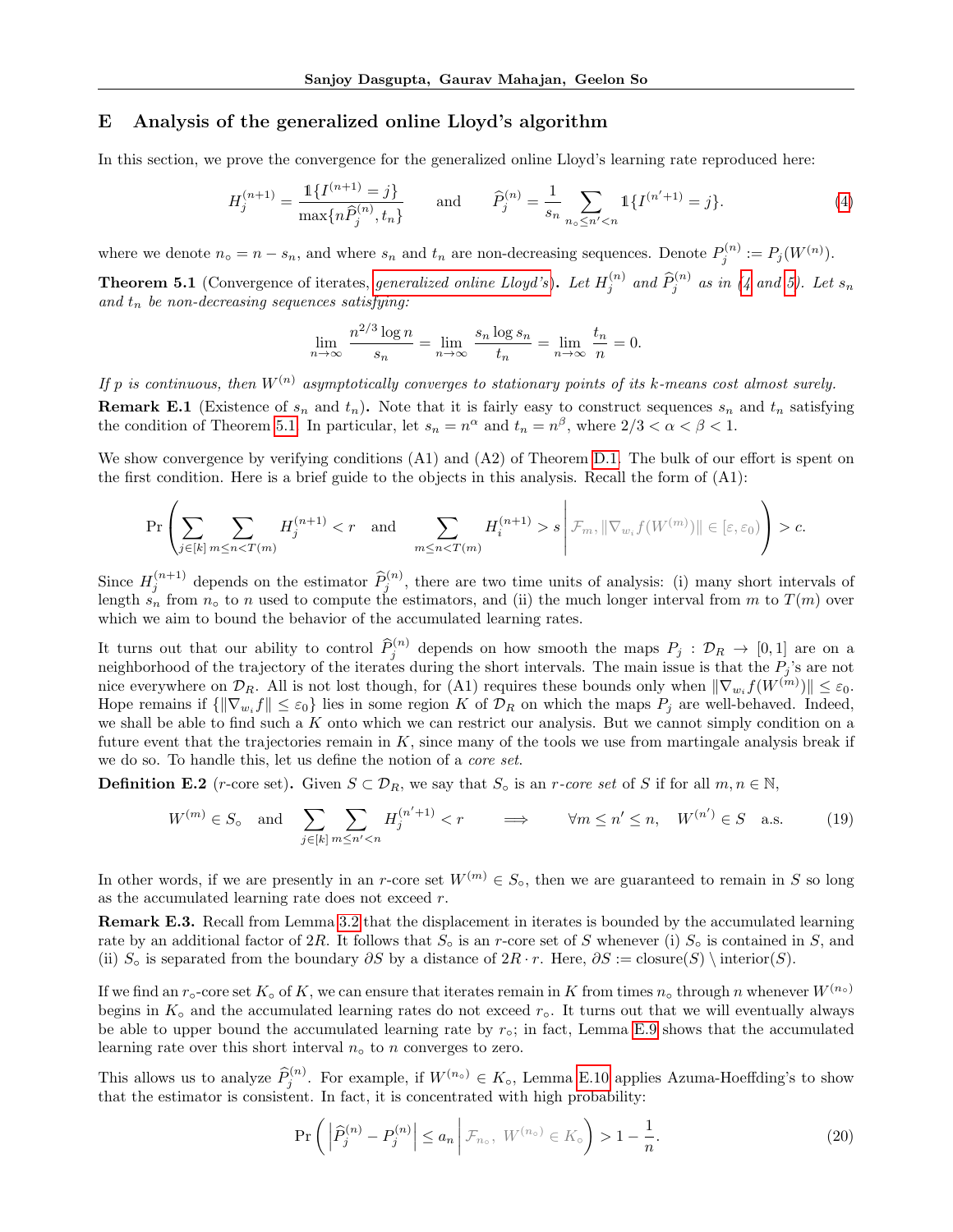## E Analysis of the generalized online Lloyd's algorithm

In this section, we prove the convergence for the generalized online Lloyd's learning rate reproduced here:

$$H_j^{(n+1)} = \frac{\mathbb{1}\{I^{(n+1)} = j\}}{\max\{n\widehat{P}_j^{(n)}, t_n\}} \qquad \text{and} \qquad \widehat{P}_j^{(n)} = \frac{1}{s_n} \sum_{n_\circ \le n' < n} \mathbb{1}\{I^{(n'+1)} = j\}. \tag{4}$$

where we denote $n_\circ = n - s_n$, and where $s_n$ and $t_n$ are non-decreasing sequences. Denote $P_j^{(n)} := P_j(W^{(n)})$.

**Theorem 5.1** (Convergence of iterates, *generalized online Lloyd's*)**.** *Let $H_j^{(n)}$ and $\widehat{P}_j^{(n)}$ as in (4 and 5). Let $s_n$ and $t_n$ be non-decreasing sequences satisfying:*

$$\lim_{n\to\infty} \frac{n^{2/3}\log n}{s_n} = \lim_{n\to\infty} \frac{s_n \log s_n}{t_n} = \lim_{n\to\infty} \frac{t_n}{n} = 0.$$

*If $p$ is continuous, then $W^{(n)}$ asymptotically converges to stationary points of its $k$-means cost almost surely.*

**Remark E.1** (Existence of $s_n$ and $t_n$)**.** Note that it is fairly easy to construct sequences $s_n$ and $t_n$ satisfying the condition of Theorem 5.1. In particular, let $s_n = n^\alpha$ and $t_n = n^\beta$, where $2/3 < \alpha < \beta < 1$.

We show convergence by verifying conditions (A1) and (A2) of Theorem D.1. The bulk of our effort is spent on the first condition. Here is a brief guide to the objects in this analysis. Recall the form of (A1):

$$\Pr\left(\sum_{j\in[k]} \sum_{m\le n<T(m)} H_j^{(n+1)} < r \quad \text{and} \quad \sum_{m\le n<T(m)} H_i^{(n+1)} > s \,\middle|\, \mathcal{F}_m, \|\nabla_{w_i} f(W^{(m)})\| \in [\varepsilon, \varepsilon_0)\right) > c.$$

Since $H_j^{(n+1)}$ depends on the estimator $\widehat{P}_j^{(n)}$, there are two time units of analysis: (i) many short intervals of length $s_n$ from $n_\circ$ to $n$ used to compute the estimators, and (ii) the much longer interval from $m$ to $T(m)$ over which we aim to bound the behavior of the accumulated learning rates.

It turns out that our ability to control $\widehat{P}_j^{(n)}$ depends on how smooth the maps $P_j : \mathcal{D}_R \to [0,1]$ are on a neighborhood of the trajectory of the iterates during the short intervals. The main issue is that the $P_j$'s are not nice everywhere on $\mathcal{D}_R$. All is not lost though, for (A1) requires these bounds only when $\|\nabla_{w_i} f(W^{(m)})\| \le \varepsilon_0$. Hope remains if $\{\|\nabla_{w_i} f\| \le \varepsilon_0\}$ lies in some region $K$ of $\mathcal{D}_R$ on which the maps $P_j$ are well-behaved. Indeed, we shall be able to find such a $K$ onto which we can restrict our analysis. But we cannot simply condition on a future event that the trajectories remain in $K$, since many of the tools we use from martingale analysis break if we do so. To handle this, let us define the notion of a *core set*.

**Definition E.2** ($r$-core set)**.** Given $S \subset \mathcal{D}_R$, we say that $S_\circ$ is an *$r$-core set* of $S$ if for all $m, n \in \mathbb{N}$,

$$W^{(m)} \in S_\circ \quad \text{and} \quad \sum_{j\in[k]} \sum_{m\le n'<n} H_j^{(n'+1)} < r \qquad \Longrightarrow \qquad \forall m \le n' \le n, \quad W^{(n')} \in S \quad \text{a.s.} \tag{19}$$

In other words, if we are presently in an $r$-core set $W^{(m)} \in S_\circ$, then we are guaranteed to remain in $S$ so long as the accumulated learning rate does not exceed $r$.

**Remark E.3.** Recall from Lemma 3.2 that the displacement in iterates is bounded by the accumulated learning rate by an additional factor of $2R$. It follows that $S_\circ$ is an $r$-core set of $S$ whenever (i) $S_\circ$ is contained in $S$, and (ii) $S_\circ$ is separated from the boundary $\partial S$ by a distance of $2R \cdot r$. Here, $\partial S := \text{closure}(S) \setminus \text{interior}(S)$.

If we find an $r_\circ$-core set $K_\circ$ of $K$, we can ensure that iterates remain in $K$ from times $n_\circ$ through $n$ whenever $W^{(n_\circ)}$ begins in $K_\circ$ and the accumulated learning rates do not exceed $r_\circ$. It turns out that we will eventually always be able to upper bound the accumulated learning rate by $r_\circ$; in fact, Lemma E.9 shows that the accumulated learning rate over this short interval $n_\circ$ to $n$ converges to zero.

This allows us to analyze $\widehat{P}_j^{(n)}$. For example, if $W^{(n_\circ)} \in K_\circ$, Lemma E.10 applies Azuma-Hoeffding's to show that the estimator is consistent. In fact, it is concentrated with high probability:

$$\Pr\left(\left|\widehat{P}_j^{(n)} - P_j^{(n)}\right| \le a_n \,\middle|\, \mathcal{F}_{n_\circ},\ W^{(n_\circ)} \in K_\circ\right) > 1 - \frac{1}{n}. \tag{20}$$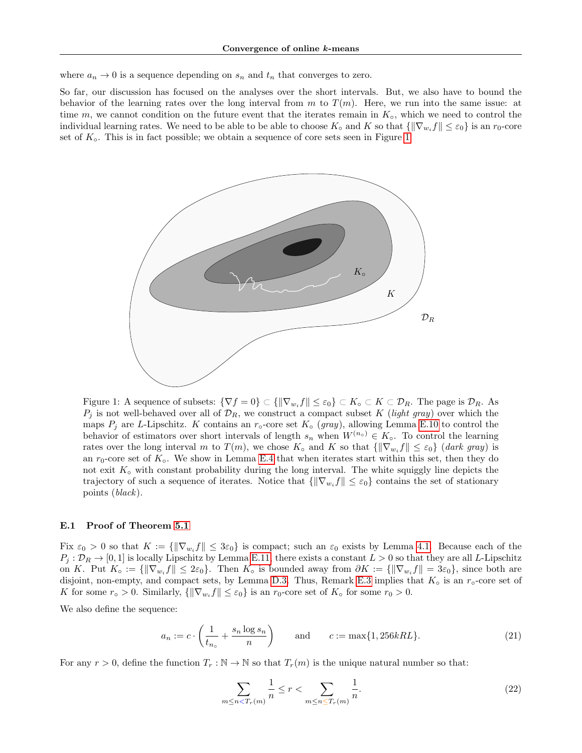where $a_n \to 0$ is a sequence depending on $s_n$ and $t_n$ that converges to zero.

So far, our discussion has focused on the analyses over the short intervals. But, we also have to bound the behavior of the learning rates over the long interval from $m$ to $T(m)$. Here, we run into the same issue: at time $m$, we cannot condition on the future event that the iterates remain in $K_\circ$, which we need to control the individual learning rates. We need to be able to be able to choose $K_\circ$ and $K$ so that $\{\|\nabla_{w_i} f\| \leq \varepsilon_0\}$ is an $r_0$-core set of $K_\circ$. This is in fact possible; we obtain a sequence of core sets seen in Figure 1.

$K_\circ$

$K$

$\mathcal{D}_R$

Figure 1: A sequence of subsets: $\{\nabla f = 0\} \subset \{\|\nabla_{w_i} f\| \leq \varepsilon_0\} \subset K_\circ \subset K \subset \mathcal{D}_R$. The page is $\mathcal{D}_R$. As $P_j$ is not well-behaved over all of $\mathcal{D}_R$, we construct a compact subset $K$ (*light gray*) over which the maps $P_j$ are $L$-Lipschitz. $K$ contains an $r_\circ$-core set $K_\circ$ (*gray*), allowing Lemma E.10 to control the behavior of estimators over short intervals of length $s_n$ when $W^{(n_\circ)} \in K_\circ$. To control the learning rates over the long interval $m$ to $T(m)$, we chose $K_\circ$ and $K$ so that $\{\|\nabla_{w_i} f\| \leq \varepsilon_0\}$ (*dark gray*) is an $r_0$-core set of $K_\circ$. We show in Lemma E.4 that when iterates start within this set, then they do not exit $K_\circ$ with constant probability during the long interval. The white squiggly line depicts the trajectory of such a sequence of iterates. Notice that $\{\|\nabla_{w_i} f\| \leq \varepsilon_0\}$ contains the set of stationary points (*black*).

### E.1 Proof of Theorem 5.1

Fix $\varepsilon_0 > 0$ so that $K := \{\|\nabla_{w_i} f\| \leq 3\varepsilon_0\}$ is compact; such an $\varepsilon_0$ exists by Lemma 4.1. Because each of the $P_j : \mathcal{D}_R \to [0, 1]$ is locally Lipschitz by Lemma E.11, there exists a constant $L > 0$ so that they are all $L$-Lipschitz on $K$. Put $K_\circ := \{\|\nabla_{w_i} f\| \leq 2\varepsilon_0\}$. Then $K_\circ$ is bounded away from $\partial K := \{\|\nabla_{w_i} f\| = 3\varepsilon_0\}$, since both are disjoint, non-empty, and compact sets, by Lemma D.3. Thus, Remark E.3 implies that $K_\circ$ is an $r_\circ$-core set of $K$ for some $r_\circ > 0$. Similarly, $\{\|\nabla_{w_i} f\| \leq \varepsilon_0\}$ is an $r_0$-core set of $K_\circ$ for some $r_0 > 0$.

We also define the sequence:

$$a_n := c \cdot \left( \frac{1}{t_{n_\circ}} + \frac{s_n \log s_n}{n} \right) \qquad \text{and} \qquad c := \max\{1, 256kRL\}. \tag{21}$$

For any $r > 0$, define the function $T_r : \mathbb{N} \to \mathbb{N}$ so that $T_r(m)$ is the unique natural number so that:

$$\sum_{m \leq n < T_r(m)} \frac{1}{n} \leq r < \sum_{m \leq n \leq T_r(m)} \frac{1}{n}. \tag{22}$$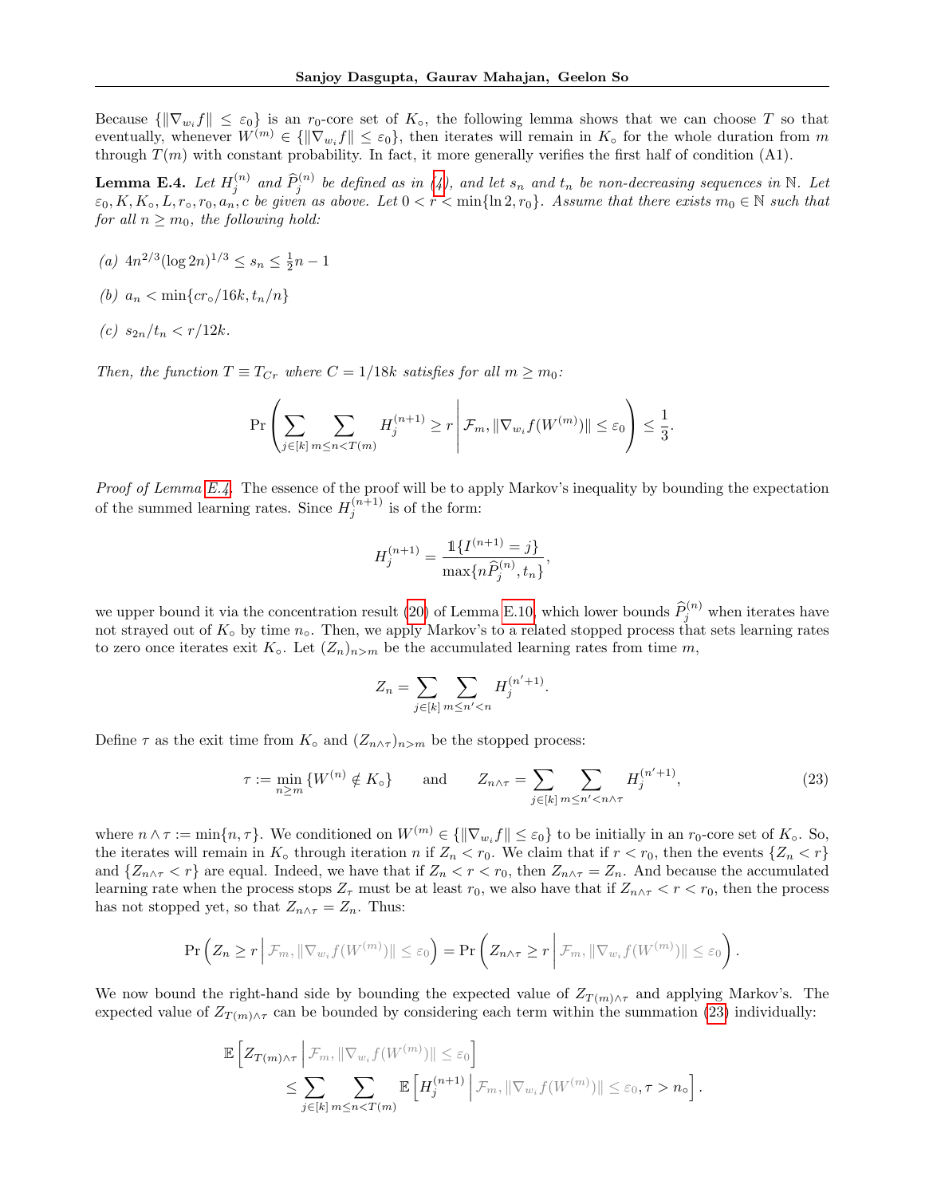Because $\{\|\nabla_{w_i} f\| \leq \varepsilon_0\}$ is an $r_0$-core set of $K_\circ$, the following lemma shows that we can choose $T$ so that eventually, whenever $W^{(m)} \in \{\|\nabla_{w_i} f\| \leq \varepsilon_0\}$, then iterates will remain in $K_\circ$ for the whole duration from $m$ through $T(m)$ with constant probability. In fact, it more generally verifies the first half of condition (A1).

**Lemma E.4.** *Let $H_j^{(n)}$ and $\widehat{P}_j^{(n)}$ be defined as in (4), and let $s_n$ and $t_n$ be non-decreasing sequences in $\mathbb{N}$. Let $\varepsilon_0, K, K_\circ, L, r_\circ, r_0, a_n, c$ be given as above. Let $0 < r < \min\{\ln 2, r_0\}$. Assume that there exists $m_0 \in \mathbb{N}$ such that for all $n \geq m_0$, the following hold:*

*(a) $4n^{2/3}(\log 2n)^{1/3} \leq s_n \leq \frac{1}{2}n - 1$*

*(b) $a_n < \min\{cr_\circ/16k, t_n/n\}$*

*(c) $s_{2n}/t_n < r/12k$.*

*Then, the function $T \equiv T_{Cr}$ where $C = 1/18k$ satisfies for all $m \geq m_0$:*

$$\Pr\left(\sum_{j\in[k]}\sum_{m\leq n<T(m)} H_j^{(n+1)} \geq r \,\middle|\, \mathcal{F}_m, \|\nabla_{w_i} f(W^{(m)})\| \leq \varepsilon_0\right) \leq \frac{1}{3}.$$

*Proof of Lemma E.4.* The essence of the proof will be to apply Markov's inequality by bounding the expectation of the summed learning rates. Since $H_j^{(n+1)}$ is of the form:

$$H_j^{(n+1)} = \frac{\mathbb{1}\{I^{(n+1)} = j\}}{\max\{n\widehat{P}_j^{(n)}, t_n\}},$$

we upper bound it via the concentration result (20) of Lemma E.10, which lower bounds $\widehat{P}_j^{(n)}$ when iterates have not strayed out of $K_\circ$ by time $n_\circ$. Then, we apply Markov's to a related stopped process that sets learning rates to zero once iterates exit $K_\circ$. Let $(Z_n)_{n>m}$ be the accumulated learning rates from time $m$,

$$Z_n = \sum_{j\in[k]}\sum_{m\leq n'<n} H_j^{(n'+1)}.$$

Define $\tau$ as the exit time from $K_\circ$ and $(Z_{n\wedge\tau})_{n>m}$ be the stopped process:

$$\tau := \min_{n\geq m}\{W^{(n)} \notin K_\circ\} \qquad \text{and} \qquad Z_{n\wedge\tau} = \sum_{j\in[k]}\sum_{m\leq n'<n\wedge\tau} H_j^{(n'+1)}, \tag{23}$$

where $n \wedge \tau := \min\{n, \tau\}$. We conditioned on $W^{(m)} \in \{\|\nabla_{w_i} f\| \leq \varepsilon_0\}$ to be initially in an $r_0$-core set of $K_\circ$. So, the iterates will remain in $K_\circ$ through iteration $n$ if $Z_n < r_0$. We claim that if $r < r_0$, then the events $\{Z_n < r\}$ and $\{Z_{n\wedge\tau} < r\}$ are equal. Indeed, we have that if $Z_n < r < r_0$, then $Z_{n\wedge\tau} = Z_n$. And because the accumulated learning rate when the process stops $Z_\tau$ must be at least $r_0$, we also have that if $Z_{n\wedge\tau} < r < r_0$, then the process has not stopped yet, so that $Z_{n\wedge\tau} = Z_n$. Thus:

$$\Pr\left(Z_n \geq r \,\middle|\, \mathcal{F}_m, \|\nabla_{w_i} f(W^{(m)})\| \leq \varepsilon_0\right) = \Pr\left(Z_{n\wedge\tau} \geq r \,\middle|\, \mathcal{F}_m, \|\nabla_{w_i} f(W^{(m)})\| \leq \varepsilon_0\right).$$

We now bound the right-hand side by bounding the expected value of $Z_{T(m)\wedge\tau}$ and applying Markov's. The expected value of $Z_{T(m)\wedge\tau}$ can be bounded by considering each term within the summation (23) individually:

$$\begin{aligned}
&\mathbb{E}\left[Z_{T(m)\wedge\tau} \,\middle|\, \mathcal{F}_m, \|\nabla_{w_i} f(W^{(m)})\| \leq \varepsilon_0\right] \\
&\qquad \leq \sum_{j\in[k]}\sum_{m\leq n<T(m)} \mathbb{E}\left[H_j^{(n+1)} \,\middle|\, \mathcal{F}_m, \|\nabla_{w_i} f(W^{(m)})\| \leq \varepsilon_0, \tau > n_\circ\right].
\end{aligned}$$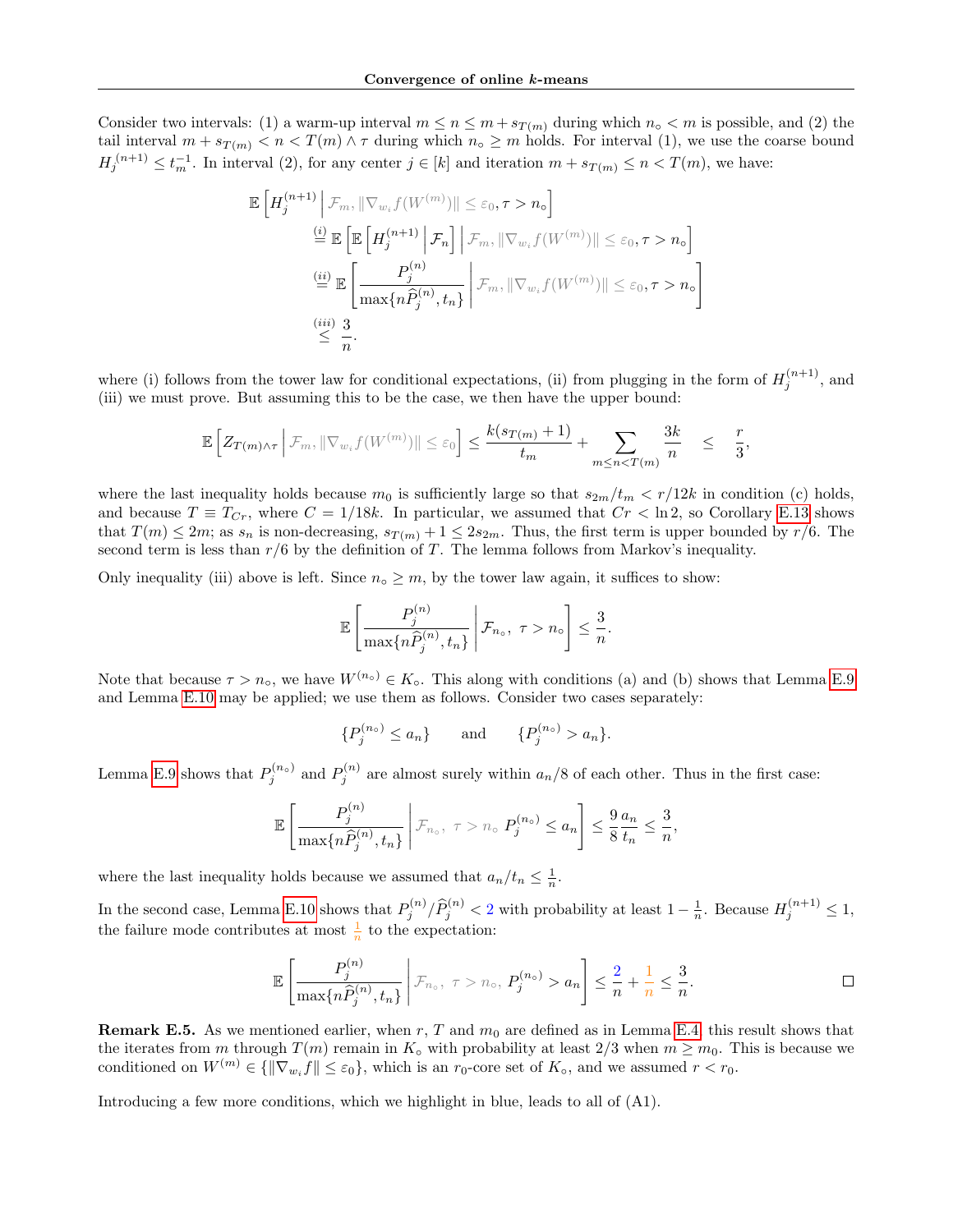Consider two intervals: (1) a warm-up interval $m \leq n \leq m + s_{T(m)}$ during which $n_\circ < m$ is possible, and (2) the tail interval $m + s_{T(m)} < n < T(m) \wedge \tau$ during which $n_\circ \geq m$ holds. For interval (1), we use the coarse bound $H_j^{(n+1)} \leq t_m^{-1}$. In interval (2), for any center $j \in [k]$ and iteration $m + s_{T(m)} \leq n < T(m)$, we have:

$$
\begin{aligned}
&\mathbb{E}\left[H_j^{(n+1)} \,\middle|\, \mathcal{F}_m, \|\nabla_{w_i} f(W^{(m)})\| \leq \varepsilon_0, \tau > n_\circ\right] \\
&\overset{(i)}{=} \mathbb{E}\left[\mathbb{E}\left[H_j^{(n+1)} \,\middle|\, \mathcal{F}_n\right] \,\middle|\, \mathcal{F}_m, \|\nabla_{w_i} f(W^{(m)})\| \leq \varepsilon_0, \tau > n_\circ\right] \\
&\overset{(ii)}{=} \mathbb{E}\left[\frac{P_j^{(n)}}{\max\{n\widehat{P}_j^{(n)}, t_n\}} \,\middle|\, \mathcal{F}_m, \|\nabla_{w_i} f(W^{(m)})\| \leq \varepsilon_0, \tau > n_\circ\right] \\
&\overset{(iii)}{\leq} \frac{3}{n}.
\end{aligned}
$$

where (i) follows from the tower law for conditional expectations, (ii) from plugging in the form of $H_j^{(n+1)}$, and (iii) we must prove. But assuming this to be the case, we then have the upper bound:

$$
\mathbb{E}\left[Z_{T(m)\wedge\tau} \,\middle|\, \mathcal{F}_m, \|\nabla_{w_i} f(W^{(m)})\| \leq \varepsilon_0\right] \leq \frac{k(s_{T(m)}+1)}{t_m} + \sum_{m \leq n < T(m)} \frac{3k}{n} \quad \leq \quad \frac{r}{3},
$$

where the last inequality holds because $m_0$ is sufficiently large so that $s_{2m}/t_m < r/12k$ in condition (c) holds, and because $T \equiv T_{Cr}$, where $C = 1/18k$. In particular, we assumed that $Cr < \ln 2$, so Corollary E.13 shows that $T(m) \leq 2m$; as $s_n$ is non-decreasing, $s_{T(m)} + 1 \leq 2s_{2m}$. Thus, the first term is upper bounded by $r/6$. The second term is less than $r/6$ by the definition of $T$. The lemma follows from Markov's inequality.

Only inequality (iii) above is left. Since $n_\circ \geq m$, by the tower law again, it suffices to show:

$$
\mathbb{E}\left[\frac{P_j^{(n)}}{\max\{n\widehat{P}_j^{(n)}, t_n\}} \,\middle|\, \mathcal{F}_{n_\circ},\ \tau > n_\circ\right] \leq \frac{3}{n}.
$$

Note that because $\tau > n_\circ$, we have $W^{(n_\circ)} \in K_\circ$. This along with conditions (a) and (b) shows that Lemma E.9 and Lemma E.10 may be applied; we use them as follows. Consider two cases separately:

$$
\{P_j^{(n_\circ)} \leq a_n\} \qquad \text{and} \qquad \{P_j^{(n_\circ)} > a_n\}.
$$

Lemma E.9 shows that $P_j^{(n_\circ)}$ and $P_j^{(n)}$ are almost surely within $a_n/8$ of each other. Thus in the first case:

$$
\mathbb{E}\left[\frac{P_j^{(n)}}{\max\{n\widehat{P}_j^{(n)}, t_n\}} \,\middle|\, \mathcal{F}_{n_\circ},\ \tau > n_\circ\ P_j^{(n_\circ)} \leq a_n\right] \leq \frac{9}{8}\frac{a_n}{t_n} \leq \frac{3}{n},
$$

where the last inequality holds because we assumed that $a_n/t_n \leq \frac{1}{n}$.

In the second case, Lemma E.10 shows that $P_j^{(n)}/\widehat{P}_j^{(n)} < 2$ with probability at least $1 - \frac{1}{n}$. Because $H_j^{(n+1)} \leq 1$, the failure mode contributes at most $\frac{1}{n}$ to the expectation:

$$
\mathbb{E}\left[\frac{P_j^{(n)}}{\max\{n\widehat{P}_j^{(n)}, t_n\}} \,\middle|\, \mathcal{F}_{n_\circ},\ \tau > n_\circ,\ P_j^{(n_\circ)} > a_n\right] \leq \frac{2}{n} + \frac{1}{n} \leq \frac{3}{n}. \qquad \square
$$

**Remark E.5.** As we mentioned earlier, when $r$, $T$ and $m_0$ are defined as in Lemma E.4, this result shows that the iterates from $m$ through $T(m)$ remain in $K_\circ$ with probability at least $2/3$ when $m \geq m_0$. This is because we conditioned on $W^{(m)} \in \{\|\nabla_{w_i} f\| \leq \varepsilon_0\}$, which is an $r_0$-core set of $K_\circ$, and we assumed $r < r_0$.

Introducing a few more conditions, which we highlight in blue, leads to all of (A1).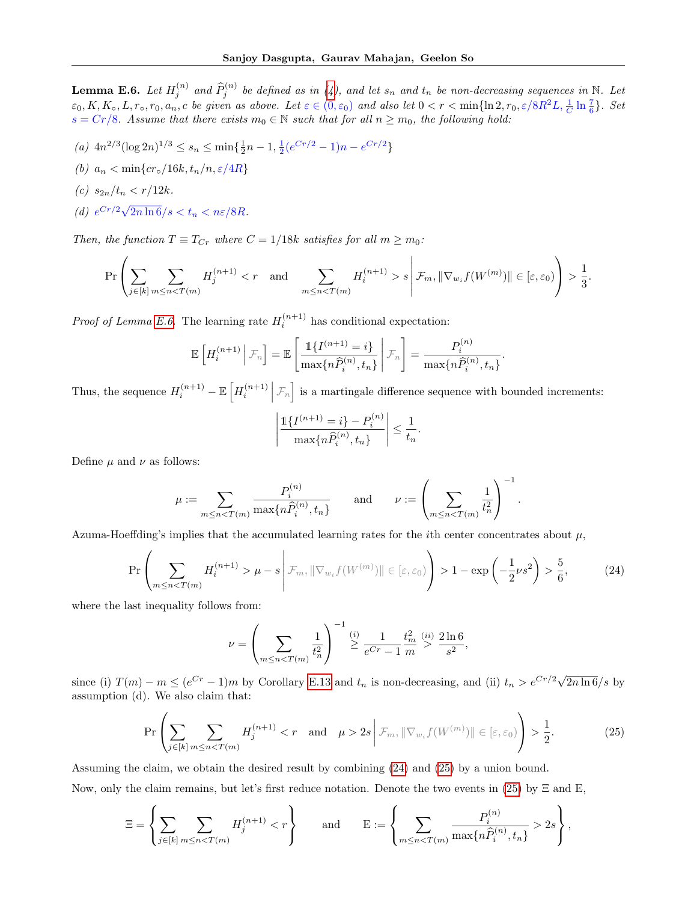**Lemma E.6.** *Let $H_j^{(n)}$ and $\widehat{P}_j^{(n)}$ be defined as in (4), and let $s_n$ and $t_n$ be non-decreasing sequences in $\mathbb{N}$. Let $\varepsilon_0, K, K_\circ, L, r_\circ, r_0, a_n, c$ be given as above. Let $\varepsilon \in (0, \varepsilon_0)$ and also let $0 < r < \min\{\ln 2, r_0, \varepsilon/8R^2L, \frac{1}{C}\ln\frac{7}{6}\}$. Set $s = Cr/8$. Assume that there exists $m_0 \in \mathbb{N}$ such that for all $n \geq m_0$, the following hold:*

*(a) $4n^{2/3}(\log 2n)^{1/3} \leq s_n \leq \min\{\frac{1}{2}n - 1, \frac{1}{2}(e^{Cr/2} - 1)n - e^{Cr/2}\}$*

*(b) $a_n < \min\{cr_\circ/16k, t_n/n, \varepsilon/4R\}$*

*(c) $s_{2n}/t_n < r/12k$.*

*(d) $e^{Cr/2}\sqrt{2n\ln 6}/s < t_n < n\varepsilon/8R$.*

*Then, the function $T \equiv T_{Cr}$ where $C = 1/18k$ satisfies for all $m \geq m_0$:*

$$\Pr\left(\sum_{j\in[k]}\sum_{m\leq n<T(m)} H_j^{(n+1)} < r \quad \text{and} \quad \sum_{m\leq n<T(m)} H_i^{(n+1)} > s \,\middle|\, \mathcal{F}_m, \|\nabla_{w_i} f(W^{(m)})\| \in [\varepsilon, \varepsilon_0)\right) > \frac{1}{3}.$$

*Proof of Lemma E.6.* The learning rate $H_i^{(n+1)}$ has conditional expectation:

$$\mathbb{E}\left[H_i^{(n+1)} \,\middle|\, \mathcal{F}_n\right] = \mathbb{E}\left[\frac{\mathbb{1}\{I^{(n+1)} = i\}}{\max\{n\widehat{P}_i^{(n)}, t_n\}} \,\middle|\, \mathcal{F}_n\right] = \frac{P_i^{(n)}}{\max\{n\widehat{P}_i^{(n)}, t_n\}}.$$

Thus, the sequence $H_i^{(n+1)} - \mathbb{E}\left[H_i^{(n+1)} \,\middle|\, \mathcal{F}_n\right]$ is a martingale difference sequence with bounded increments:

$$\left|\frac{\mathbb{1}\{I^{(n+1)} = i\} - P_i^{(n)}}{\max\{n\widehat{P}_i^{(n)}, t_n\}}\right| \leq \frac{1}{t_n}.$$

Define $\mu$ and $\nu$ as follows:

$$\mu := \sum_{m\leq n<T(m)} \frac{P_i^{(n)}}{\max\{n\widehat{P}_i^{(n)}, t_n\}} \qquad \text{and} \qquad \nu := \left(\sum_{m\leq n<T(m)} \frac{1}{t_n^2}\right)^{-1}.$$

Azuma-Hoeffding's implies that the accumulated learning rates for the $i$th center concentrates about $\mu$,

$$\Pr\left(\sum_{m\leq n<T(m)} H_i^{(n+1)} > \mu - s \,\middle|\, \mathcal{F}_m, \|\nabla_{w_i} f(W^{(m)})\| \in [\varepsilon, \varepsilon_0)\right) > 1 - \exp\left(-\frac{1}{2}\nu s^2\right) > \frac{5}{6}, \tag{24}$$

where the last inequality follows from:

$$\nu = \left(\sum_{m\leq n<T(m)} \frac{1}{t_n^2}\right)^{-1} \overset{(i)}{\geq} \frac{1}{e^{Cr} - 1}\frac{t_m^2}{m} \overset{(ii)}{>} \frac{2\ln 6}{s^2},$$

since (i) $T(m) - m \leq (e^{Cr} - 1)m$ by Corollary E.13 and $t_n$ is non-decreasing, and (ii) $t_n > e^{Cr/2}\sqrt{2n\ln 6}/s$ by assumption (d). We also claim that:

$$\Pr\left(\sum_{j\in[k]}\sum_{m\leq n<T(m)} H_j^{(n+1)} < r \quad \text{and} \quad \mu > 2s \,\middle|\, \mathcal{F}_m, \|\nabla_{w_i} f(W^{(m)})\| \in [\varepsilon, \varepsilon_0)\right) > \frac{1}{2}. \tag{25}$$

Assuming the claim, we obtain the desired result by combining (24) and (25) by a union bound.

Now, only the claim remains, but let's first reduce notation. Denote the two events in (25) by $\Xi$ and $\mathrm{E}$,

$$\Xi = \left\{\sum_{j\in[k]}\sum_{m\leq n<T(m)} H_j^{(n+1)} < r\right\} \qquad \text{and} \qquad \mathrm{E} := \left\{\sum_{m\leq n<T(m)} \frac{P_i^{(n)}}{\max\{n\widehat{P}_i^{(n)}, t_n\}} > 2s\right\},$$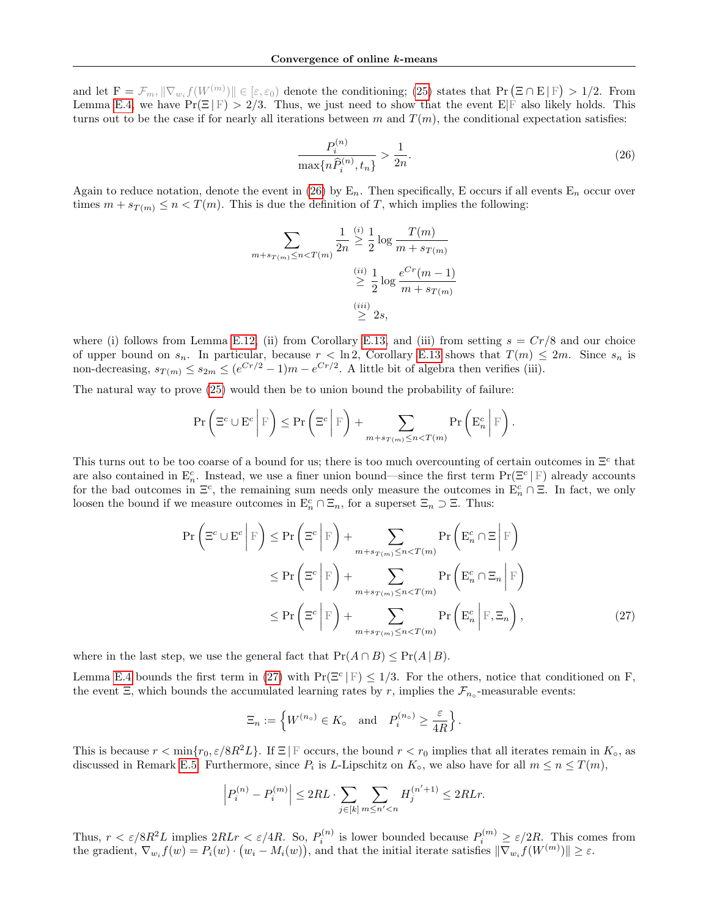and let $\mathrm{F} = \mathcal{F}_m, \|\nabla_{w_i} f(W^{(m)})\| \in [\varepsilon, \varepsilon_0)$ denote the conditioning; (25) states that $\Pr\left(\Xi \cap \mathrm{E} \,|\, \mathrm{F}\right) > 1/2$. From Lemma E.4, we have $\Pr(\Xi \,|\, \mathrm{F}) > 2/3$. Thus, we just need to show that the event $\mathrm{E}|\mathrm{F}$ also likely holds. This turns out to be the case if for nearly all iterations between $m$ and $T(m)$, the conditional expectation satisfies:

$$\frac{P_i^{(n)}}{\max\{n\widehat{P}_i^{(n)}, t_n\}} > \frac{1}{2n}. \tag{26}$$

Again to reduce notation, denote the event in (26) by $\mathrm{E}_n$. Then specifically, E occurs if all events $\mathrm{E}_n$ occur over times $m + s_{T(m)} \leq n < T(m)$. This is due the definition of $T$, which implies the following:

$$\begin{aligned}
\sum_{m+s_{T(m)} \leq n < T(m)} \frac{1}{2n} &\overset{(i)}{\geq} \frac{1}{2} \log \frac{T(m)}{m + s_{T(m)}} \\
&\overset{(ii)}{\geq} \frac{1}{2} \log \frac{e^{Cr}(m-1)}{m + s_{T(m)}} \\
&\overset{(iii)}{\geq} 2s,
\end{aligned}$$

where (i) follows from Lemma E.12, (ii) from Corollary E.13, and (iii) from setting $s = Cr/8$ and our choice of upper bound on $s_n$. In particular, because $r < \ln 2$, Corollary E.13 shows that $T(m) \leq 2m$. Since $s_n$ is non-decreasing, $s_{T(m)} \leq s_{2m} \leq (e^{Cr/2} - 1)m - e^{Cr/2}$. A little bit of algebra then verifies (iii).

The natural way to prove (25) would then be to union bound the probability of failure:

$$\Pr\left(\Xi^c \cup \mathrm{E}^c \,\middle|\, \mathrm{F}\right) \leq \Pr\left(\Xi^c \,\middle|\, \mathrm{F}\right) + \sum_{m+s_{T(m)} \leq n < T(m)} \Pr\left(\mathrm{E}_n^c \,\middle|\, \mathrm{F}\right).$$

This turns out to be too coarse of a bound for us; there is too much overcounting of certain outcomes in $\Xi^c$ that are also contained in $\mathrm{E}_n^c$. Instead, we use a finer union bound—since the first term $\Pr(\Xi^c \,|\, \mathrm{F})$ already accounts for the bad outcomes in $\Xi^c$, the remaining sum needs only measure the outcomes in $\mathrm{E}_n^c \cap \Xi$. In fact, we only loosen the bound if we measure outcomes in $\mathrm{E}_n^c \cap \Xi_n$, for a superset $\Xi_n \supset \Xi$. Thus:

$$\begin{aligned}
\Pr\left(\Xi^c \cup \mathrm{E}^c \,\middle|\, \mathrm{F}\right) &\leq \Pr\left(\Xi^c \,\middle|\, \mathrm{F}\right) + \sum_{m+s_{T(m)} \leq n < T(m)} \Pr\left(\mathrm{E}_n^c \cap \Xi \,\middle|\, \mathrm{F}\right) \\
&\leq \Pr\left(\Xi^c \,\middle|\, \mathrm{F}\right) + \sum_{m+s_{T(m)} \leq n < T(m)} \Pr\left(\mathrm{E}_n^c \cap \Xi_n \,\middle|\, \mathrm{F}\right) \\
&\leq \Pr\left(\Xi^c \,\middle|\, \mathrm{F}\right) + \sum_{m+s_{T(m)} \leq n < T(m)} \Pr\left(\mathrm{E}_n^c \,\middle|\, \mathrm{F}, \Xi_n\right),
\end{aligned} \tag{27}$$

where in the last step, we use the general fact that $\Pr(A \cap B) \leq \Pr(A \,|\, B)$.

Lemma E.4 bounds the first term in (27) with $\Pr(\Xi^c \,|\, \mathrm{F}) \leq 1/3$. For the others, notice that conditioned on F, the event $\Xi$, which bounds the accumulated learning rates by $r$, implies the $\mathcal{F}_{n_\circ}$-measurable events:

$$\Xi_n := \left\{ W^{(n_\circ)} \in K_\circ \quad \text{and} \quad P_i^{(n_\circ)} \geq \frac{\varepsilon}{4R} \right\}.$$

This is because $r < \min\{r_0, \varepsilon/8R^2L\}$. If $\Xi \,|\, \mathrm{F}$ occurs, the bound $r < r_0$ implies that all iterates remain in $K_\circ$, as discussed in Remark E.5. Furthermore, since $P_i$ is $L$-Lipschitz on $K_\circ$, we also have for all $m \leq n \leq T(m)$,

$$\left| P_i^{(n)} - P_i^{(m)} \right| \leq 2RL \cdot \sum_{j \in [k]} \sum_{m \leq n' < n} H_j^{(n'+1)} \leq 2RLr.$$

Thus, $r < \varepsilon/8R^2L$ implies $2RLr < \varepsilon/4R$. So, $P_i^{(n)}$ is lower bounded because $P_i^{(m)} \geq \varepsilon/2R$. This comes from the gradient, $\nabla_{w_i} f(w) = P_i(w) \cdot \big(w_i - M_i(w)\big)$, and that the initial iterate satisfies $\|\nabla_{w_i} f(W^{(m)})\| \geq \varepsilon$.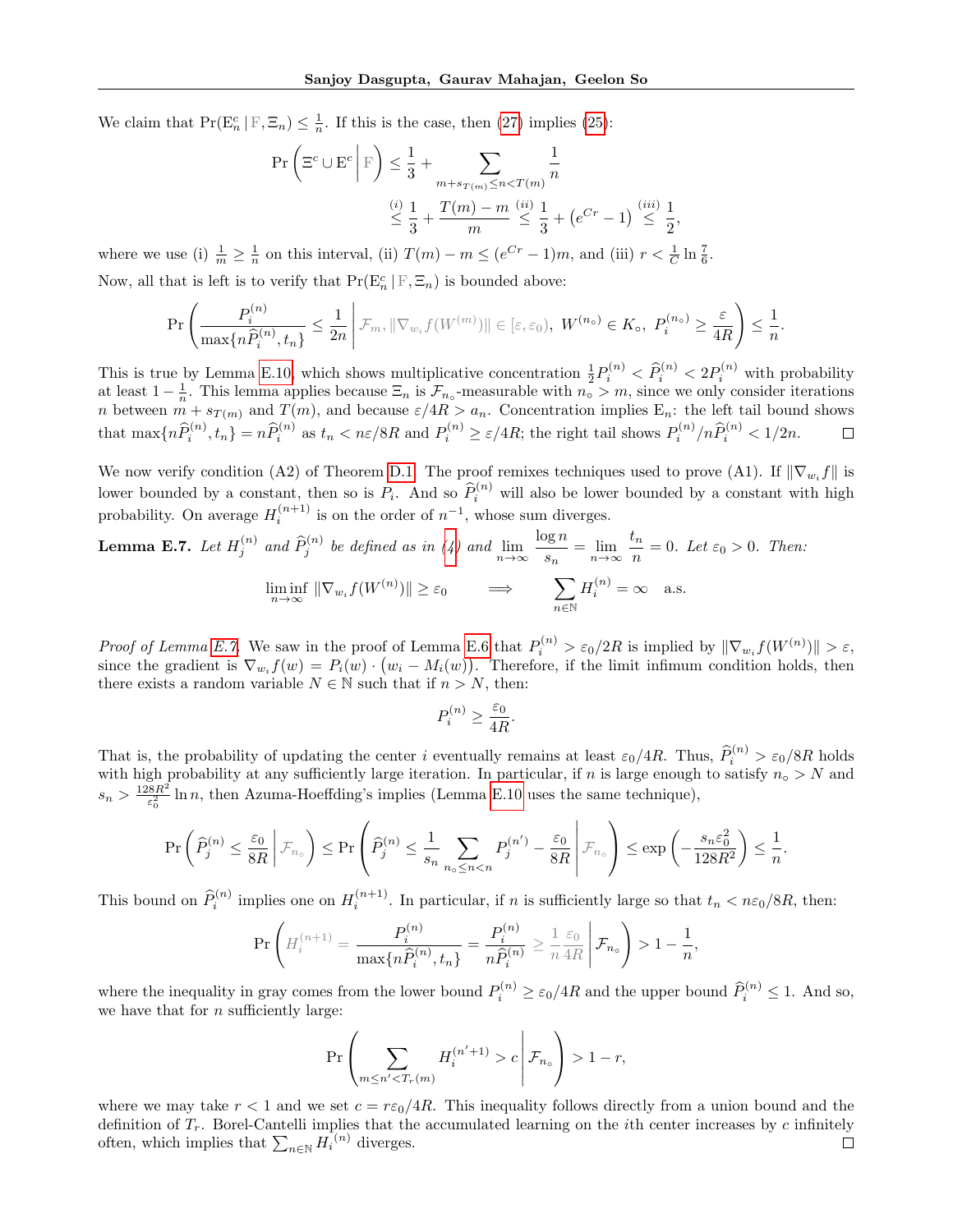We claim that $\Pr(\mathrm{E}_n^c \,|\, \mathbb{F}, \Xi_n) \leq \frac{1}{n}$. If this is the case, then (27) implies (25):

$$\Pr\left(\Xi^c \cup \mathrm{E}^c \,\middle|\, \mathbb{F}\right) \leq \frac{1}{3} + \sum_{m+s_{T(m)} \leq n < T(m)} \frac{1}{n}$$

$$\overset{(i)}{\leq} \frac{1}{3} + \frac{T(m) - m}{m} \overset{(ii)}{\leq} \frac{1}{3} + \left(e^{Cr} - 1\right) \overset{(iii)}{\leq} \frac{1}{2},$$

where we use (i) $\frac{1}{m} \geq \frac{1}{n}$ on this interval, (ii) $T(m) - m \leq (e^{Cr} - 1)m$, and (iii) $r < \frac{1}{C} \ln \frac{7}{6}$.

Now, all that is left is to verify that $\Pr(\mathrm{E}_n^c \,|\, \mathbb{F}, \Xi_n)$ is bounded above:

$$\Pr\left(\frac{P_i^{(n)}}{\max\{n\widehat{P}_i^{(n)}, t_n\}} \leq \frac{1}{2n} \,\middle|\, \mathcal{F}_m, \|\nabla_{w_i} f(W^{(m)})\| \in [\varepsilon, \varepsilon_0),\ W^{(n_\circ)} \in K_\circ,\ P_i^{(n_\circ)} \geq \frac{\varepsilon}{4R}\right) \leq \frac{1}{n}.$$

This is true by Lemma E.10, which shows multiplicative concentration $\frac{1}{2}P_i^{(n)} < \widehat{P}_i^{(n)} < 2P_i^{(n)}$ with probability at least $1 - \frac{1}{n}$. This lemma applies because $\Xi_n$ is $\mathcal{F}_{n_\circ}$-measurable with $n_\circ > m$, since we only consider iterations $n$ between $m + s_{T(m)}$ and $T(m)$, and because $\varepsilon/4R > a_n$. Concentration implies $\mathrm{E}_n$: the left tail bound shows that $\max\{n\widehat{P}_i^{(n)}, t_n\} = n\widehat{P}_i^{(n)}$ as $t_n < n\varepsilon/8R$ and $P_i^{(n)} \geq \varepsilon/4R$; the right tail shows $P_i^{(n)}/n\widehat{P}_i^{(n)} < 1/2n$. □

We now verify condition (A2) of Theorem D.1. The proof remixes techniques used to prove (A1). If $\|\nabla_{w_i} f\|$ is lower bounded by a constant, then so is $P_i$. And so $\widehat{P}_i^{(n)}$ will also be lower bounded by a constant with high probability. On average $H_i^{(n+1)}$ is on the order of $n^{-1}$, whose sum diverges.

**Lemma E.7.** *Let $H_j^{(n)}$ and $\widehat{P}_j^{(n)}$ be defined as in (4) and $\lim_{n\to\infty} \frac{\log n}{s_n} = \lim_{n\to\infty} \frac{t_n}{n} = 0$. Let $\varepsilon_0 > 0$. Then:*

$$\liminf_{n\to\infty} \|\nabla_{w_i} f(W^{(n)})\| \geq \varepsilon_0 \qquad \Longrightarrow \qquad \sum_{n\in\mathbb{N}} H_i^{(n)} = \infty \quad \text{a.s.}$$

*Proof of Lemma E.7.* We saw in the proof of Lemma E.6 that $P_i^{(n)} > \varepsilon_0/2R$ is implied by $\|\nabla_{w_i} f(W^{(n)})\| > \varepsilon$, since the gradient is $\nabla_{w_i} f(w) = P_i(w) \cdot \big(w_i - M_i(w)\big)$. Therefore, if the limit infimum condition holds, then there exists a random variable $N \in \mathbb{N}$ such that if $n > N$, then:

$$P_i^{(n)} \geq \frac{\varepsilon_0}{4R}.$$

That is, the probability of updating the center $i$ eventually remains at least $\varepsilon_0/4R$. Thus, $\widehat{P}_i^{(n)} > \varepsilon_0/8R$ holds with high probability at any sufficiently large iteration. In particular, if $n$ is large enough to satisfy $n_\circ > N$ and $s_n > \frac{128R^2}{\varepsilon_0^2} \ln n$, then Azuma-Hoeffding's implies (Lemma E.10 uses the same technique),

$$\Pr\left(\widehat{P}_j^{(n)} \leq \frac{\varepsilon_0}{8R} \,\middle|\, \mathcal{F}_{n_\circ}\right) \leq \Pr\left(\widehat{P}_j^{(n)} \leq \frac{1}{s_n} \sum_{n_\circ \leq n < n} P_j^{(n')} - \frac{\varepsilon_0}{8R} \,\middle|\, \mathcal{F}_{n_\circ}\right) \leq \exp\left(-\frac{s_n \varepsilon_0^2}{128R^2}\right) \leq \frac{1}{n}.$$

This bound on $\widehat{P}_i^{(n)}$ implies one on $H_i^{(n+1)}$. In particular, if $n$ is sufficiently large so that $t_n < n\varepsilon_0/8R$, then:

$$\Pr\left(H_i^{(n+1)} = \frac{P_i^{(n)}}{\max\{n\widehat{P}_i^{(n)}, t_n\}} = \frac{P_i^{(n)}}{n\widehat{P}_i^{(n)}} \geq \frac{1}{n}\frac{\varepsilon_0}{4R} \,\middle|\, \mathcal{F}_{n_\circ}\right) > 1 - \frac{1}{n},$$

where the inequality in gray comes from the lower bound $P_i^{(n)} \geq \varepsilon_0/4R$ and the upper bound $\widehat{P}_i^{(n)} \leq 1$. And so, we have that for $n$ sufficiently large:

$$\Pr\left(\sum_{m \leq n' < T_r(m)} H_i^{(n'+1)} > c \,\middle|\, \mathcal{F}_{n_\circ}\right) > 1 - r,$$

where we may take $r < 1$ and we set $c = r\varepsilon_0/4R$. This inequality follows directly from a union bound and the definition of $T_r$. Borel-Cantelli implies that the accumulated learning on the $i$th center increases by $c$ infinitely often, which implies that $\sum_{n\in\mathbb{N}} H_i^{(n)}$ diverges. □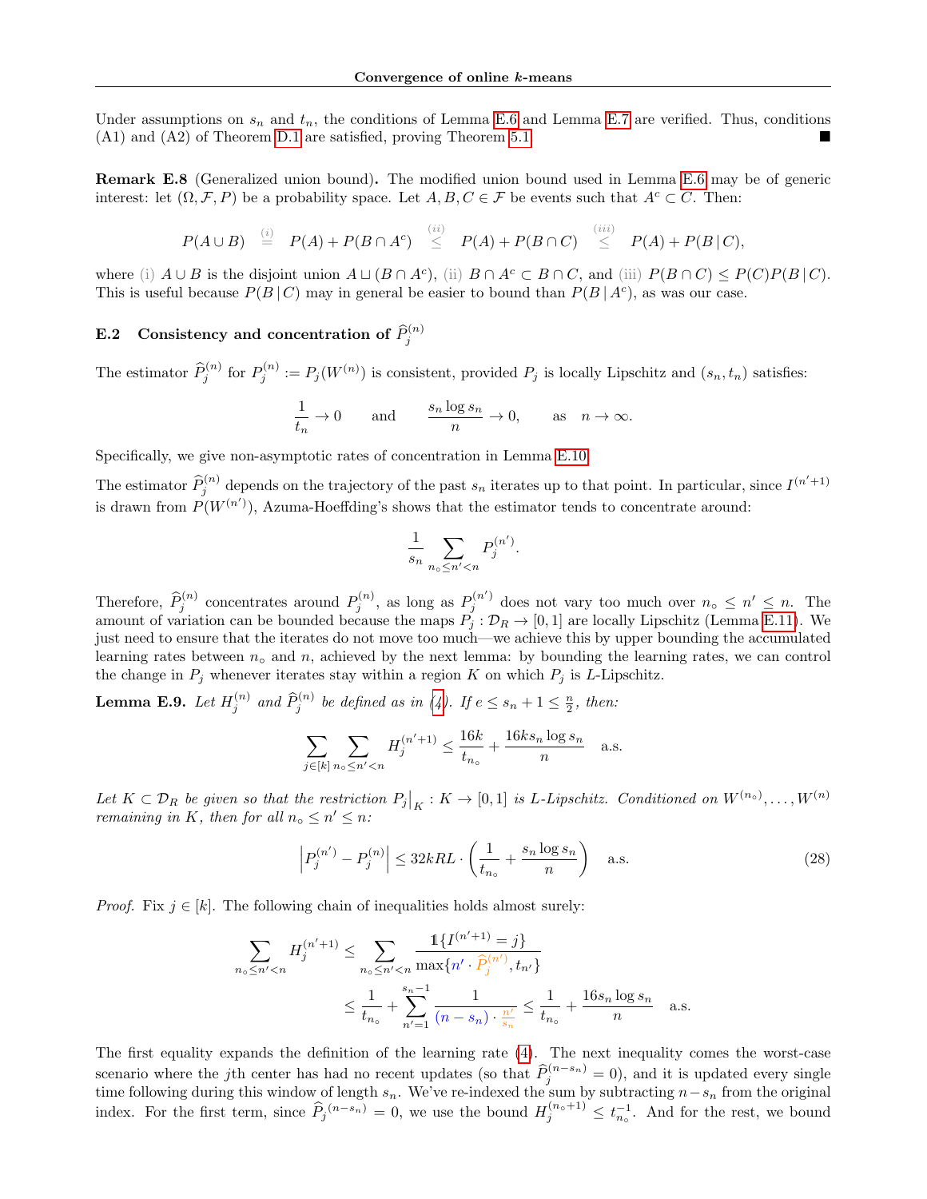Under assumptions on $s_n$ and $t_n$, the conditions of Lemma E.6 and Lemma E.7 are verified. Thus, conditions (A1) and (A2) of Theorem D.1 are satisfied, proving Theorem 5.1. ∎

**Remark E.8** (Generalized union bound)**.** The modified union bound used in Lemma E.6 may be of generic interest: let $(\Omega, \mathcal{F}, P)$ be a probability space. Let $A, B, C \in \mathcal{F}$ be events such that $A^c \subset C$. Then:

$$P(A \cup B) \overset{(i)}{=} P(A) + P(B \cap A^c) \overset{(ii)}{\leq} P(A) + P(B \cap C) \overset{(iii)}{\leq} P(A) + P(B \,|\, C),$$

where (i) $A \cup B$ is the disjoint union $A \sqcup (B \cap A^c)$, (ii) $B \cap A^c \subset B \cap C$, and (iii) $P(B \cap C) \leq P(C)P(B \,|\, C)$. This is useful because $P(B \,|\, C)$ may in general be easier to bound than $P(B \,|\, A^c)$, as was our case.

## E.2 Consistency and concentration of $\widehat{P}_j^{(n)}$

The estimator $\widehat{P}_j^{(n)}$ for $P_j^{(n)} := P_j(W^{(n)})$ is consistent, provided $P_j$ is locally Lipschitz and $(s_n, t_n)$ satisfies:

$$\frac{1}{t_n} \to 0 \qquad \text{and} \qquad \frac{s_n \log s_n}{n} \to 0, \qquad \text{as} \quad n \to \infty.$$

Specifically, we give non-asymptotic rates of concentration in Lemma E.10.

The estimator $\widehat{P}_j^{(n)}$ depends on the trajectory of the past $s_n$ iterates up to that point. In particular, since $I^{(n'+1)}$ is drawn from $P(W^{(n')})$, Azuma-Hoeffding's shows that the estimator tends to concentrate around:

$$\frac{1}{s_n} \sum_{n_\circ \leq n' < n} P_j^{(n')}.$$

Therefore, $\widehat{P}_j^{(n)}$ concentrates around $P_j^{(n)}$, as long as $P_j^{(n')}$ does not vary too much over $n_\circ \leq n' \leq n$. The amount of variation can be bounded because the maps $P_j : \mathcal{D}_R \to [0, 1]$ are locally Lipschitz (Lemma E.11). We just need to ensure that the iterates do not move too much—we achieve this by upper bounding the accumulated learning rates between $n_\circ$ and $n$, achieved by the next lemma: by bounding the learning rates, we can control the change in $P_j$ whenever iterates stay within a region $K$ on which $P_j$ is $L$-Lipschitz.

**Lemma E.9.** *Let $H_j^{(n)}$ and $\widehat{P}_j^{(n)}$ be defined as in (4). If $e \leq s_n + 1 \leq \frac{n}{2}$, then:*

$$\sum_{j \in [k]} \sum_{n_\circ \leq n' < n} H_j^{(n'+1)} \leq \frac{16k}{t_{n_\circ}} + \frac{16 k s_n \log s_n}{n} \quad \text{a.s.}$$

*Let $K \subset \mathcal{D}_R$ be given so that the restriction $P_j\big|_K : K \to [0, 1]$ is $L$-Lipschitz. Conditioned on $W^{(n_\circ)}, \ldots, W^{(n)}$ remaining in $K$, then for all $n_\circ \leq n' \leq n$:*

$$\left| P_j^{(n')} - P_j^{(n)} \right| \leq 32kRL \cdot \left( \frac{1}{t_{n_\circ}} + \frac{s_n \log s_n}{n} \right) \quad \text{a.s.} \tag{28}$$

*Proof.* Fix $j \in [k]$. The following chain of inequalities holds almost surely:

$$\begin{aligned}
\sum_{n_\circ \leq n' < n} H_j^{(n'+1)} &\leq \sum_{n_\circ \leq n' < n} \frac{\mathbb{1}\{I^{(n'+1)} = j\}}{\max\{n' \cdot \widehat{P}_j^{(n')}, t_{n'}\}} \\
&\leq \frac{1}{t_{n_\circ}} + \sum_{n'=1}^{s_n - 1} \frac{1}{(n - s_n) \cdot \frac{n'}{s_n}} \leq \frac{1}{t_{n_\circ}} + \frac{16 s_n \log s_n}{n} \quad \text{a.s.}
\end{aligned}$$

The first equality expands the definition of the learning rate (4). The next inequality comes the worst-case scenario where the $j$th center has had no recent updates (so that $\widehat{P}_j^{(n-s_n)} = 0$), and it is updated every single time following during this window of length $s_n$. We've re-indexed the sum by subtracting $n - s_n$ from the original index. For the first term, since $\widehat{P}_j^{(n-s_n)} = 0$, we use the bound $H_j^{(n_\circ+1)} \leq t_{n_\circ}^{-1}$. And for the rest, we bound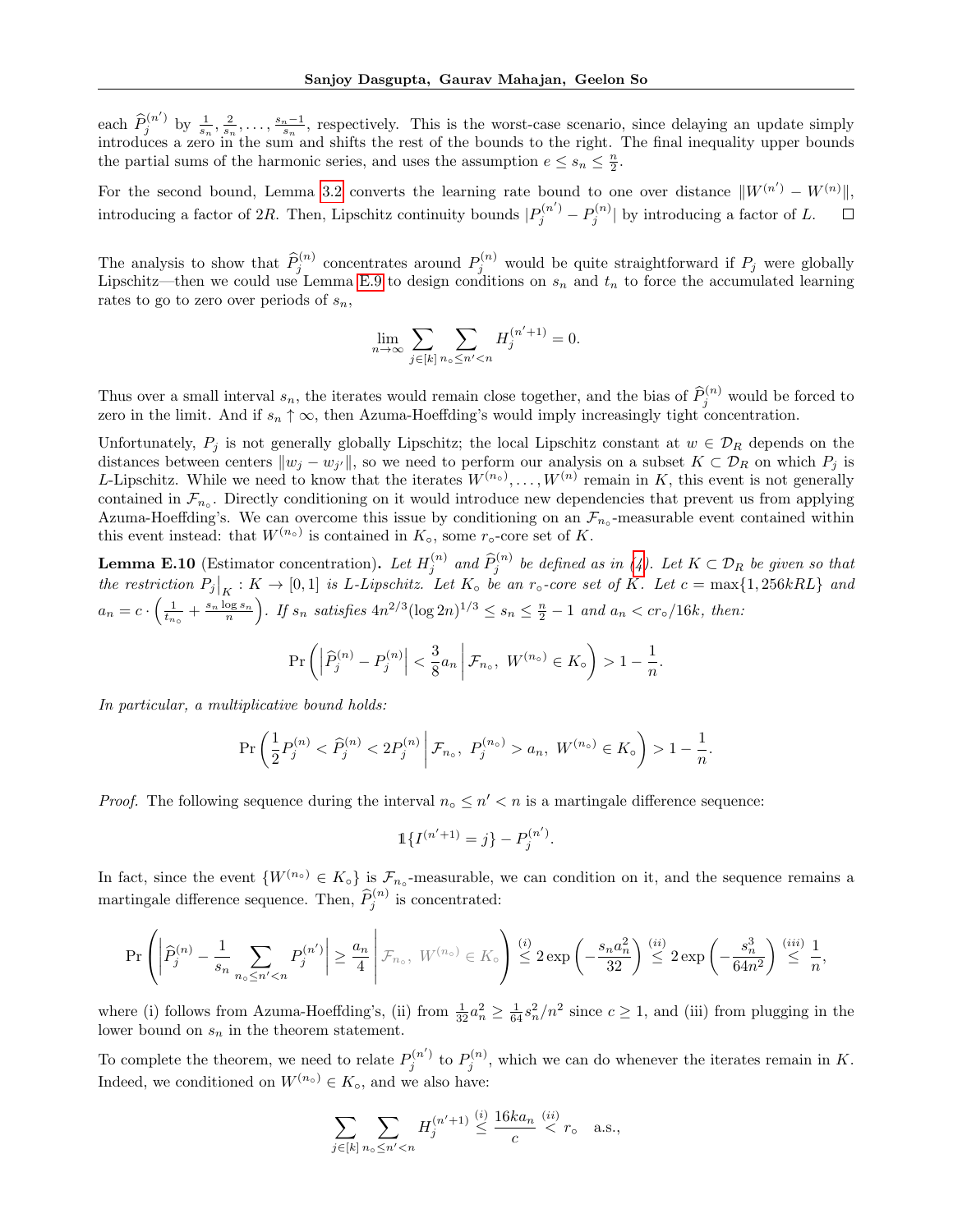each $\widehat{P}_j^{(n')}$ by $\frac{1}{s_n}, \frac{2}{s_n}, \ldots, \frac{s_n - 1}{s_n}$, respectively. This is the worst-case scenario, since delaying an update simply introduces a zero in the sum and shifts the rest of the bounds to the right. The final inequality upper bounds the partial sums of the harmonic series, and uses the assumption $e \leq s_n \leq \frac{n}{2}$.

For the second bound, Lemma 3.2 converts the learning rate bound to one over distance $\|W^{(n')} - W^{(n)}\|$, introducing a factor of $2R$. Then, Lipschitz continuity bounds $|P_j^{(n')} - P_j^{(n)}|$ by introducing a factor of $L$. $\square$

The analysis to show that $\widehat{P}_j^{(n)}$ concentrates around $P_j^{(n)}$ would be quite straightforward if $P_j$ were globally Lipschitz—then we could use Lemma E.9 to design conditions on $s_n$ and $t_n$ to force the accumulated learning rates to go to zero over periods of $s_n$,

$$\lim_{n \to \infty} \sum_{j \in [k]} \sum_{n_\circ \leq n' < n} H_j^{(n'+1)} = 0.$$

Thus over a small interval $s_n$, the iterates would remain close together, and the bias of $\widehat{P}_j^{(n)}$ would be forced to zero in the limit. And if $s_n \uparrow \infty$, then Azuma-Hoeffding's would imply increasingly tight concentration.

Unfortunately, $P_j$ is not generally globally Lipschitz; the local Lipschitz constant at $w \in \mathcal{D}_R$ depends on the distances between centers $\|w_j - w_{j'}\|$, so we need to perform our analysis on a subset $K \subset \mathcal{D}_R$ on which $P_j$ is $L$-Lipschitz. While we need to know that the iterates $W^{(n_\circ)}, \ldots, W^{(n)}$ remain in $K$, this event is not generally contained in $\mathcal{F}_{n_\circ}$. Directly conditioning on it would introduce new dependencies that prevent us from applying Azuma-Hoeffding's. We can overcome this issue by conditioning on an $\mathcal{F}_{n_\circ}$-measurable event contained within this event instead: that $W^{(n_\circ)}$ is contained in $K_\circ$, some $r_\circ$-core set of $K$.

**Lemma E.10** (Estimator concentration)**.** *Let $H_j^{(n)}$ and $\widehat{P}_j^{(n)}$ be defined as in (4). Let $K \subset \mathcal{D}_R$ be given so that the restriction $P_j\big|_K : K \to [0,1]$ is $L$-Lipschitz. Let $K_\circ$ be an $r_\circ$-core set of $K$. Let $c = \max\{1, 256kRL\}$ and $a_n = c \cdot \left(\frac{1}{t_{n_\circ}} + \frac{s_n \log s_n}{n}\right)$. If $s_n$ satisfies $4n^{2/3}(\log 2n)^{1/3} \leq s_n \leq \frac{n}{2} - 1$ and $a_n < cr_\circ/16k$, then:*

$$\Pr\left( \left| \widehat{P}_j^{(n)} - P_j^{(n)} \right| < \frac{3}{8} a_n \,\middle|\, \mathcal{F}_{n_\circ},\ W^{(n_\circ)} \in K_\circ \right) > 1 - \frac{1}{n}.$$

*In particular, a multiplicative bound holds:*

$$\Pr\left( \frac{1}{2} P_j^{(n)} < \widehat{P}_j^{(n)} < 2 P_j^{(n)} \,\middle|\, \mathcal{F}_{n_\circ},\ P_j^{(n_\circ)} > a_n,\ W^{(n_\circ)} \in K_\circ \right) > 1 - \frac{1}{n}.$$

*Proof.* The following sequence during the interval $n_\circ \leq n' < n$ is a martingale difference sequence:

$$\mathbb{1}\{I^{(n'+1)} = j\} - P_j^{(n')}.$$

In fact, since the event $\{W^{(n_\circ)} \in K_\circ\}$ is $\mathcal{F}_{n_\circ}$-measurable, we can condition on it, and the sequence remains a martingale difference sequence. Then, $\widehat{P}_j^{(n)}$ is concentrated:

$$\Pr\left( \left| \widehat{P}_j^{(n)} - \frac{1}{s_n} \sum_{n_\circ \leq n' < n} P_j^{(n')} \right| \geq \frac{a_n}{4} \,\middle|\, \mathcal{F}_{n_\circ},\ W^{(n_\circ)} \in K_\circ \right) \overset{(i)}{\leq} 2 \exp\left( -\frac{s_n a_n^2}{32} \right) \overset{(ii)}{\leq} 2 \exp\left( -\frac{s_n^3}{64 n^2} \right) \overset{(iii)}{\leq} \frac{1}{n},$$

where (i) follows from Azuma-Hoeffding's, (ii) from $\frac{1}{32} a_n^2 \geq \frac{1}{64} s_n^2 / n^2$ since $c \geq 1$, and (iii) from plugging in the lower bound on $s_n$ in the theorem statement.

To complete the theorem, we need to relate $P_j^{(n')}$ to $P_j^{(n)}$, which we can do whenever the iterates remain in $K$. Indeed, we conditioned on $W^{(n_\circ)} \in K_\circ$, and we also have:

$$\sum_{j \in [k]} \sum_{n_\circ \leq n' < n} H_j^{(n'+1)} \overset{(i)}{\leq} \frac{16 k a_n}{c} \overset{(ii)}{<} r_\circ \quad \text{a.s.},$$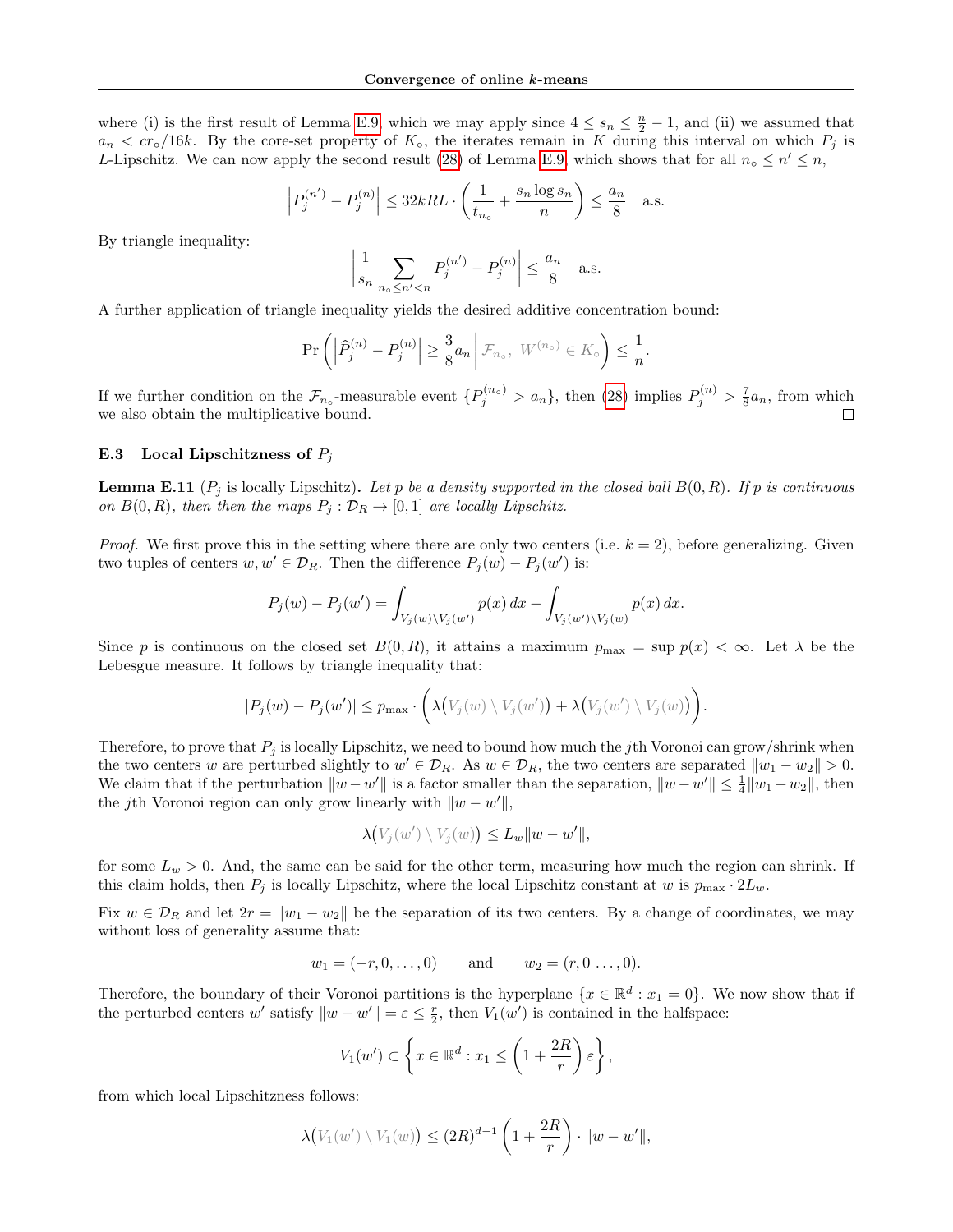where (i) is the first result of Lemma E.9, which we may apply since $4 \le s_n \le \frac{n}{2} - 1$, and (ii) we assumed that $a_n < cr_\circ/16k$. By the core-set property of $K_\circ$, the iterates remain in $K$ during this interval on which $P_j$ is $L$-Lipschitz. We can now apply the second result (28) of Lemma E.9, which shows that for all $n_\circ \le n' \le n$,

$$\left| P_j^{(n')} - P_j^{(n)} \right| \le 32kRL \cdot \left( \frac{1}{t_{n_\circ}} + \frac{s_n \log s_n}{n} \right) \le \frac{a_n}{8} \quad \text{a.s.}$$

By triangle inequality:

$$\left| \frac{1}{s_n} \sum_{n_\circ \le n' < n} P_j^{(n')} - P_j^{(n)} \right| \le \frac{a_n}{8} \quad \text{a.s.}$$

A further application of triangle inequality yields the desired additive concentration bound:

$$\Pr\left( \left| \widehat{P}_j^{(n)} - P_j^{(n)} \right| \ge \frac{3}{8} a_n \,\middle|\, \mathcal{F}_{n_\circ},\ W^{(n_\circ)} \in K_\circ \right) \le \frac{1}{n}.$$

If we further condition on the $\mathcal{F}_{n_\circ}$-measurable event $\{P_j^{(n_\circ)} > a_n\}$, then (28) implies $P_j^{(n)} > \frac{7}{8} a_n$, from which we also obtain the multiplicative bound. $\square$

### E.3 Local Lipschitzness of $P_j$

**Lemma E.11** ($P_j$ is locally Lipschitz)**.** *Let $p$ be a density supported in the closed ball $B(0, R)$. If $p$ is continuous on $B(0, R)$, then then the maps $P_j : \mathcal{D}_R \to [0, 1]$ are locally Lipschitz.*

*Proof.* We first prove this in the setting where there are only two centers (i.e. $k = 2$), before generalizing. Given two tuples of centers $w, w' \in \mathcal{D}_R$. Then the difference $P_j(w) - P_j(w')$ is:

$$P_j(w) - P_j(w') = \int_{V_j(w) \setminus V_j(w')} p(x)\, dx - \int_{V_j(w') \setminus V_j(w)} p(x)\, dx.$$

Since $p$ is continuous on the closed set $B(0, R)$, it attains a maximum $p_{\max} = \sup p(x) < \infty$. Let $\lambda$ be the Lebesgue measure. It follows by triangle inequality that:

$$|P_j(w) - P_j(w')| \le p_{\max} \cdot \Big( \lambda\big(V_j(w) \setminus V_j(w')\big) + \lambda\big(V_j(w') \setminus V_j(w)\big) \Big).$$

Therefore, to prove that $P_j$ is locally Lipschitz, we need to bound how much the $j$th Voronoi can grow/shrink when the two centers $w$ are perturbed slightly to $w' \in \mathcal{D}_R$. As $w \in \mathcal{D}_R$, the two centers are separated $\|w_1 - w_2\| > 0$. We claim that if the perturbation $\|w - w'\|$ is a factor smaller than the separation, $\|w - w'\| \le \frac{1}{4}\|w_1 - w_2\|$, then the $j$th Voronoi region can only grow linearly with $\|w - w'\|$,

$$\lambda\big(V_j(w') \setminus V_j(w)\big) \le L_w \|w - w'\|,$$

for some $L_w > 0$. And, the same can be said for the other term, measuring how much the region can shrink. If this claim holds, then $P_j$ is locally Lipschitz, where the local Lipschitz constant at $w$ is $p_{\max} \cdot 2L_w$.

Fix $w \in \mathcal{D}_R$ and let $2r = \|w_1 - w_2\|$ be the separation of its two centers. By a change of coordinates, we may without loss of generality assume that:

$$w_1 = (-r, 0, \ldots, 0) \qquad \text{and} \qquad w_2 = (r, 0 \ldots, 0).$$

Therefore, the boundary of their Voronoi partitions is the hyperplane $\{x \in \mathbb{R}^d : x_1 = 0\}$. We now show that if the perturbed centers $w'$ satisfy $\|w - w'\| = \varepsilon \le \frac{r}{2}$, then $V_1(w')$ is contained in the halfspace:

$$V_1(w') \subset \left\{ x \in \mathbb{R}^d : x_1 \le \left(1 + \frac{2R}{r}\right) \varepsilon \right\},$$

from which local Lipschitzness follows:

$$\lambda\big(V_1(w') \setminus V_1(w)\big) \le (2R)^{d-1} \left(1 + \frac{2R}{r}\right) \cdot \|w - w'\|,$$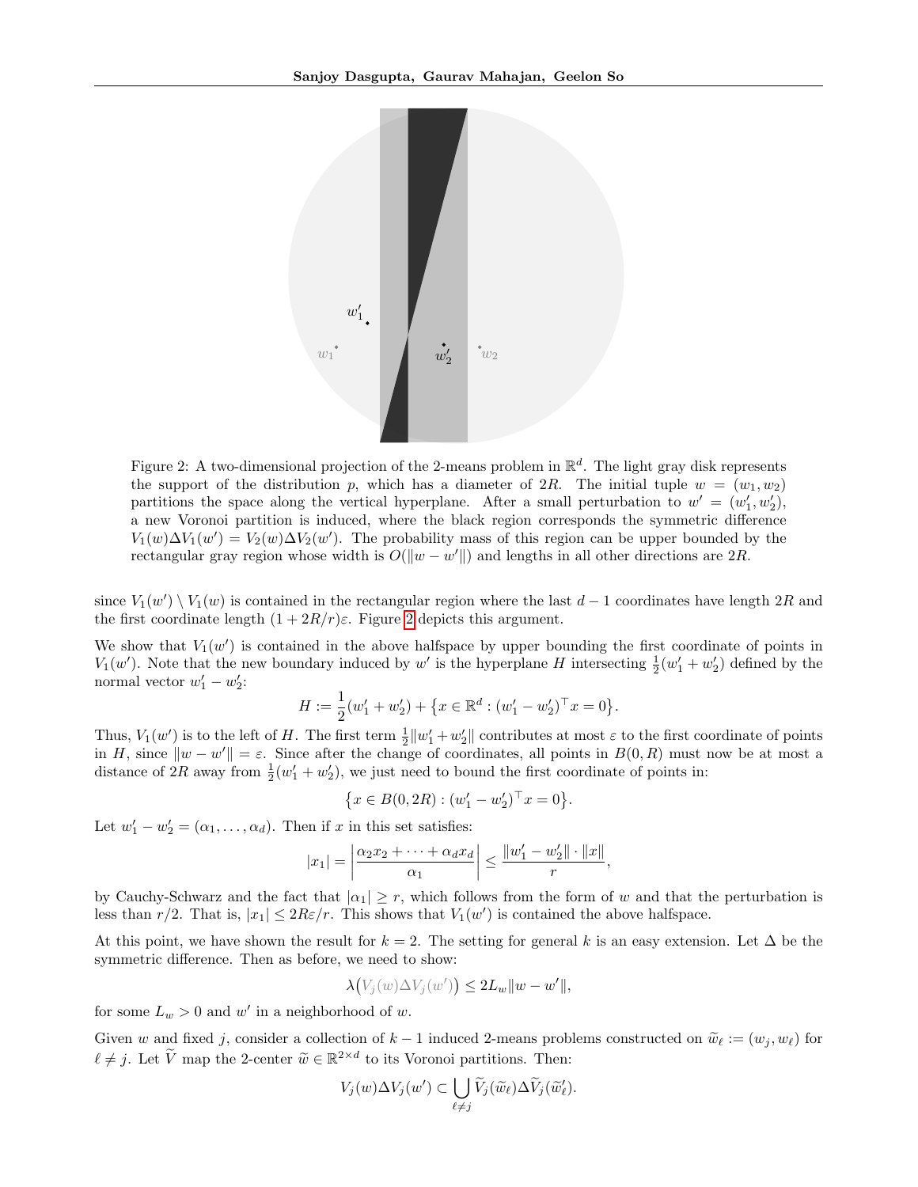$w'_1$

$w_1$

$w'_2$

$w_2$

Figure 2: A two-dimensional projection of the 2-means problem in $\mathbb{R}^d$. The light gray disk represents the support of the distribution $p$, which has a diameter of $2R$. The initial tuple $w = (w_1, w_2)$ partitions the space along the vertical hyperplane. After a small perturbation to $w' = (w'_1, w'_2)$, a new Voronoi partition is induced, where the black region corresponds the symmetric difference $V_1(w)\Delta V_1(w') = V_2(w)\Delta V_2(w')$. The probability mass of this region can be upper bounded by the rectangular gray region whose width is $O(\|w - w'\|)$ and lengths in all other directions are $2R$.

since $V_1(w') \setminus V_1(w)$ is contained in the rectangular region where the last $d-1$ coordinates have length $2R$ and the first coordinate length $(1 + 2R/r)\varepsilon$. Figure 2 depicts this argument.

We show that $V_1(w')$ is contained in the above halfspace by upper bounding the first coordinate of points in $V_1(w')$. Note that the new boundary induced by $w'$ is the hyperplane $H$ intersecting $\frac{1}{2}(w'_1 + w'_2)$ defined by the normal vector $w'_1 - w'_2$:

$$H := \frac{1}{2}(w'_1 + w'_2) + \big\{x \in \mathbb{R}^d : (w'_1 - w'_2)^\top x = 0\big\}.$$

Thus, $V_1(w')$ is to the left of $H$. The first term $\frac{1}{2}\|w'_1 + w'_2\|$ contributes at most $\varepsilon$ to the first coordinate of points in $H$, since $\|w - w'\| = \varepsilon$. Since after the change of coordinates, all points in $B(0, R)$ must now be at most a distance of $2R$ away from $\frac{1}{2}(w'_1 + w'_2)$, we just need to bound the first coordinate of points in:

$$\big\{x \in B(0, 2R) : (w'_1 - w'_2)^\top x = 0\big\}.$$

Let $w'_1 - w'_2 = (\alpha_1, \ldots, \alpha_d)$. Then if $x$ in this set satisfies:

$$|x_1| = \left|\frac{\alpha_2 x_2 + \cdots + \alpha_d x_d}{\alpha_1}\right| \leq \frac{\|w'_1 - w'_2\| \cdot \|x\|}{r},$$

by Cauchy-Schwarz and the fact that $|\alpha_1| \geq r$, which follows from the form of $w$ and that the perturbation is less than $r/2$. That is, $|x_1| \leq 2R\varepsilon/r$. This shows that $V_1(w')$ is contained the above halfspace.

At this point, we have shown the result for $k = 2$. The setting for general $k$ is an easy extension. Let $\Delta$ be the symmetric difference. Then as before, we need to show:

$$\lambda\big(V_j(w)\Delta V_j(w')\big) \leq 2L_w\|w - w'\|,$$

for some $L_w > 0$ and $w'$ in a neighborhood of $w$.

Given $w$ and fixed $j$, consider a collection of $k-1$ induced 2-means problems constructed on $\widetilde{w}_\ell := (w_j, w_\ell)$ for $\ell \neq j$. Let $\widetilde{V}$ map the 2-center $\widetilde{w} \in \mathbb{R}^{2\times d}$ to its Voronoi partitions. Then:

$$V_j(w)\Delta V_j(w') \subset \bigcup_{\ell \neq j} \widetilde{V}_j(\widetilde{w}_\ell)\Delta\widetilde{V}_j(\widetilde{w}'_\ell).$$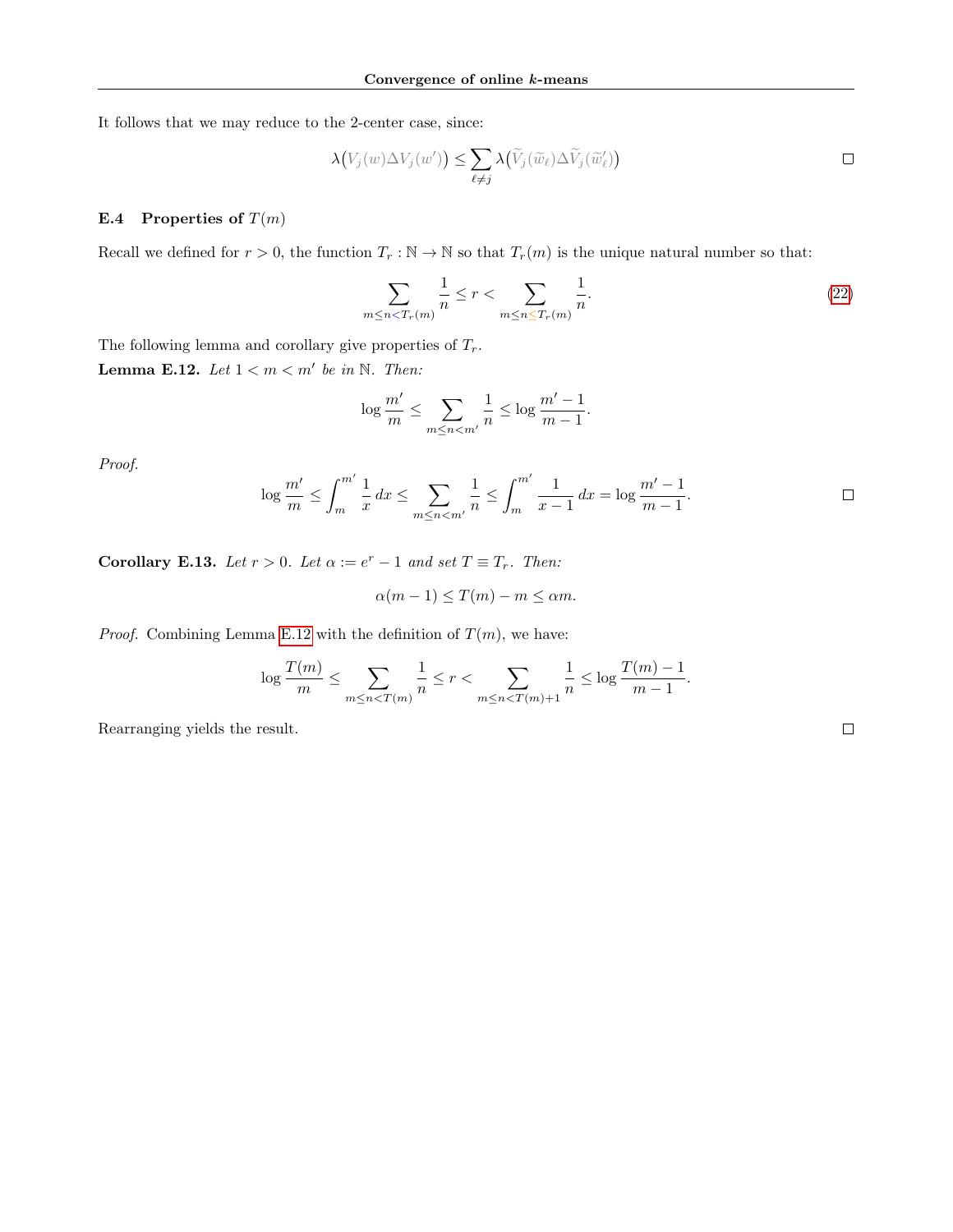It follows that we may reduce to the 2-center case, since:

$$\lambda\big(V_j(w)\Delta V_j(w')\big) \leq \sum_{\ell \neq j} \lambda\big(\widetilde{V}_j(\widetilde{w}_\ell)\Delta \widetilde{V}_j(\widetilde{w}'_\ell)\big)$$

□

### E.4 Properties of $T(m)$

Recall we defined for $r > 0$, the function $T_r : \mathbb{N} \to \mathbb{N}$ so that $T_r(m)$ is the unique natural number so that:

$$\sum_{m \leq n < T_r(m)} \frac{1}{n} \leq r < \sum_{m \leq n \leq T_r(m)} \frac{1}{n}. \tag{22}$$

The following lemma and corollary give properties of $T_r$.

**Lemma E.12.** *Let $1 < m < m'$ be in $\mathbb{N}$. Then:*

$$\log \frac{m'}{m} \leq \sum_{m \leq n < m'} \frac{1}{n} \leq \log \frac{m'-1}{m-1}.$$

*Proof.*

$$\log \frac{m'}{m} \leq \int_m^{m'} \frac{1}{x}\, dx \leq \sum_{m \leq n < m'} \frac{1}{n} \leq \int_m^{m'} \frac{1}{x-1}\, dx = \log \frac{m'-1}{m-1}.$$

□

**Corollary E.13.** *Let $r > 0$. Let $\alpha := e^r - 1$ and set $T \equiv T_r$. Then:*

$$\alpha(m-1) \leq T(m) - m \leq \alpha m.$$

*Proof.* Combining Lemma E.12 with the definition of $T(m)$, we have:

$$\log \frac{T(m)}{m} \leq \sum_{m \leq n < T(m)} \frac{1}{n} \leq r < \sum_{m \leq n < T(m)+1} \frac{1}{n} \leq \log \frac{T(m)-1}{m-1}.$$

Rearranging yields the result. □